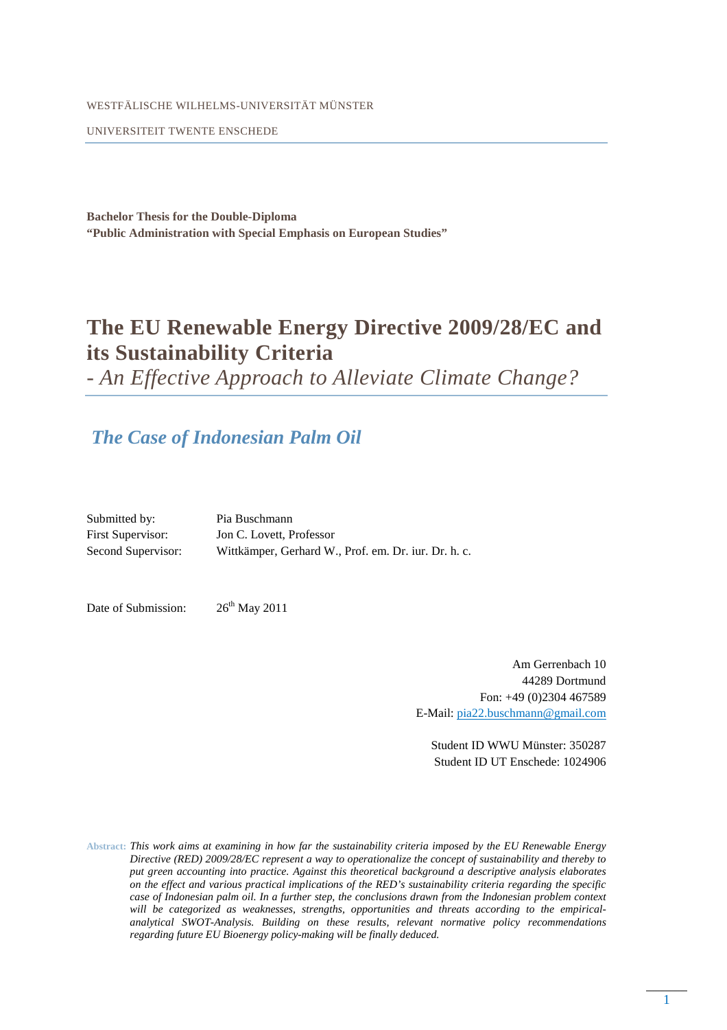WESTFÄLISCHE WILHELMS-UNIVERSITÄT MÜNSTER

UNIVERSITEIT TWENTE ENSCHEDE

**Bachelor Thesis for the Double-Diploma**
**"Public Administration with Special Emphasis on European Studies"**

# The EU Renewable Energy Directive 2009/28/EC and its Sustainability Criteria

*- An Effective Approach to Alleviate Climate Change?*

## *The Case of Indonesian Palm Oil*

| | |
|---|---|
| Submitted by: | Pia Buschmann |
| First Supervisor: | Jon C. Lovett, Professor |
| Second Supervisor: | Wittkämper, Gerhard W., Prof. em. Dr. iur. Dr. h. c. |

Date of Submission: 26th May 2011

Am Gerrenbach 10
44289 Dortmund
Fon: +49 (0)2304 467589
E-Mail: pia22.buschmann@gmail.com

Student ID WWU Münster: 350287
Student ID UT Enschede: 1024906

**Abstract:** *This work aims at examining in how far the sustainability criteria imposed by the EU Renewable Energy Directive (RED) 2009/28/EC represent a way to operationalize the concept of sustainability and thereby to put green accounting into practice. Against this theoretical background a descriptive analysis elaborates on the effect and various practical implications of the RED's sustainability criteria regarding the specific case of Indonesian palm oil. In a further step, the conclusions drawn from the Indonesian problem context will be categorized as weaknesses, strengths, opportunities and threats according to the empirical-analytical SWOT-Analysis. Building on these results, relevant normative policy recommendations regarding future EU Bioenergy policy-making will be finally deduced.*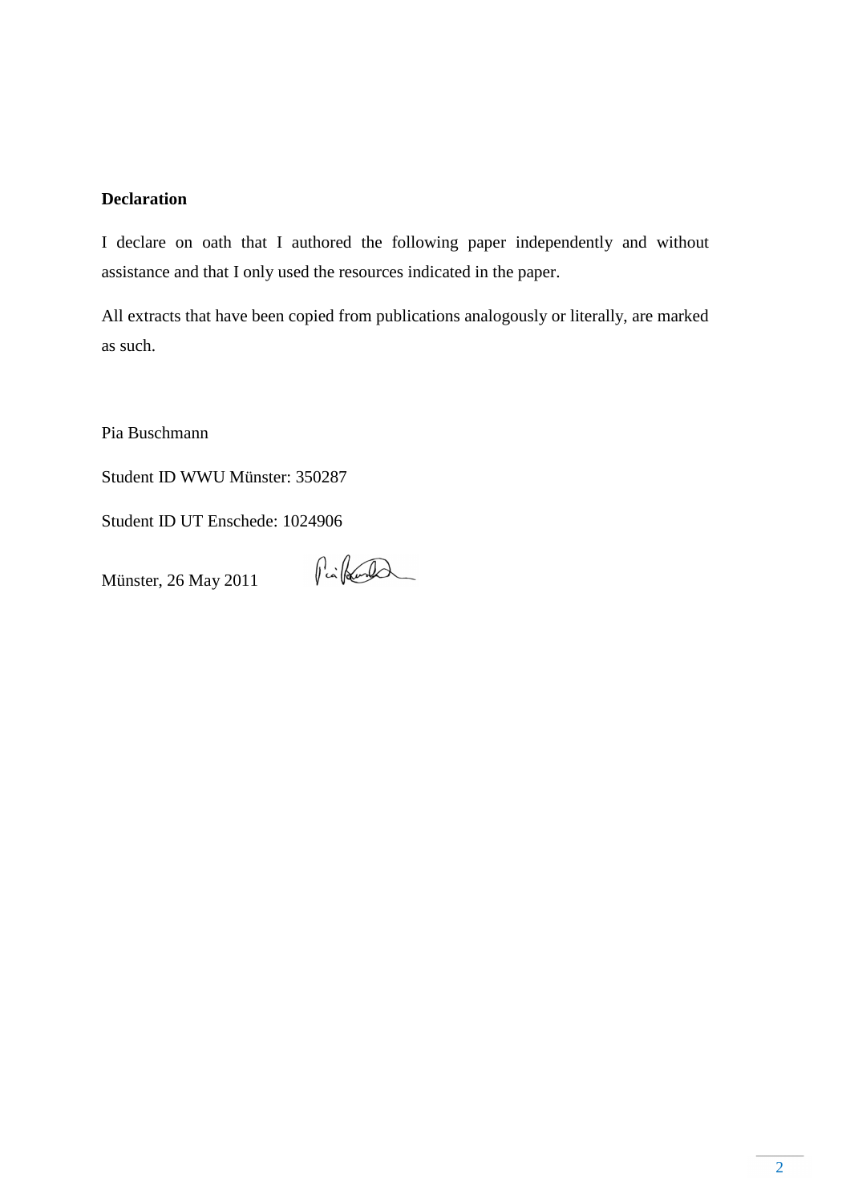**Declaration**

I declare on oath that I authored the following paper independently and without assistance and that I only used the resources indicated in the paper.

All extracts that have been copied from publications analogously or literally, are marked as such.

Pia Buschmann

Student ID WWU Münster: 350287

Student ID UT Enschede: 1024906

Münster, 26 May 2011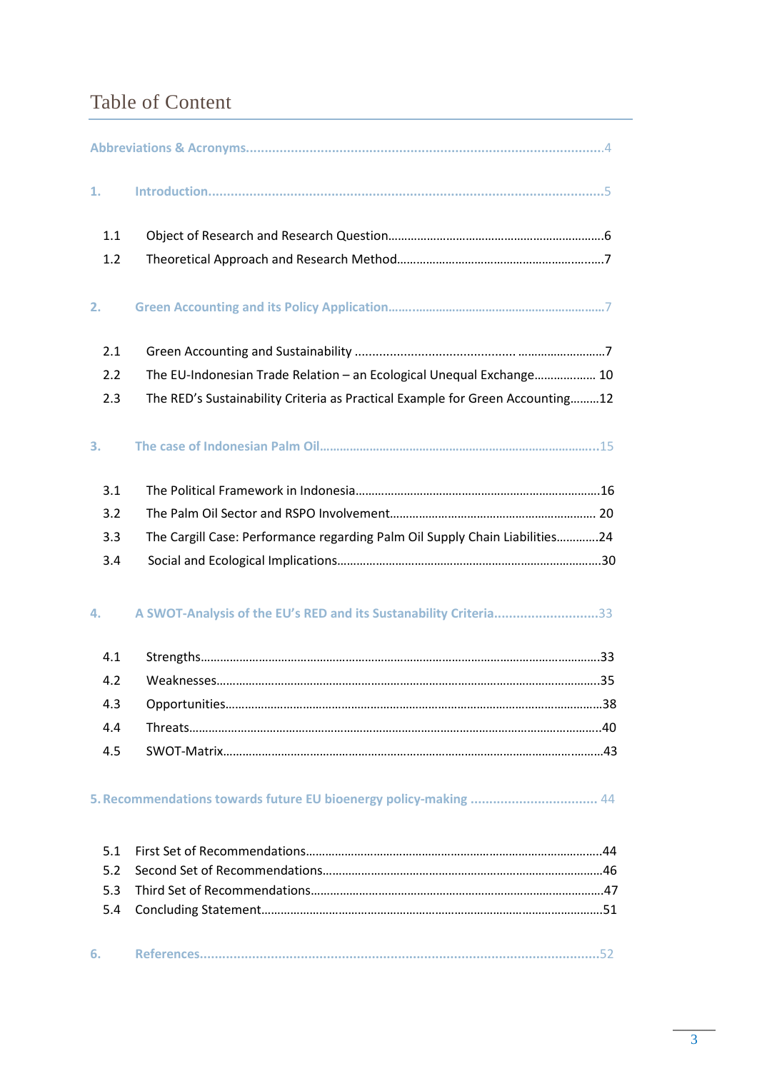# Table of Content

Abbreviations & Acronyms....4

1. Introduction....5
   - 1.1 Object of Research and Research Question....6
   - 1.2 Theoretical Approach and Research Method....7

2. Green Accounting and its Policy Application....7
   - 2.1 Green Accounting and Sustainability....7
   - 2.2 The EU-Indonesian Trade Relation – an Ecological Unequal Exchange.... 10
   - 2.3 The RED's Sustainability Criteria as Practical Example for Green Accounting....12

3. The case of Indonesian Palm Oil....15
   - 3.1 The Political Framework in Indonesia....16
   - 3.2 The Palm Oil Sector and RSPO Involvement.... 20
   - 3.3 The Cargill Case: Performance regarding Palm Oil Supply Chain Liabilities....24
   - 3.4 Social and Ecological Implications....30

4. A SWOT-Analysis of the EU's RED and its Sustanability Criteria....33
   - 4.1 Strengths....33
   - 4.2 Weaknesses....35
   - 4.3 Opportunities....38
   - 4.4 Threats....40
   - 4.5 SWOT-Matrix....43

5. Recommendations towards future EU bioenergy policy-making .... 44
   - 5.1 First Set of Recommendations....44
   - 5.2 Second Set of Recommendations....46
   - 5.3 Third Set of Recommendations....47
   - 5.4 Concluding Statement....51

6. References....52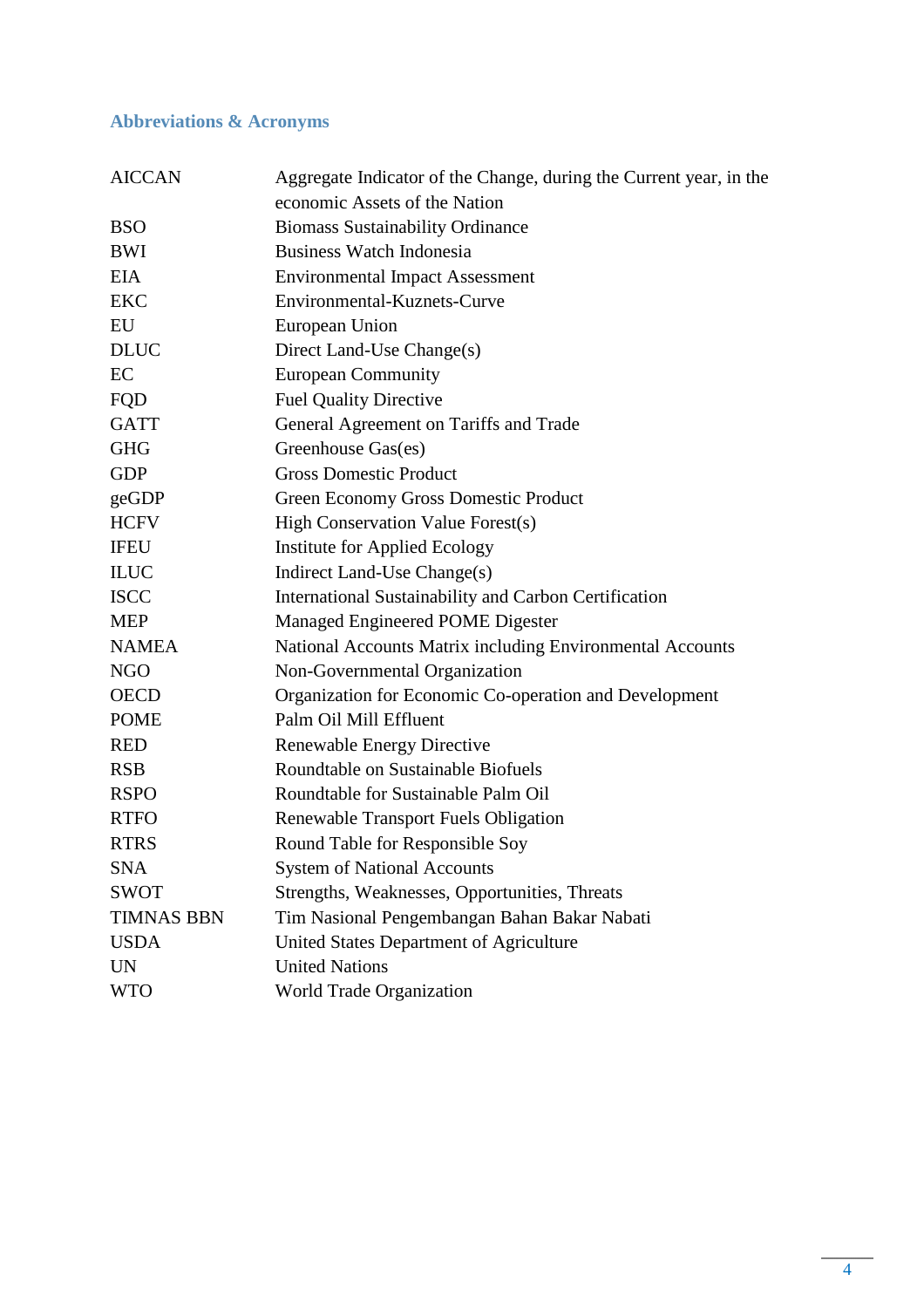## Abbreviations & Acronyms

| | |
|---|---|
| AICCAN | Aggregate Indicator of the Change, during the Current year, in the economic Assets of the Nation |
| BSO | Biomass Sustainability Ordinance |
| BWI | Business Watch Indonesia |
| EIA | Environmental Impact Assessment |
| EKC | Environmental-Kuznets-Curve |
| EU | European Union |
| DLUC | Direct Land-Use Change(s) |
| EC | European Community |
| FQD | Fuel Quality Directive |
| GATT | General Agreement on Tariffs and Trade |
| GHG | Greenhouse Gas(es) |
| GDP | Gross Domestic Product |
| geGDP | Green Economy Gross Domestic Product |
| HCFV | High Conservation Value Forest(s) |
| IFEU | Institute for Applied Ecology |
| ILUC | Indirect Land-Use Change(s) |
| ISCC | International Sustainability and Carbon Certification |
| MEP | Managed Engineered POME Digester |
| NAMEA | National Accounts Matrix including Environmental Accounts |
| NGO | Non-Governmental Organization |
| OECD | Organization for Economic Co-operation and Development |
| POME | Palm Oil Mill Effluent |
| RED | Renewable Energy Directive |
| RSB | Roundtable on Sustainable Biofuels |
| RSPO | Roundtable for Sustainable Palm Oil |
| RTFO | Renewable Transport Fuels Obligation |
| RTRS | Round Table for Responsible Soy |
| SNA | System of National Accounts |
| SWOT | Strengths, Weaknesses, Opportunities, Threats |
| TIMNAS BBN | Tim Nasional Pengembangan Bahan Bakar Nabati |
| USDA | United States Department of Agriculture |
| UN | United Nations |
| WTO | World Trade Organization |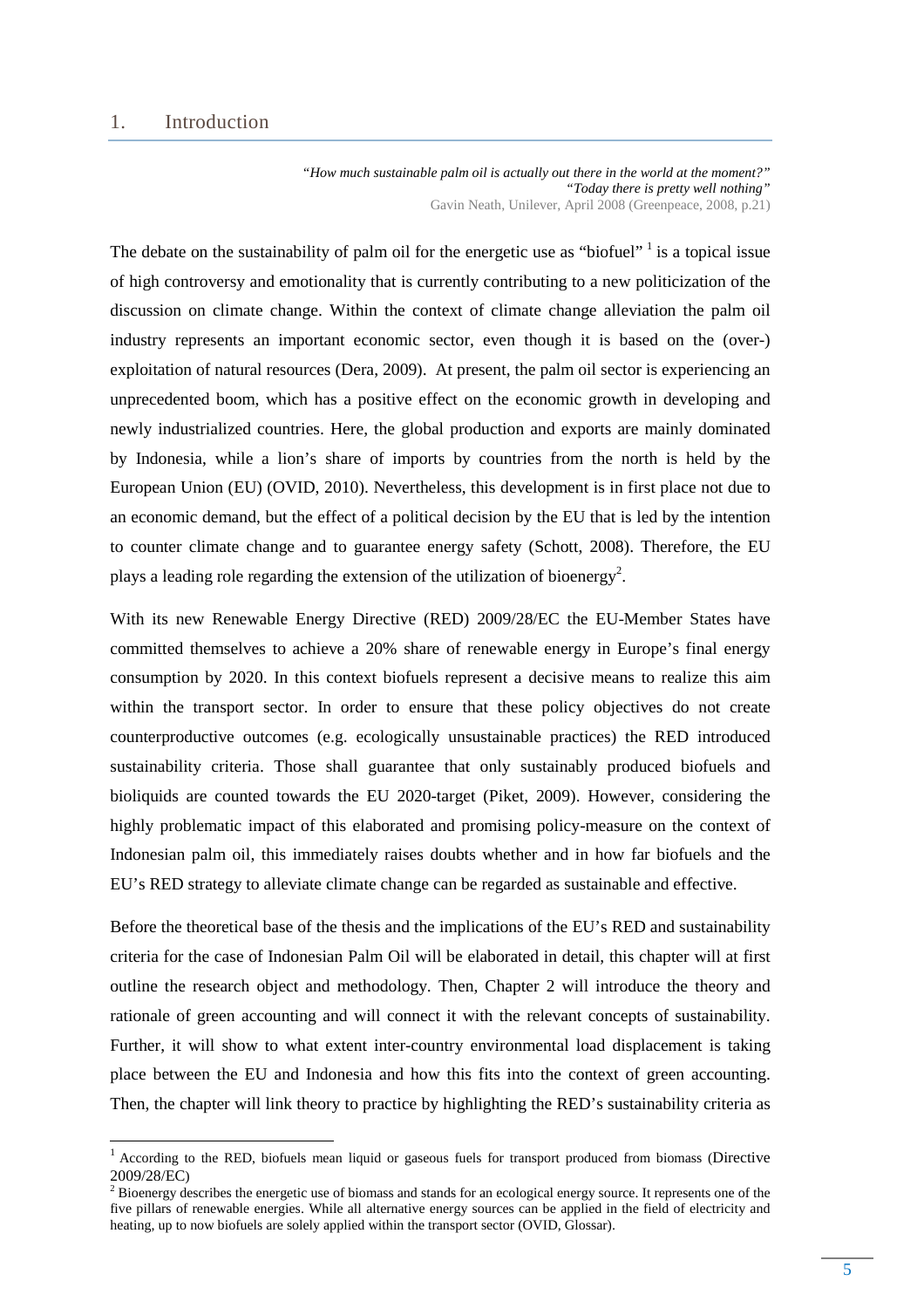# 1. Introduction

> *"How much sustainable palm oil is actually out there in the world at the moment?"*
> *"Today there is pretty well nothing"*
> Gavin Neath, Unilever, April 2008 (Greenpeace, 2008, p.21)

The debate on the sustainability of palm oil for the energetic use as "biofuel" [1] is a topical issue of high controversy and emotionality that is currently contributing to a new politicization of the discussion on climate change. Within the context of climate change alleviation the palm oil industry represents an important economic sector, even though it is based on the (over-) exploitation of natural resources (Dera, 2009). At present, the palm oil sector is experiencing an unprecedented boom, which has a positive effect on the economic growth in developing and newly industrialized countries. Here, the global production and exports are mainly dominated by Indonesia, while a lion's share of imports by countries from the north is held by the European Union (EU) (OVID, 2010). Nevertheless, this development is in first place not due to an economic demand, but the effect of a political decision by the EU that is led by the intention to counter climate change and to guarantee energy safety (Schott, 2008). Therefore, the EU plays a leading role regarding the extension of the utilization of bioenergy[2].

With its new Renewable Energy Directive (RED) 2009/28/EC the EU-Member States have committed themselves to achieve a 20% share of renewable energy in Europe's final energy consumption by 2020. In this context biofuels represent a decisive means to realize this aim within the transport sector. In order to ensure that these policy objectives do not create counterproductive outcomes (e.g. ecologically unsustainable practices) the RED introduced sustainability criteria. Those shall guarantee that only sustainably produced biofuels and bioliquids are counted towards the EU 2020-target (Piket, 2009). However, considering the highly problematic impact of this elaborated and promising policy-measure on the context of Indonesian palm oil, this immediately raises doubts whether and in how far biofuels and the EU's RED strategy to alleviate climate change can be regarded as sustainable and effective.

Before the theoretical base of the thesis and the implications of the EU's RED and sustainability criteria for the case of Indonesian Palm Oil will be elaborated in detail, this chapter will at first outline the research object and methodology. Then, Chapter 2 will introduce the theory and rationale of green accounting and will connect it with the relevant concepts of sustainability. Further, it will show to what extent inter-country environmental load displacement is taking place between the EU and Indonesia and how this fits into the context of green accounting. Then, the chapter will link theory to practice by highlighting the RED's sustainability criteria as

---

[1] According to the RED, biofuels mean liquid or gaseous fuels for transport produced from biomass (Directive 2009/28/EC)

[2] Bioenergy describes the energetic use of biomass and stands for an ecological energy source. It represents one of the five pillars of renewable energies. While all alternative energy sources can be applied in the field of electricity and heating, up to now biofuels are solely applied within the transport sector (OVID, Glossar).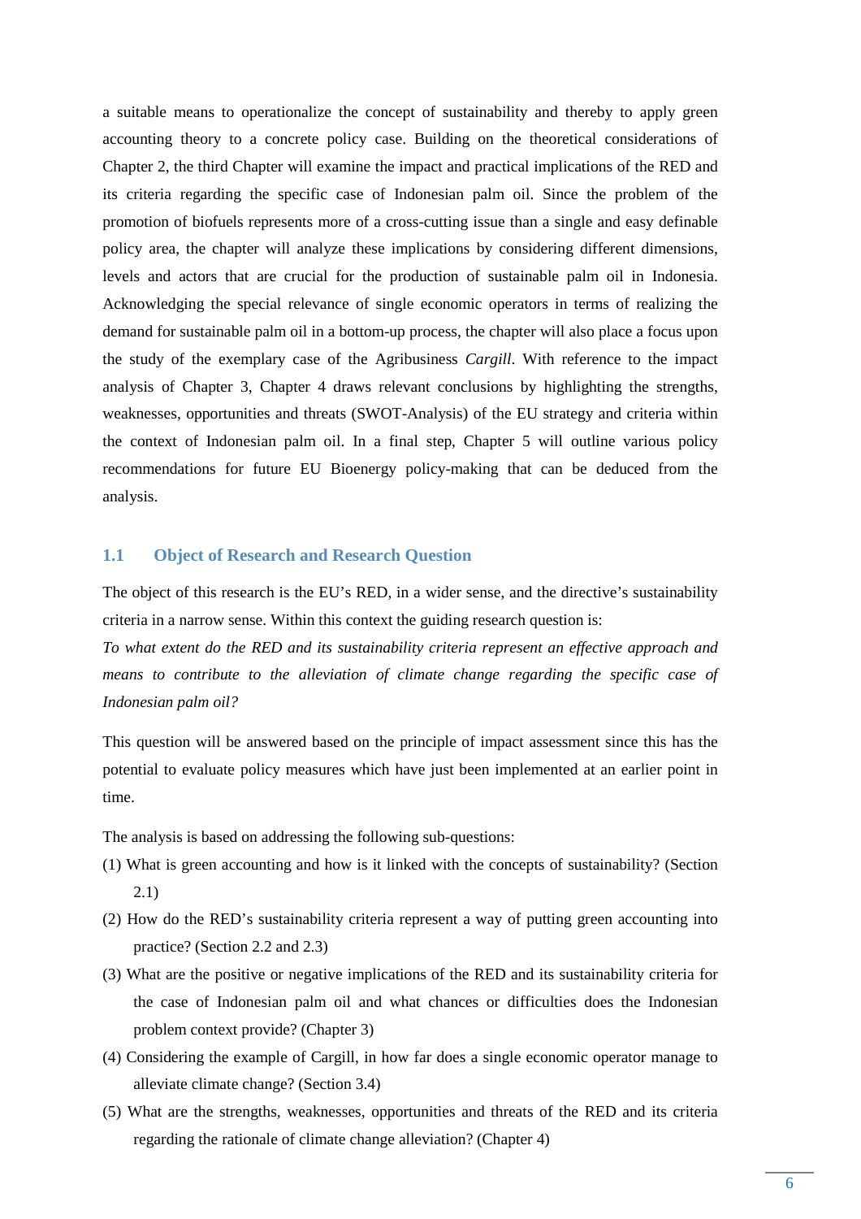a suitable means to operationalize the concept of sustainability and thereby to apply green accounting theory to a concrete policy case. Building on the theoretical considerations of Chapter 2, the third Chapter will examine the impact and practical implications of the RED and its criteria regarding the specific case of Indonesian palm oil. Since the problem of the promotion of biofuels represents more of a cross-cutting issue than a single and easy definable policy area, the chapter will analyze these implications by considering different dimensions, levels and actors that are crucial for the production of sustainable palm oil in Indonesia. Acknowledging the special relevance of single economic operators in terms of realizing the demand for sustainable palm oil in a bottom-up process, the chapter will also place a focus upon the study of the exemplary case of the Agribusiness *Cargill*. With reference to the impact analysis of Chapter 3, Chapter 4 draws relevant conclusions by highlighting the strengths, weaknesses, opportunities and threats (SWOT-Analysis) of the EU strategy and criteria within the context of Indonesian palm oil. In a final step, Chapter 5 will outline various policy recommendations for future EU Bioenergy policy-making that can be deduced from the analysis.

## 1.1 Object of Research and Research Question

The object of this research is the EU's RED, in a wider sense, and the directive's sustainability criteria in a narrow sense. Within this context the guiding research question is:

*To what extent do the RED and its sustainability criteria represent an effective approach and means to contribute to the alleviation of climate change regarding the specific case of Indonesian palm oil?*

This question will be answered based on the principle of impact assessment since this has the potential to evaluate policy measures which have just been implemented at an earlier point in time.

The analysis is based on addressing the following sub-questions:

(1) What is green accounting and how is it linked with the concepts of sustainability? (Section 2.1)

(2) How do the RED's sustainability criteria represent a way of putting green accounting into practice? (Section 2.2 and 2.3)

(3) What are the positive or negative implications of the RED and its sustainability criteria for the case of Indonesian palm oil and what chances or difficulties does the Indonesian problem context provide? (Chapter 3)

(4) Considering the example of Cargill, in how far does a single economic operator manage to alleviate climate change? (Section 3.4)

(5) What are the strengths, weaknesses, opportunities and threats of the RED and its criteria regarding the rationale of climate change alleviation? (Chapter 4)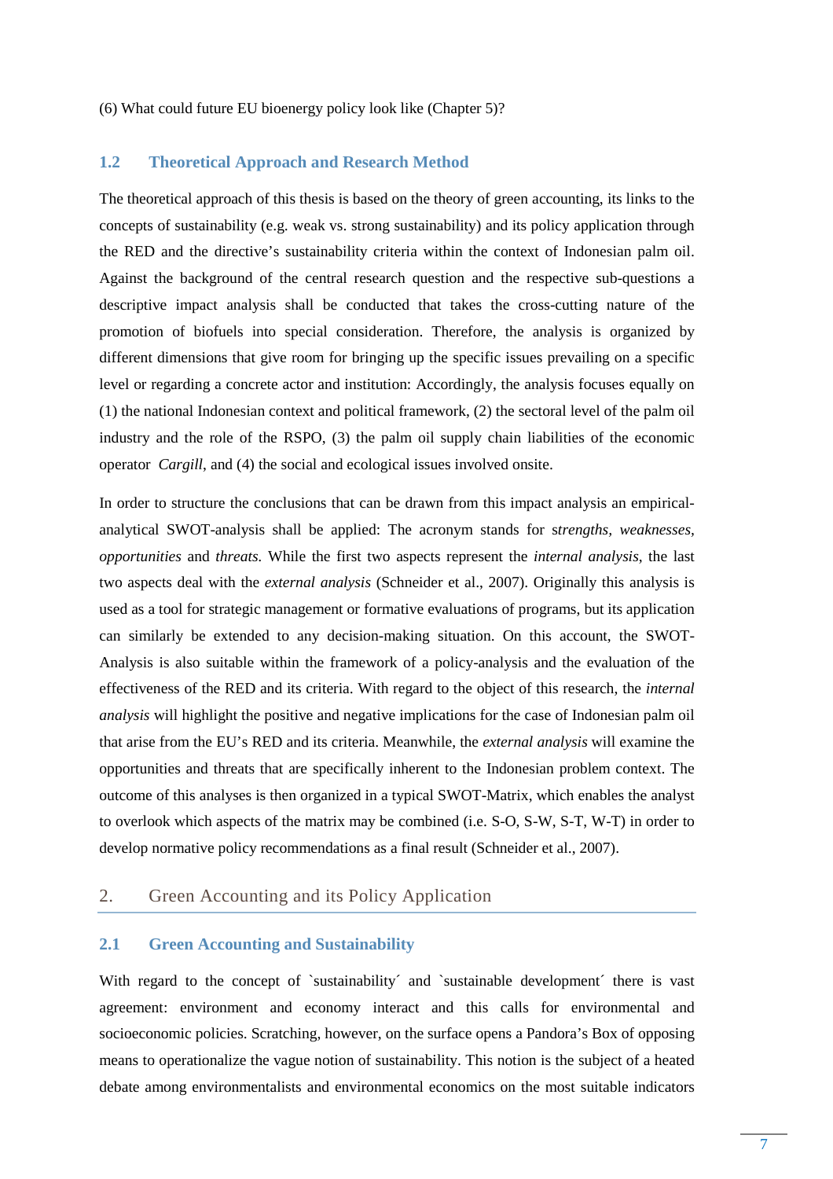(6) What could future EU bioenergy policy look like (Chapter 5)?

### 1.2 Theoretical Approach and Research Method

The theoretical approach of this thesis is based on the theory of green accounting, its links to the concepts of sustainability (e.g. weak vs. strong sustainability) and its policy application through the RED and the directive's sustainability criteria within the context of Indonesian palm oil. Against the background of the central research question and the respective sub-questions a descriptive impact analysis shall be conducted that takes the cross-cutting nature of the promotion of biofuels into special consideration. Therefore, the analysis is organized by different dimensions that give room for bringing up the specific issues prevailing on a specific level or regarding a concrete actor and institution: Accordingly, the analysis focuses equally on (1) the national Indonesian context and political framework, (2) the sectoral level of the palm oil industry and the role of the RSPO, (3) the palm oil supply chain liabilities of the economic operator *Cargill*, and (4) the social and ecological issues involved onsite.

In order to structure the conclusions that can be drawn from this impact analysis an empirical-analytical SWOT-analysis shall be applied: The acronym stands for s*trengths, weaknesses, opportunities* and *threats.* While the first two aspects represent the *internal analysis*, the last two aspects deal with the *external analysis* (Schneider et al., 2007). Originally this analysis is used as a tool for strategic management or formative evaluations of programs, but its application can similarly be extended to any decision-making situation. On this account, the SWOT-Analysis is also suitable within the framework of a policy-analysis and the evaluation of the effectiveness of the RED and its criteria. With regard to the object of this research, the *internal analysis* will highlight the positive and negative implications for the case of Indonesian palm oil that arise from the EU's RED and its criteria. Meanwhile, the *external analysis* will examine the opportunities and threats that are specifically inherent to the Indonesian problem context. The outcome of this analyses is then organized in a typical SWOT-Matrix, which enables the analyst to overlook which aspects of the matrix may be combined (i.e. S-O, S-W, S-T, W-T) in order to develop normative policy recommendations as a final result (Schneider et al., 2007).

## 2. Green Accounting and its Policy Application

### 2.1 Green Accounting and Sustainability

With regard to the concept of `sustainability´ and `sustainable development´ there is vast agreement: environment and economy interact and this calls for environmental and socioeconomic policies. Scratching, however, on the surface opens a Pandora's Box of opposing means to operationalize the vague notion of sustainability. This notion is the subject of a heated debate among environmentalists and environmental economics on the most suitable indicators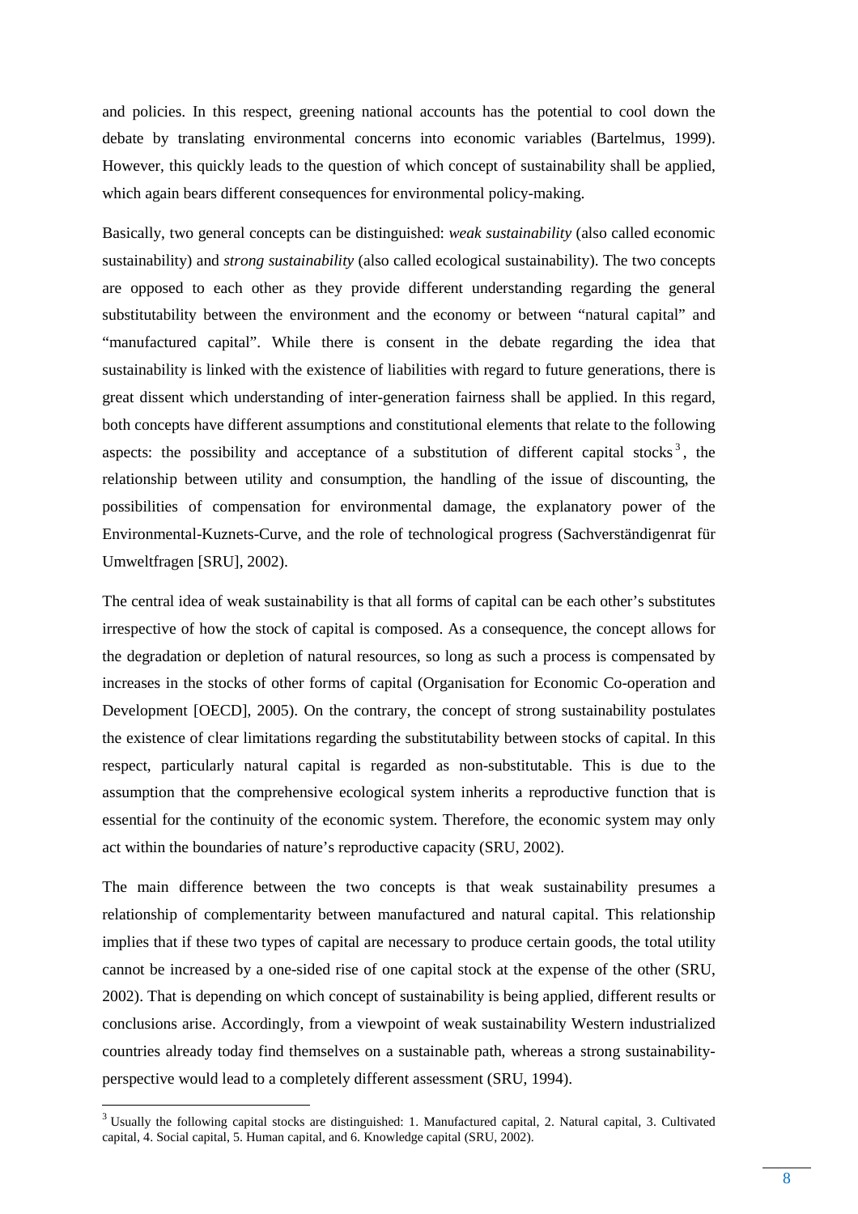and policies. In this respect, greening national accounts has the potential to cool down the debate by translating environmental concerns into economic variables (Bartelmus, 1999). However, this quickly leads to the question of which concept of sustainability shall be applied, which again bears different consequences for environmental policy-making.

Basically, two general concepts can be distinguished: *weak sustainability* (also called economic sustainability) and *strong sustainability* (also called ecological sustainability). The two concepts are opposed to each other as they provide different understanding regarding the general substitutability between the environment and the economy or between "natural capital" and "manufactured capital". While there is consent in the debate regarding the idea that sustainability is linked with the existence of liabilities with regard to future generations, there is great dissent which understanding of inter-generation fairness shall be applied. In this regard, both concepts have different assumptions and constitutional elements that relate to the following aspects: the possibility and acceptance of a substitution of different capital stocks[3], the relationship between utility and consumption, the handling of the issue of discounting, the possibilities of compensation for environmental damage, the explanatory power of the Environmental-Kuznets-Curve, and the role of technological progress (Sachverständigenrat für Umweltfragen [SRU], 2002).

The central idea of weak sustainability is that all forms of capital can be each other's substitutes irrespective of how the stock of capital is composed. As a consequence, the concept allows for the degradation or depletion of natural resources, so long as such a process is compensated by increases in the stocks of other forms of capital (Organisation for Economic Co-operation and Development [OECD], 2005). On the contrary, the concept of strong sustainability postulates the existence of clear limitations regarding the substitutability between stocks of capital. In this respect, particularly natural capital is regarded as non-substitutable. This is due to the assumption that the comprehensive ecological system inherits a reproductive function that is essential for the continuity of the economic system. Therefore, the economic system may only act within the boundaries of nature's reproductive capacity (SRU, 2002).

The main difference between the two concepts is that weak sustainability presumes a relationship of complementarity between manufactured and natural capital. This relationship implies that if these two types of capital are necessary to produce certain goods, the total utility cannot be increased by a one-sided rise of one capital stock at the expense of the other (SRU, 2002). That is depending on which concept of sustainability is being applied, different results or conclusions arise. Accordingly, from a viewpoint of weak sustainability Western industrialized countries already today find themselves on a sustainable path, whereas a strong sustainability-perspective would lead to a completely different assessment (SRU, 1994).

---

[3] Usually the following capital stocks are distinguished: 1. Manufactured capital, 2. Natural capital, 3. Cultivated capital, 4. Social capital, 5. Human capital, and 6. Knowledge capital (SRU, 2002).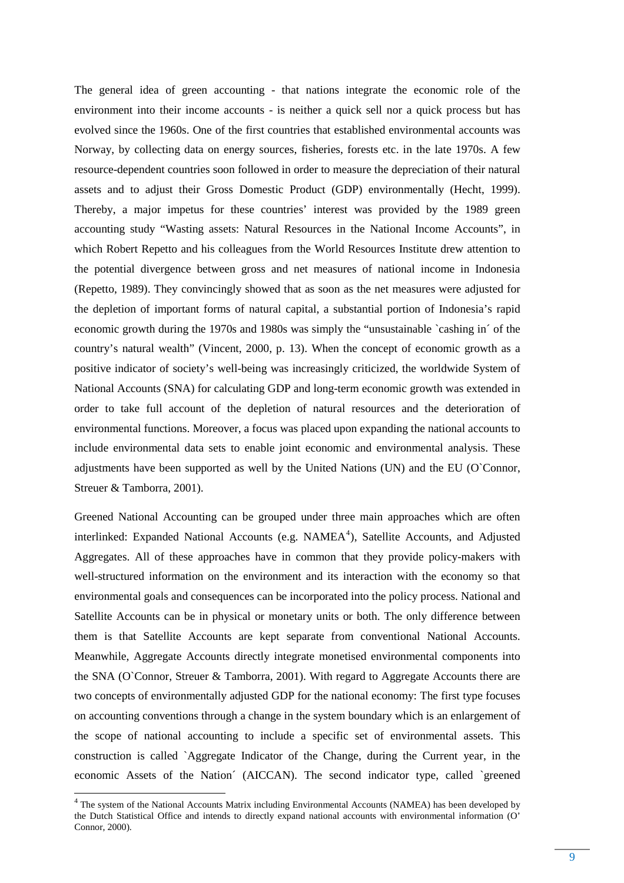The general idea of green accounting - that nations integrate the economic role of the environment into their income accounts - is neither a quick sell nor a quick process but has evolved since the 1960s. One of the first countries that established environmental accounts was Norway, by collecting data on energy sources, fisheries, forests etc. in the late 1970s. A few resource-dependent countries soon followed in order to measure the depreciation of their natural assets and to adjust their Gross Domestic Product (GDP) environmentally (Hecht, 1999). Thereby, a major impetus for these countries' interest was provided by the 1989 green accounting study "Wasting assets: Natural Resources in the National Income Accounts", in which Robert Repetto and his colleagues from the World Resources Institute drew attention to the potential divergence between gross and net measures of national income in Indonesia (Repetto, 1989). They convincingly showed that as soon as the net measures were adjusted for the depletion of important forms of natural capital, a substantial portion of Indonesia's rapid economic growth during the 1970s and 1980s was simply the "unsustainable `cashing in´ of the country's natural wealth" (Vincent, 2000, p. 13). When the concept of economic growth as a positive indicator of society's well-being was increasingly criticized, the worldwide System of National Accounts (SNA) for calculating GDP and long-term economic growth was extended in order to take full account of the depletion of natural resources and the deterioration of environmental functions. Moreover, a focus was placed upon expanding the national accounts to include environmental data sets to enable joint economic and environmental analysis. These adjustments have been supported as well by the United Nations (UN) and the EU (O`Connor, Streuer & Tamborra, 2001).

Greened National Accounting can be grouped under three main approaches which are often interlinked: Expanded National Accounts (e.g. NAMEA[4]), Satellite Accounts, and Adjusted Aggregates. All of these approaches have in common that they provide policy-makers with well-structured information on the environment and its interaction with the economy so that environmental goals and consequences can be incorporated into the policy process. National and Satellite Accounts can be in physical or monetary units or both. The only difference between them is that Satellite Accounts are kept separate from conventional National Accounts. Meanwhile, Aggregate Accounts directly integrate monetised environmental components into the SNA (O`Connor, Streuer & Tamborra, 2001). With regard to Aggregate Accounts there are two concepts of environmentally adjusted GDP for the national economy: The first type focuses on accounting conventions through a change in the system boundary which is an enlargement of the scope of national accounting to include a specific set of environmental assets. This construction is called `Aggregate Indicator of the Change, during the Current year, in the economic Assets of the Nation´ (AICCAN). The second indicator type, called `greened

[4] The system of the National Accounts Matrix including Environmental Accounts (NAMEA) has been developed by the Dutch Statistical Office and intends to directly expand national accounts with environmental information (O' Connor, 2000).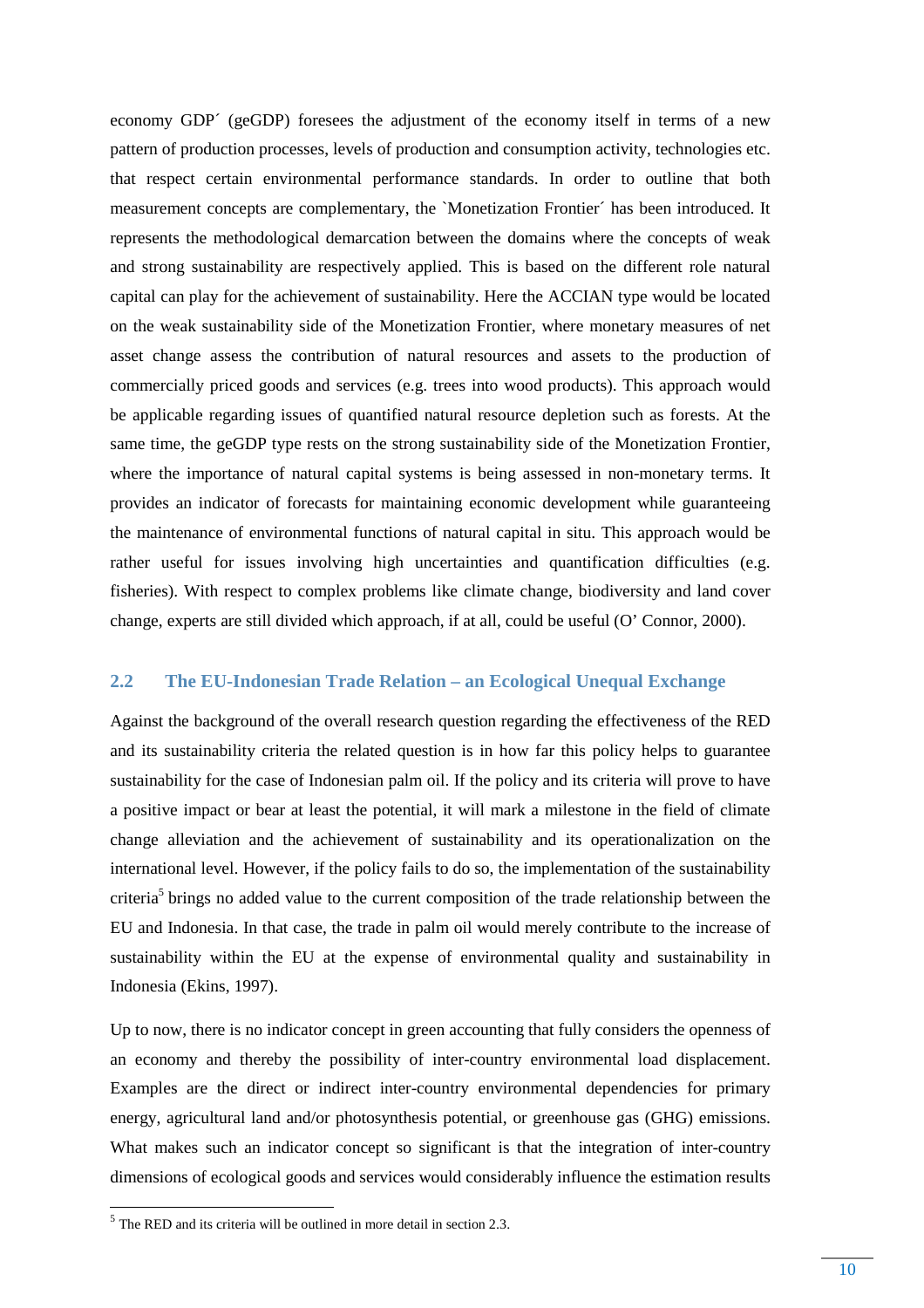economy GDP´ (geGDP) foresees the adjustment of the economy itself in terms of a new pattern of production processes, levels of production and consumption activity, technologies etc. that respect certain environmental performance standards. In order to outline that both measurement concepts are complementary, the `Monetization Frontier´ has been introduced. It represents the methodological demarcation between the domains where the concepts of weak and strong sustainability are respectively applied. This is based on the different role natural capital can play for the achievement of sustainability. Here the ACCIAN type would be located on the weak sustainability side of the Monetization Frontier, where monetary measures of net asset change assess the contribution of natural resources and assets to the production of commercially priced goods and services (e.g. trees into wood products). This approach would be applicable regarding issues of quantified natural resource depletion such as forests. At the same time, the geGDP type rests on the strong sustainability side of the Monetization Frontier, where the importance of natural capital systems is being assessed in non-monetary terms. It provides an indicator of forecasts for maintaining economic development while guaranteeing the maintenance of environmental functions of natural capital in situ. This approach would be rather useful for issues involving high uncertainties and quantification difficulties (e.g. fisheries). With respect to complex problems like climate change, biodiversity and land cover change, experts are still divided which approach, if at all, could be useful (O' Connor, 2000).

## 2.2 The EU-Indonesian Trade Relation – an Ecological Unequal Exchange

Against the background of the overall research question regarding the effectiveness of the RED and its sustainability criteria the related question is in how far this policy helps to guarantee sustainability for the case of Indonesian palm oil. If the policy and its criteria will prove to have a positive impact or bear at least the potential, it will mark a milestone in the field of climate change alleviation and the achievement of sustainability and its operationalization on the international level. However, if the policy fails to do so, the implementation of the sustainability criteria[5] brings no added value to the current composition of the trade relationship between the EU and Indonesia. In that case, the trade in palm oil would merely contribute to the increase of sustainability within the EU at the expense of environmental quality and sustainability in Indonesia (Ekins, 1997).

Up to now, there is no indicator concept in green accounting that fully considers the openness of an economy and thereby the possibility of inter-country environmental load displacement. Examples are the direct or indirect inter-country environmental dependencies for primary energy, agricultural land and/or photosynthesis potential, or greenhouse gas (GHG) emissions. What makes such an indicator concept so significant is that the integration of inter-country dimensions of ecological goods and services would considerably influence the estimation results

[5] The RED and its criteria will be outlined in more detail in section 2.3.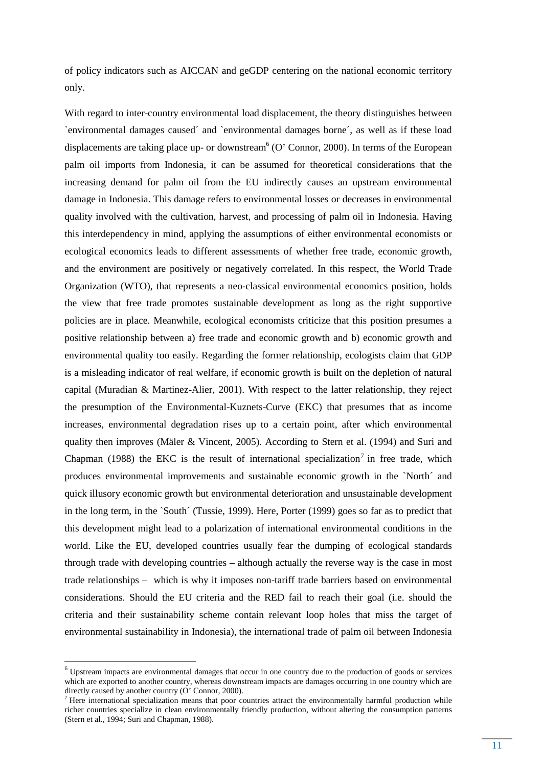of policy indicators such as AICCAN and geGDP centering on the national economic territory only.

With regard to inter-country environmental load displacement, the theory distinguishes between `environmental damages caused´ and `environmental damages borne´, as well as if these load displacements are taking place up- or downstream[6] (O' Connor, 2000). In terms of the European palm oil imports from Indonesia, it can be assumed for theoretical considerations that the increasing demand for palm oil from the EU indirectly causes an upstream environmental damage in Indonesia. This damage refers to environmental losses or decreases in environmental quality involved with the cultivation, harvest, and processing of palm oil in Indonesia. Having this interdependency in mind, applying the assumptions of either environmental economists or ecological economics leads to different assessments of whether free trade, economic growth, and the environment are positively or negatively correlated. In this respect, the World Trade Organization (WTO), that represents a neo-classical environmental economics position, holds the view that free trade promotes sustainable development as long as the right supportive policies are in place. Meanwhile, ecological economists criticize that this position presumes a positive relationship between a) free trade and economic growth and b) economic growth and environmental quality too easily. Regarding the former relationship, ecologists claim that GDP is a misleading indicator of real welfare, if economic growth is built on the depletion of natural capital (Muradian & Martinez-Alier, 2001). With respect to the latter relationship, they reject the presumption of the Environmental-Kuznets-Curve (EKC) that presumes that as income increases, environmental degradation rises up to a certain point, after which environmental quality then improves (Mäler & Vincent, 2005). According to Stern et al. (1994) and Suri and Chapman (1988) the EKC is the result of international specialization[7] in free trade, which produces environmental improvements and sustainable economic growth in the `North´ and quick illusory economic growth but environmental deterioration and unsustainable development in the long term, in the `South´ (Tussie, 1999). Here, Porter (1999) goes so far as to predict that this development might lead to a polarization of international environmental conditions in the world. Like the EU, developed countries usually fear the dumping of ecological standards through trade with developing countries – although actually the reverse way is the case in most trade relationships – which is why it imposes non-tariff trade barriers based on environmental considerations. Should the EU criteria and the RED fail to reach their goal (i.e. should the criteria and their sustainability scheme contain relevant loop holes that miss the target of environmental sustainability in Indonesia), the international trade of palm oil between Indonesia

[6] Upstream impacts are environmental damages that occur in one country due to the production of goods or services which are exported to another country, whereas downstream impacts are damages occurring in one country which are directly caused by another country (O' Connor, 2000).

[7] Here international specialization means that poor countries attract the environmentally harmful production while richer countries specialize in clean environmentally friendly production, without altering the consumption patterns (Stern et al., 1994; Suri and Chapman, 1988).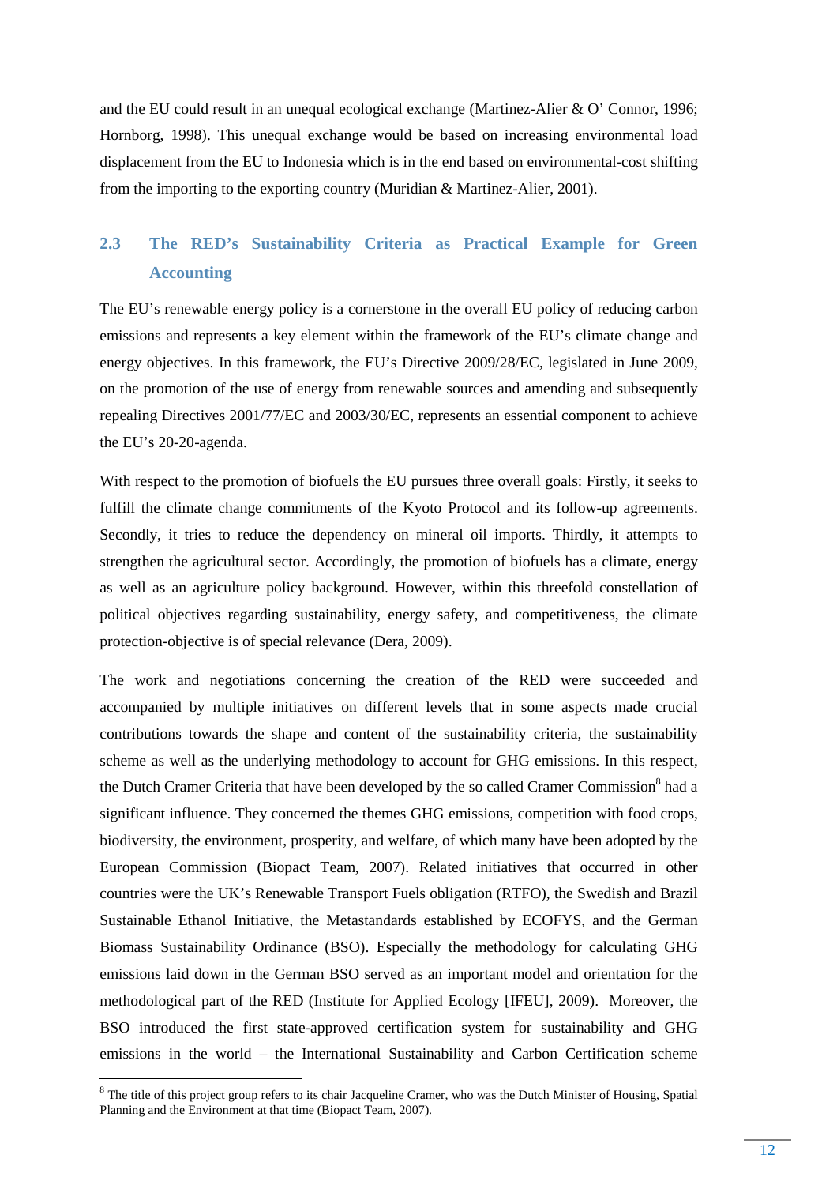and the EU could result in an unequal ecological exchange (Martinez-Alier & O' Connor, 1996; Hornborg, 1998). This unequal exchange would be based on increasing environmental load displacement from the EU to Indonesia which is in the end based on environmental-cost shifting from the importing to the exporting country (Muridian & Martinez-Alier, 2001).

## 2.3 The RED's Sustainability Criteria as Practical Example for Green Accounting

The EU's renewable energy policy is a cornerstone in the overall EU policy of reducing carbon emissions and represents a key element within the framework of the EU's climate change and energy objectives. In this framework, the EU's Directive 2009/28/EC, legislated in June 2009, on the promotion of the use of energy from renewable sources and amending and subsequently repealing Directives 2001/77/EC and 2003/30/EC, represents an essential component to achieve the EU's 20-20-agenda.

With respect to the promotion of biofuels the EU pursues three overall goals: Firstly, it seeks to fulfill the climate change commitments of the Kyoto Protocol and its follow-up agreements. Secondly, it tries to reduce the dependency on mineral oil imports. Thirdly, it attempts to strengthen the agricultural sector. Accordingly, the promotion of biofuels has a climate, energy as well as an agriculture policy background. However, within this threefold constellation of political objectives regarding sustainability, energy safety, and competitiveness, the climate protection-objective is of special relevance (Dera, 2009).

The work and negotiations concerning the creation of the RED were succeeded and accompanied by multiple initiatives on different levels that in some aspects made crucial contributions towards the shape and content of the sustainability criteria, the sustainability scheme as well as the underlying methodology to account for GHG emissions. In this respect, the Dutch Cramer Criteria that have been developed by the so called Cramer Commission[8] had a significant influence. They concerned the themes GHG emissions, competition with food crops, biodiversity, the environment, prosperity, and welfare, of which many have been adopted by the European Commission (Biopact Team, 2007). Related initiatives that occurred in other countries were the UK's Renewable Transport Fuels obligation (RTFO), the Swedish and Brazil Sustainable Ethanol Initiative, the Metastandards established by ECOFYS, and the German Biomass Sustainability Ordinance (BSO). Especially the methodology for calculating GHG emissions laid down in the German BSO served as an important model and orientation for the methodological part of the RED (Institute for Applied Ecology [IFEU], 2009). Moreover, the BSO introduced the first state-approved certification system for sustainability and GHG emissions in the world – the International Sustainability and Carbon Certification scheme

[8] The title of this project group refers to its chair Jacqueline Cramer, who was the Dutch Minister of Housing, Spatial Planning and the Environment at that time (Biopact Team, 2007).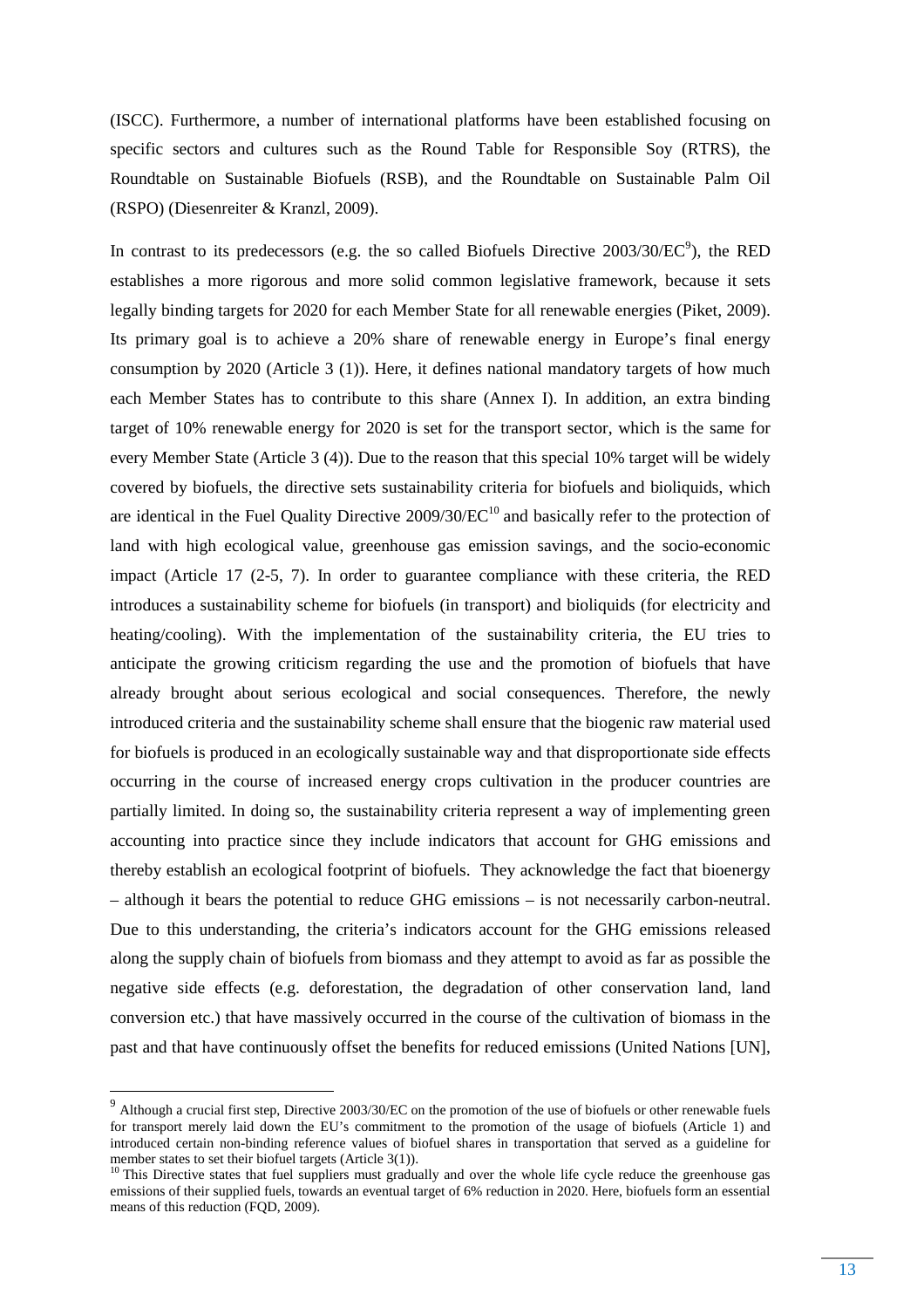(ISCC). Furthermore, a number of international platforms have been established focusing on specific sectors and cultures such as the Round Table for Responsible Soy (RTRS), the Roundtable on Sustainable Biofuels (RSB), and the Roundtable on Sustainable Palm Oil (RSPO) (Diesenreiter & Kranzl, 2009).

In contrast to its predecessors (e.g. the so called Biofuels Directive 2003/30/EC[9]), the RED establishes a more rigorous and more solid common legislative framework, because it sets legally binding targets for 2020 for each Member State for all renewable energies (Piket, 2009). Its primary goal is to achieve a 20% share of renewable energy in Europe's final energy consumption by 2020 (Article 3 (1)). Here, it defines national mandatory targets of how much each Member States has to contribute to this share (Annex I). In addition, an extra binding target of 10% renewable energy for 2020 is set for the transport sector, which is the same for every Member State (Article 3 (4)). Due to the reason that this special 10% target will be widely covered by biofuels, the directive sets sustainability criteria for biofuels and bioliquids, which are identical in the Fuel Quality Directive 2009/30/EC[10] and basically refer to the protection of land with high ecological value, greenhouse gas emission savings, and the socio-economic impact (Article 17 (2-5, 7). In order to guarantee compliance with these criteria, the RED introduces a sustainability scheme for biofuels (in transport) and bioliquids (for electricity and heating/cooling). With the implementation of the sustainability criteria, the EU tries to anticipate the growing criticism regarding the use and the promotion of biofuels that have already brought about serious ecological and social consequences. Therefore, the newly introduced criteria and the sustainability scheme shall ensure that the biogenic raw material used for biofuels is produced in an ecologically sustainable way and that disproportionate side effects occurring in the course of increased energy crops cultivation in the producer countries are partially limited. In doing so, the sustainability criteria represent a way of implementing green accounting into practice since they include indicators that account for GHG emissions and thereby establish an ecological footprint of biofuels. They acknowledge the fact that bioenergy – although it bears the potential to reduce GHG emissions – is not necessarily carbon-neutral. Due to this understanding, the criteria's indicators account for the GHG emissions released along the supply chain of biofuels from biomass and they attempt to avoid as far as possible the negative side effects (e.g. deforestation, the degradation of other conservation land, land conversion etc.) that have massively occurred in the course of the cultivation of biomass in the past and that have continuously offset the benefits for reduced emissions (United Nations [UN],

---

[9] Although a crucial first step, Directive 2003/30/EC on the promotion of the use of biofuels or other renewable fuels for transport merely laid down the EU's commitment to the promotion of the usage of biofuels (Article 1) and introduced certain non-binding reference values of biofuel shares in transportation that served as a guideline for member states to set their biofuel targets (Article 3(1)).

[10] This Directive states that fuel suppliers must gradually and over the whole life cycle reduce the greenhouse gas emissions of their supplied fuels, towards an eventual target of 6% reduction in 2020. Here, biofuels form an essential means of this reduction (FQD, 2009).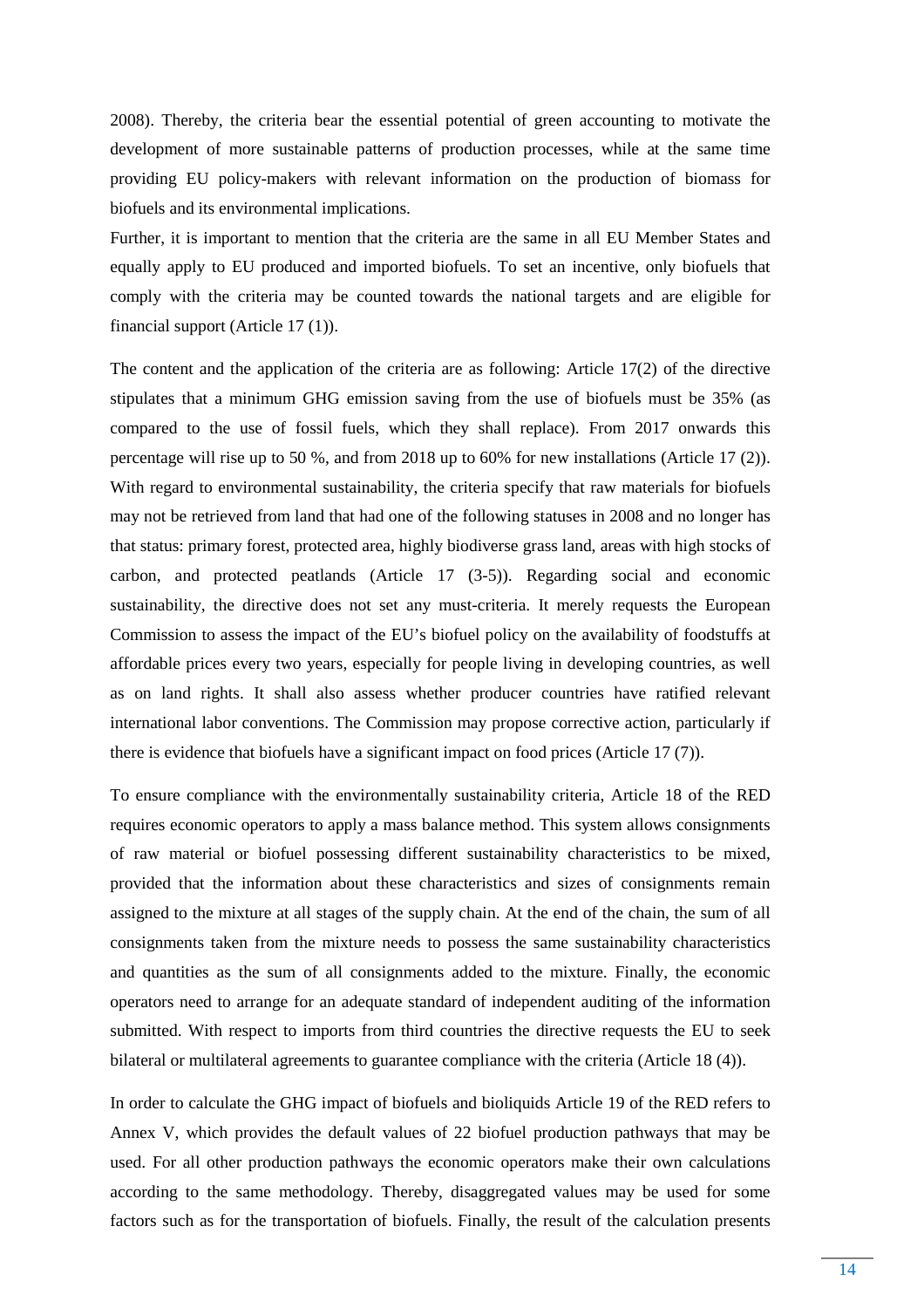2008). Thereby, the criteria bear the essential potential of green accounting to motivate the development of more sustainable patterns of production processes, while at the same time providing EU policy-makers with relevant information on the production of biomass for biofuels and its environmental implications.

Further, it is important to mention that the criteria are the same in all EU Member States and equally apply to EU produced and imported biofuels. To set an incentive, only biofuels that comply with the criteria may be counted towards the national targets and are eligible for financial support (Article 17 (1)).

The content and the application of the criteria are as following: Article 17(2) of the directive stipulates that a minimum GHG emission saving from the use of biofuels must be 35% (as compared to the use of fossil fuels, which they shall replace). From 2017 onwards this percentage will rise up to 50 %, and from 2018 up to 60% for new installations (Article 17 (2)). With regard to environmental sustainability, the criteria specify that raw materials for biofuels may not be retrieved from land that had one of the following statuses in 2008 and no longer has that status: primary forest, protected area, highly biodiverse grass land, areas with high stocks of carbon, and protected peatlands (Article 17 (3-5)). Regarding social and economic sustainability, the directive does not set any must-criteria. It merely requests the European Commission to assess the impact of the EU's biofuel policy on the availability of foodstuffs at affordable prices every two years, especially for people living in developing countries, as well as on land rights. It shall also assess whether producer countries have ratified relevant international labor conventions. The Commission may propose corrective action, particularly if there is evidence that biofuels have a significant impact on food prices (Article 17 (7)).

To ensure compliance with the environmentally sustainability criteria, Article 18 of the RED requires economic operators to apply a mass balance method. This system allows consignments of raw material or biofuel possessing different sustainability characteristics to be mixed, provided that the information about these characteristics and sizes of consignments remain assigned to the mixture at all stages of the supply chain. At the end of the chain, the sum of all consignments taken from the mixture needs to possess the same sustainability characteristics and quantities as the sum of all consignments added to the mixture. Finally, the economic operators need to arrange for an adequate standard of independent auditing of the information submitted. With respect to imports from third countries the directive requests the EU to seek bilateral or multilateral agreements to guarantee compliance with the criteria (Article 18 (4)).

In order to calculate the GHG impact of biofuels and bioliquids Article 19 of the RED refers to Annex V, which provides the default values of 22 biofuel production pathways that may be used. For all other production pathways the economic operators make their own calculations according to the same methodology. Thereby, disaggregated values may be used for some factors such as for the transportation of biofuels. Finally, the result of the calculation presents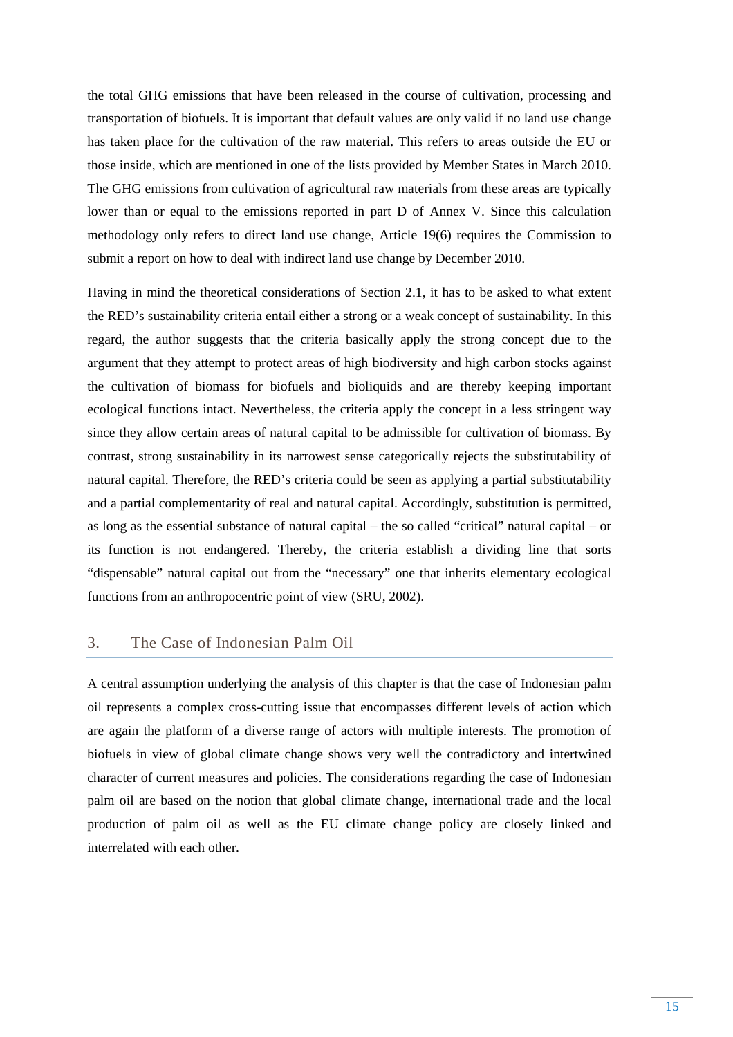the total GHG emissions that have been released in the course of cultivation, processing and transportation of biofuels. It is important that default values are only valid if no land use change has taken place for the cultivation of the raw material. This refers to areas outside the EU or those inside, which are mentioned in one of the lists provided by Member States in March 2010. The GHG emissions from cultivation of agricultural raw materials from these areas are typically lower than or equal to the emissions reported in part D of Annex V. Since this calculation methodology only refers to direct land use change, Article 19(6) requires the Commission to submit a report on how to deal with indirect land use change by December 2010.

Having in mind the theoretical considerations of Section 2.1, it has to be asked to what extent the RED's sustainability criteria entail either a strong or a weak concept of sustainability. In this regard, the author suggests that the criteria basically apply the strong concept due to the argument that they attempt to protect areas of high biodiversity and high carbon stocks against the cultivation of biomass for biofuels and bioliquids and are thereby keeping important ecological functions intact. Nevertheless, the criteria apply the concept in a less stringent way since they allow certain areas of natural capital to be admissible for cultivation of biomass. By contrast, strong sustainability in its narrowest sense categorically rejects the substitutability of natural capital. Therefore, the RED's criteria could be seen as applying a partial substitutability and a partial complementarity of real and natural capital. Accordingly, substitution is permitted, as long as the essential substance of natural capital – the so called "critical" natural capital – or its function is not endangered. Thereby, the criteria establish a dividing line that sorts "dispensable" natural capital out from the "necessary" one that inherits elementary ecological functions from an anthropocentric point of view (SRU, 2002).

## 3. The Case of Indonesian Palm Oil

A central assumption underlying the analysis of this chapter is that the case of Indonesian palm oil represents a complex cross-cutting issue that encompasses different levels of action which are again the platform of a diverse range of actors with multiple interests. The promotion of biofuels in view of global climate change shows very well the contradictory and intertwined character of current measures and policies. The considerations regarding the case of Indonesian palm oil are based on the notion that global climate change, international trade and the local production of palm oil as well as the EU climate change policy are closely linked and interrelated with each other.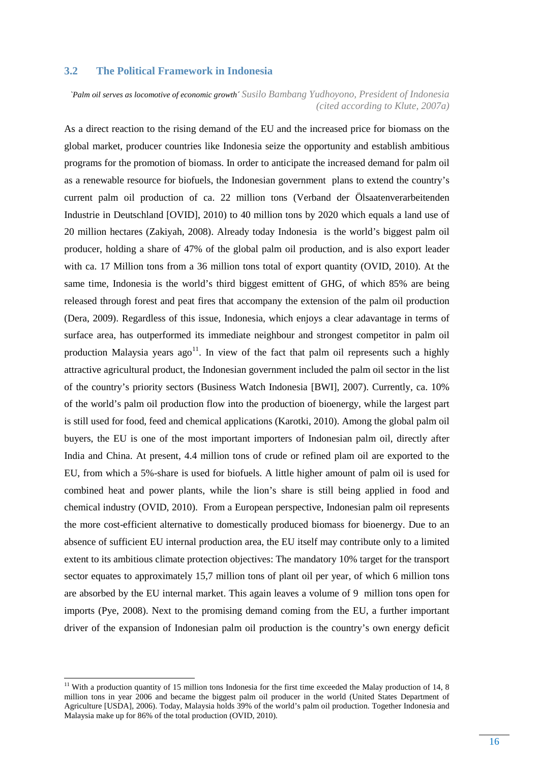## 3.2 The Political Framework in Indonesia

*`Palm oil serves as locomotive of economic growth´ Susilo Bambang Yudhoyono, President of Indonesia (cited according to Klute, 2007a)*

As a direct reaction to the rising demand of the EU and the increased price for biomass on the global market, producer countries like Indonesia seize the opportunity and establish ambitious programs for the promotion of biomass. In order to anticipate the increased demand for palm oil as a renewable resource for biofuels, the Indonesian government plans to extend the country's current palm oil production of ca. 22 million tons (Verband der Ölsaatenverarbeitenden Industrie in Deutschland [OVID], 2010) to 40 million tons by 2020 which equals a land use of 20 million hectares (Zakiyah, 2008). Already today Indonesia is the world's biggest palm oil producer, holding a share of 47% of the global palm oil production, and is also export leader with ca. 17 Million tons from a 36 million tons total of export quantity (OVID, 2010). At the same time, Indonesia is the world's third biggest emittent of GHG, of which 85% are being released through forest and peat fires that accompany the extension of the palm oil production (Dera, 2009). Regardless of this issue, Indonesia, which enjoys a clear adavantage in terms of surface area, has outperformed its immediate neighbour and strongest competitor in palm oil production Malaysia years ago[11]. In view of the fact that palm oil represents such a highly attractive agricultural product, the Indonesian government included the palm oil sector in the list of the country's priority sectors (Business Watch Indonesia [BWI], 2007). Currently, ca. 10% of the world's palm oil production flow into the production of bioenergy, while the largest part is still used for food, feed and chemical applications (Karotki, 2010). Among the global palm oil buyers, the EU is one of the most important importers of Indonesian palm oil, directly after India and China. At present, 4.4 million tons of crude or refined plam oil are exported to the EU, from which a 5%-share is used for biofuels. A little higher amount of palm oil is used for combined heat and power plants, while the lion's share is still being applied in food and chemical industry (OVID, 2010). From a European perspective, Indonesian palm oil represents the more cost-efficient alternative to domestically produced biomass for bioenergy. Due to an absence of sufficient EU internal production area, the EU itself may contribute only to a limited extent to its ambitious climate protection objectives: The mandatory 10% target for the transport sector equates to approximately 15,7 million tons of plant oil per year, of which 6 million tons are absorbed by the EU internal market. This again leaves a volume of 9 million tons open for imports (Pye, 2008). Next to the promising demand coming from the EU, a further important driver of the expansion of Indonesian palm oil production is the country's own energy deficit

[11] With a production quantity of 15 million tons Indonesia for the first time exceeded the Malay production of 14, 8 million tons in year 2006 and became the biggest palm oil producer in the world (United States Department of Agriculture [USDA], 2006). Today, Malaysia holds 39% of the world's palm oil production. Together Indonesia and Malaysia make up for 86% of the total production (OVID, 2010).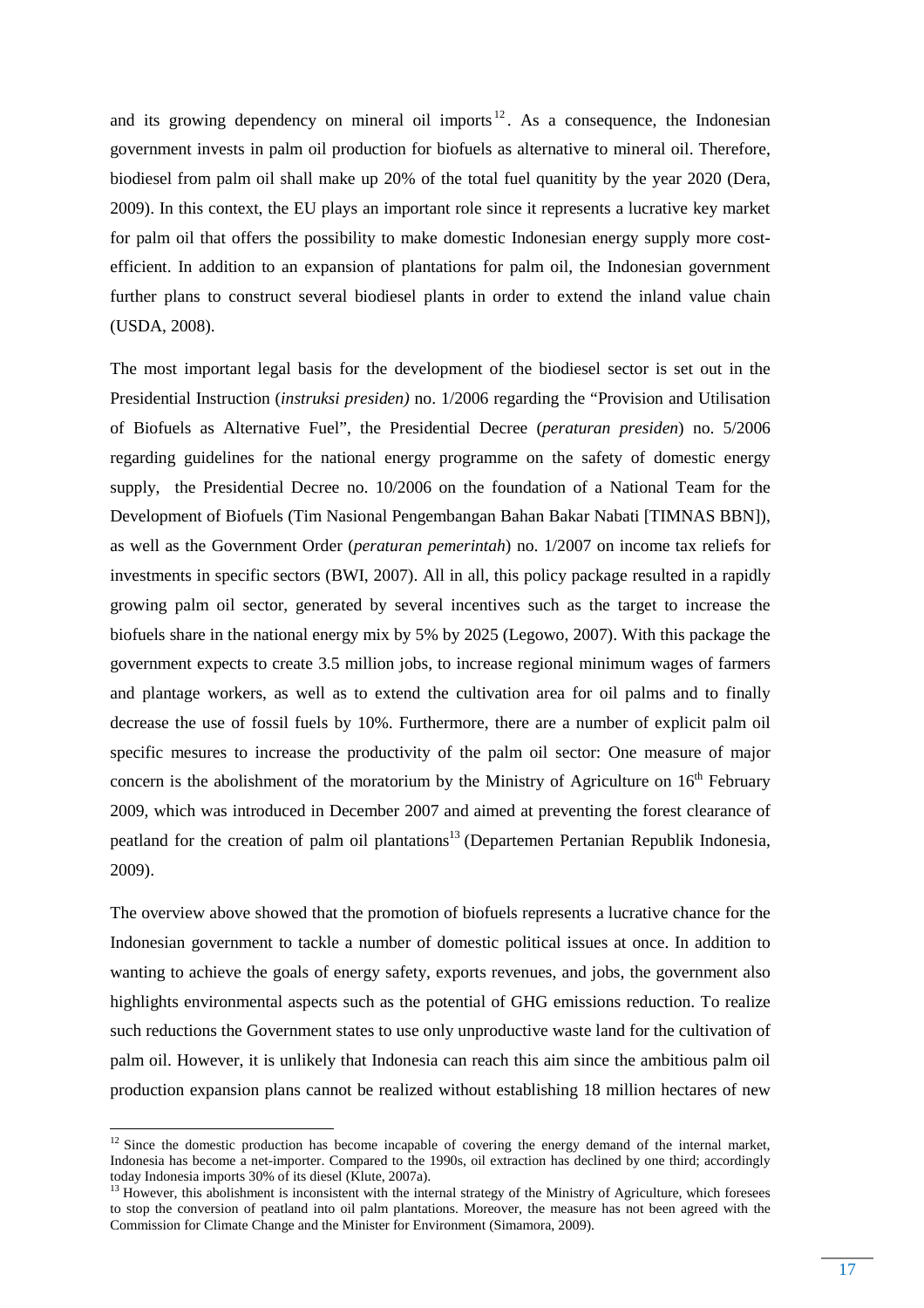and its growing dependency on mineral oil imports[12]. As a consequence, the Indonesian government invests in palm oil production for biofuels as alternative to mineral oil. Therefore, biodiesel from palm oil shall make up 20% of the total fuel quanitity by the year 2020 (Dera, 2009). In this context, the EU plays an important role since it represents a lucrative key market for palm oil that offers the possibility to make domestic Indonesian energy supply more cost-efficient. In addition to an expansion of plantations for palm oil, the Indonesian government further plans to construct several biodiesel plants in order to extend the inland value chain (USDA, 2008).

The most important legal basis for the development of the biodiesel sector is set out in the Presidential Instruction (*instruksi presiden)* no. 1/2006 regarding the "Provision and Utilisation of Biofuels as Alternative Fuel", the Presidential Decree (*peraturan presiden*) no. 5/2006 regarding guidelines for the national energy programme on the safety of domestic energy supply, the Presidential Decree no. 10/2006 on the foundation of a National Team for the Development of Biofuels (Tim Nasional Pengembangan Bahan Bakar Nabati [TIMNAS BBN]), as well as the Government Order (*peraturan pemerintah*) no. 1/2007 on income tax reliefs for investments in specific sectors (BWI, 2007). All in all, this policy package resulted in a rapidly growing palm oil sector, generated by several incentives such as the target to increase the biofuels share in the national energy mix by 5% by 2025 (Legowo, 2007). With this package the government expects to create 3.5 million jobs, to increase regional minimum wages of farmers and plantage workers, as well as to extend the cultivation area for oil palms and to finally decrease the use of fossil fuels by 10%. Furthermore, there are a number of explicit palm oil specific mesures to increase the productivity of the palm oil sector: One measure of major concern is the abolishment of the moratorium by the Ministry of Agriculture on 16th February 2009, which was introduced in December 2007 and aimed at preventing the forest clearance of peatland for the creation of palm oil plantations[13] (Departemen Pertanian Republik Indonesia, 2009).

The overview above showed that the promotion of biofuels represents a lucrative chance for the Indonesian government to tackle a number of domestic political issues at once. In addition to wanting to achieve the goals of energy safety, exports revenues, and jobs, the government also highlights environmental aspects such as the potential of GHG emissions reduction. To realize such reductions the Government states to use only unproductive waste land for the cultivation of palm oil. However, it is unlikely that Indonesia can reach this aim since the ambitious palm oil production expansion plans cannot be realized without establishing 18 million hectares of new

---

[12] Since the domestic production has become incapable of covering the energy demand of the internal market, Indonesia has become a net-importer. Compared to the 1990s, oil extraction has declined by one third; accordingly today Indonesia imports 30% of its diesel (Klute, 2007a).

[13] However, this abolishment is inconsistent with the internal strategy of the Ministry of Agriculture, which foresees to stop the conversion of peatland into oil palm plantations. Moreover, the measure has not been agreed with the Commission for Climate Change and the Minister for Environment (Simamora, 2009).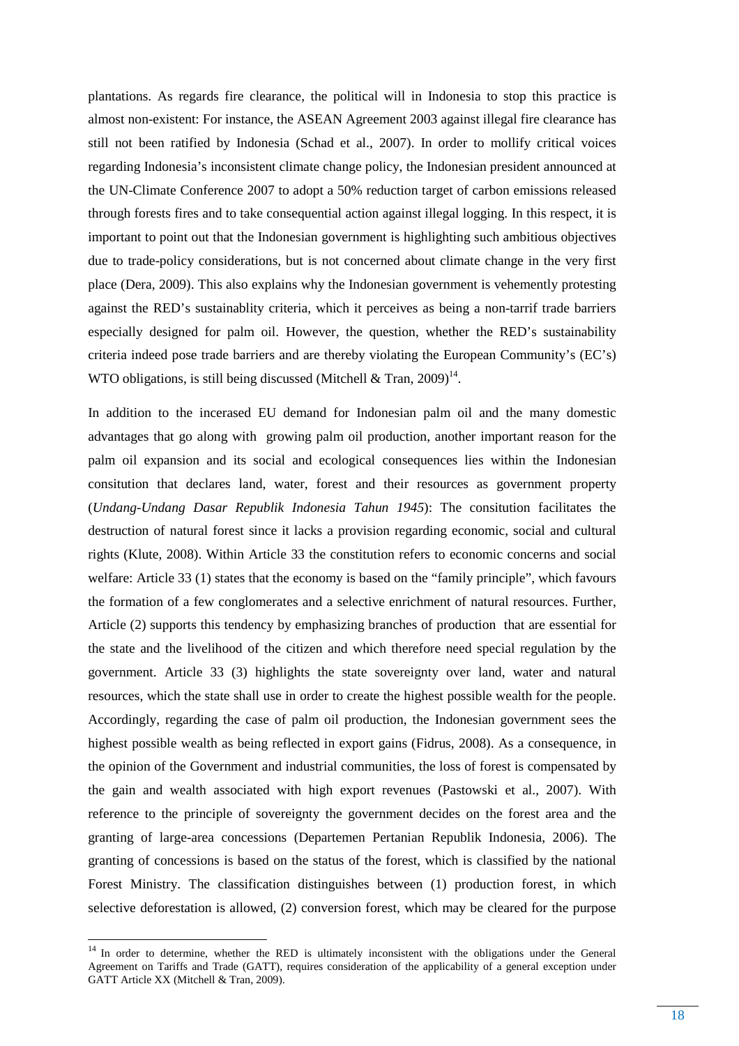plantations. As regards fire clearance, the political will in Indonesia to stop this practice is almost non-existent: For instance, the ASEAN Agreement 2003 against illegal fire clearance has still not been ratified by Indonesia (Schad et al., 2007). In order to mollify critical voices regarding Indonesia's inconsistent climate change policy, the Indonesian president announced at the UN-Climate Conference 2007 to adopt a 50% reduction target of carbon emissions released through forests fires and to take consequential action against illegal logging. In this respect, it is important to point out that the Indonesian government is highlighting such ambitious objectives due to trade-policy considerations, but is not concerned about climate change in the very first place (Dera, 2009). This also explains why the Indonesian government is vehemently protesting against the RED's sustainablity criteria, which it perceives as being a non-tarrif trade barriers especially designed for palm oil. However, the question, whether the RED's sustainability criteria indeed pose trade barriers and are thereby violating the European Community's (EC's) WTO obligations, is still being discussed (Mitchell & Tran, 2009)[14].

In addition to the incerased EU demand for Indonesian palm oil and the many domestic advantages that go along with growing palm oil production, another important reason for the palm oil expansion and its social and ecological consequences lies within the Indonesian consitution that declares land, water, forest and their resources as government property (*Undang-Undang Dasar Republik Indonesia Tahun 1945*): The consitution facilitates the destruction of natural forest since it lacks a provision regarding economic, social and cultural rights (Klute, 2008). Within Article 33 the constitution refers to economic concerns and social welfare: Article 33 (1) states that the economy is based on the "family principle", which favours the formation of a few conglomerates and a selective enrichment of natural resources. Further, Article (2) supports this tendency by emphasizing branches of production that are essential for the state and the livelihood of the citizen and which therefore need special regulation by the government. Article 33 (3) highlights the state sovereignty over land, water and natural resources, which the state shall use in order to create the highest possible wealth for the people. Accordingly, regarding the case of palm oil production, the Indonesian government sees the highest possible wealth as being reflected in export gains (Fidrus, 2008). As a consequence, in the opinion of the Government and industrial communities, the loss of forest is compensated by the gain and wealth associated with high export revenues (Pastowski et al., 2007). With reference to the principle of sovereignty the government decides on the forest area and the granting of large-area concessions (Departemen Pertanian Republik Indonesia, 2006). The granting of concessions is based on the status of the forest, which is classified by the national Forest Ministry. The classification distinguishes between (1) production forest, in which selective deforestation is allowed, (2) conversion forest, which may be cleared for the purpose

[14] In order to determine, whether the RED is ultimately inconsistent with the obligations under the General Agreement on Tariffs and Trade (GATT), requires consideration of the applicability of a general exception under GATT Article XX (Mitchell & Tran, 2009).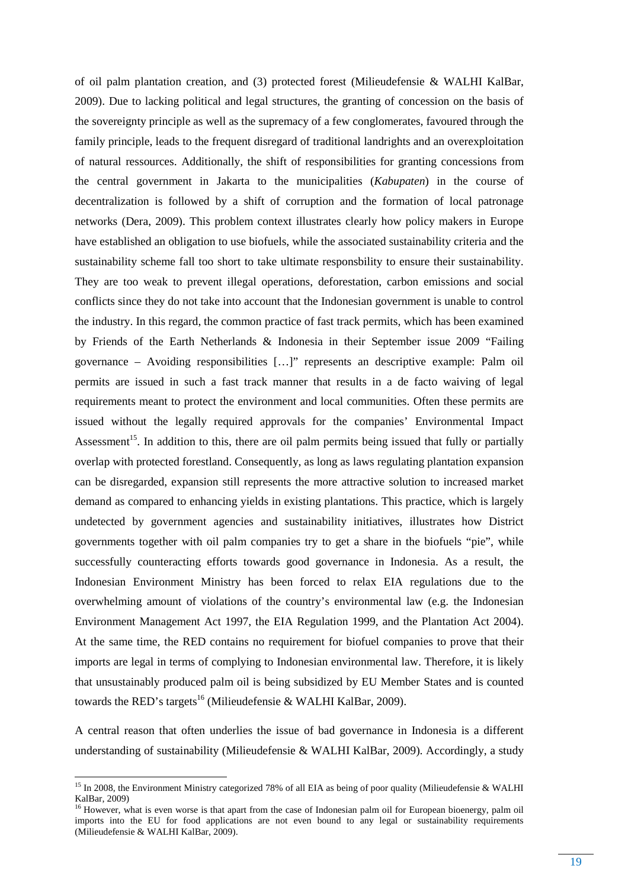of oil palm plantation creation, and (3) protected forest (Milieudefensie & WALHI KalBar, 2009). Due to lacking political and legal structures, the granting of concession on the basis of the sovereignty principle as well as the supremacy of a few conglomerates, favoured through the family principle, leads to the frequent disregard of traditional landrights and an overexploitation of natural ressources. Additionally, the shift of responsibilities for granting concessions from the central government in Jakarta to the municipalities (*Kabupaten*) in the course of decentralization is followed by a shift of corruption and the formation of local patronage networks (Dera, 2009). This problem context illustrates clearly how policy makers in Europe have established an obligation to use biofuels, while the associated sustainability criteria and the sustainability scheme fall too short to take ultimate responsbility to ensure their sustainability. They are too weak to prevent illegal operations, deforestation, carbon emissions and social conflicts since they do not take into account that the Indonesian government is unable to control the industry. In this regard, the common practice of fast track permits, which has been examined by Friends of the Earth Netherlands & Indonesia in their September issue 2009 "Failing governance – Avoiding responsibilities […]" represents an descriptive example: Palm oil permits are issued in such a fast track manner that results in a de facto waiving of legal requirements meant to protect the environment and local communities. Often these permits are issued without the legally required approvals for the companies' Environmental Impact Assessment[15]. In addition to this, there are oil palm permits being issued that fully or partially overlap with protected forestland. Consequently, as long as laws regulating plantation expansion can be disregarded, expansion still represents the more attractive solution to increased market demand as compared to enhancing yields in existing plantations. This practice, which is largely undetected by government agencies and sustainability initiatives, illustrates how District governments together with oil palm companies try to get a share in the biofuels "pie", while successfully counteracting efforts towards good governance in Indonesia. As a result, the Indonesian Environment Ministry has been forced to relax EIA regulations due to the overwhelming amount of violations of the country's environmental law (e.g. the Indonesian Environment Management Act 1997, the EIA Regulation 1999, and the Plantation Act 2004). At the same time, the RED contains no requirement for biofuel companies to prove that their imports are legal in terms of complying to Indonesian environmental law. Therefore, it is likely that unsustainably produced palm oil is being subsidized by EU Member States and is counted towards the RED's targets[16] (Milieudefensie & WALHI KalBar, 2009).

A central reason that often underlies the issue of bad governance in Indonesia is a different understanding of sustainability (Milieudefensie & WALHI KalBar, 2009). Accordingly, a study

[15] In 2008, the Environment Ministry categorized 78% of all EIA as being of poor quality (Milieudefensie & WALHI KalBar, 2009)

[16] However, what is even worse is that apart from the case of Indonesian palm oil for European bioenergy, palm oil imports into the EU for food applications are not even bound to any legal or sustainability requirements (Milieudefensie & WALHI KalBar, 2009).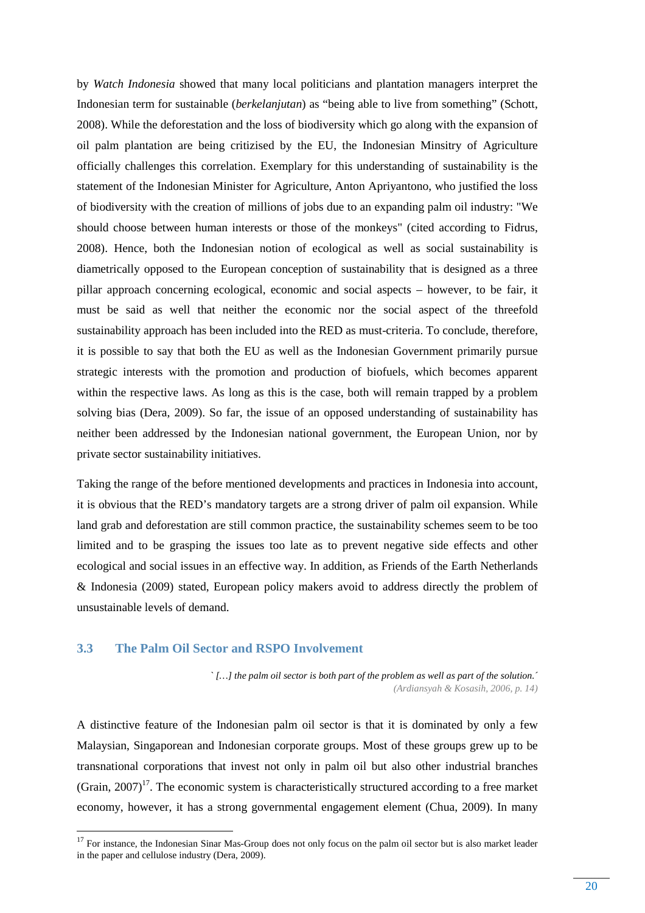by *Watch Indonesia* showed that many local politicians and plantation managers interpret the Indonesian term for sustainable (*berkelanjutan*) as "being able to live from something" (Schott, 2008). While the deforestation and the loss of biodiversity which go along with the expansion of oil palm plantation are being critizised by the EU, the Indonesian Minsitry of Agriculture officially challenges this correlation. Exemplary for this understanding of sustainability is the statement of the Indonesian Minister for Agriculture, Anton Apriyantono, who justified the loss of biodiversity with the creation of millions of jobs due to an expanding palm oil industry: "We should choose between human interests or those of the monkeys" (cited according to Fidrus, 2008). Hence, both the Indonesian notion of ecological as well as social sustainability is diametrically opposed to the European conception of sustainability that is designed as a three pillar approach concerning ecological, economic and social aspects – however, to be fair, it must be said as well that neither the economic nor the social aspect of the threefold sustainability approach has been included into the RED as must-criteria. To conclude, therefore, it is possible to say that both the EU as well as the Indonesian Government primarily pursue strategic interests with the promotion and production of biofuels, which becomes apparent within the respective laws. As long as this is the case, both will remain trapped by a problem solving bias (Dera, 2009). So far, the issue of an opposed understanding of sustainability has neither been addressed by the Indonesian national government, the European Union, nor by private sector sustainability initiatives.

Taking the range of the before mentioned developments and practices in Indonesia into account, it is obvious that the RED's mandatory targets are a strong driver of palm oil expansion. While land grab and deforestation are still common practice, the sustainability schemes seem to be too limited and to be grasping the issues too late as to prevent negative side effects and other ecological and social issues in an effective way. In addition, as Friends of the Earth Netherlands & Indonesia (2009) stated, European policy makers avoid to address directly the problem of unsustainable levels of demand.

## 3.3 The Palm Oil Sector and RSPO Involvement

*`[…] the palm oil sector is both part of the problem as well as part of the solution.´*
*(Ardiansyah & Kosasih, 2006, p. 14)*

A distinctive feature of the Indonesian palm oil sector is that it is dominated by only a few Malaysian, Singaporean and Indonesian corporate groups. Most of these groups grew up to be transnational corporations that invest not only in palm oil but also other industrial branches (Grain, 2007)[17]. The economic system is characteristically structured according to a free market economy, however, it has a strong governmental engagement element (Chua, 2009). In many

[17] For instance, the Indonesian Sinar Mas-Group does not only focus on the palm oil sector but is also market leader in the paper and cellulose industry (Dera, 2009).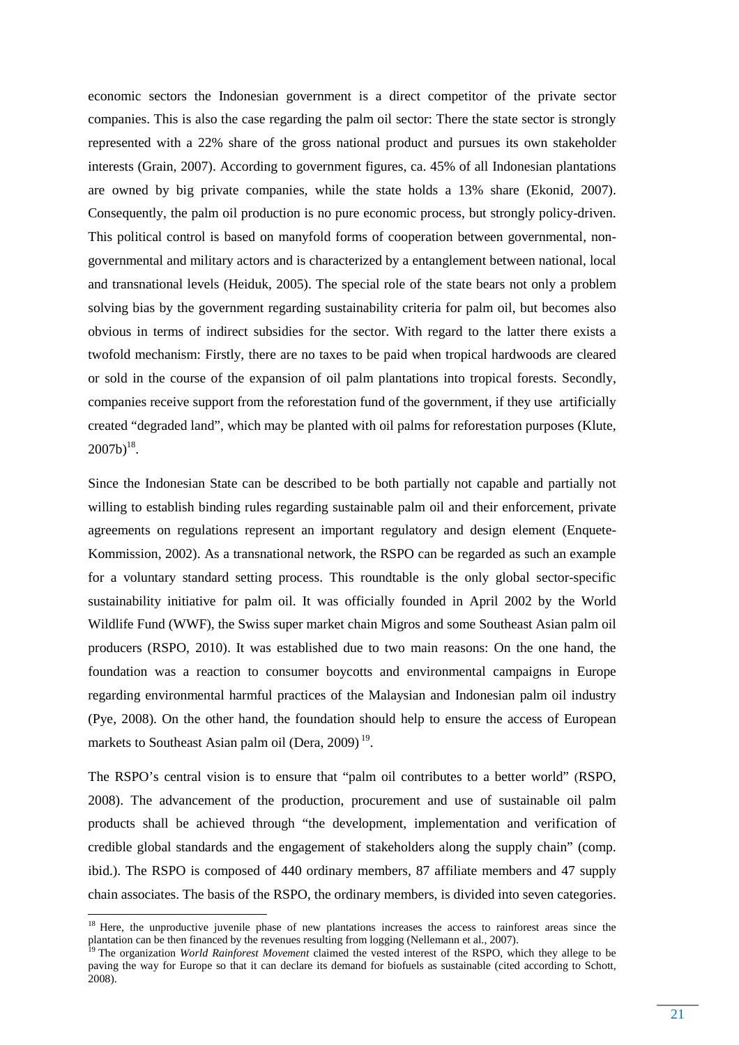economic sectors the Indonesian government is a direct competitor of the private sector companies. This is also the case regarding the palm oil sector: There the state sector is strongly represented with a 22% share of the gross national product and pursues its own stakeholder interests (Grain, 2007). According to government figures, ca. 45% of all Indonesian plantations are owned by big private companies, while the state holds a 13% share (Ekonid, 2007). Consequently, the palm oil production is no pure economic process, but strongly policy-driven. This political control is based on manyfold forms of cooperation between governmental, non-governmental and military actors and is characterized by a entanglement between national, local and transnational levels (Heiduk, 2005). The special role of the state bears not only a problem solving bias by the government regarding sustainability criteria for palm oil, but becomes also obvious in terms of indirect subsidies for the sector. With regard to the latter there exists a twofold mechanism: Firstly, there are no taxes to be paid when tropical hardwoods are cleared or sold in the course of the expansion of oil palm plantations into tropical forests. Secondly, companies receive support from the reforestation fund of the government, if they use artificially created "degraded land", which may be planted with oil palms for reforestation purposes (Klute, 2007b)[18].

Since the Indonesian State can be described to be both partially not capable and partially not willing to establish binding rules regarding sustainable palm oil and their enforcement, private agreements on regulations represent an important regulatory and design element (Enquete-Kommission, 2002). As a transnational network, the RSPO can be regarded as such an example for a voluntary standard setting process. This roundtable is the only global sector-specific sustainability initiative for palm oil. It was officially founded in April 2002 by the World Wildlife Fund (WWF), the Swiss super market chain Migros and some Southeast Asian palm oil producers (RSPO, 2010). It was established due to two main reasons: On the one hand, the foundation was a reaction to consumer boycotts and environmental campaigns in Europe regarding environmental harmful practices of the Malaysian and Indonesian palm oil industry (Pye, 2008). On the other hand, the foundation should help to ensure the access of European markets to Southeast Asian palm oil (Dera, 2009)[19].

The RSPO's central vision is to ensure that "palm oil contributes to a better world" (RSPO, 2008). The advancement of the production, procurement and use of sustainable oil palm products shall be achieved through "the development, implementation and verification of credible global standards and the engagement of stakeholders along the supply chain" (comp. ibid.). The RSPO is composed of 440 ordinary members, 87 affiliate members and 47 supply chain associates. The basis of the RSPO, the ordinary members, is divided into seven categories.

---

[18] Here, the unproductive juvenile phase of new plantations increases the access to rainforest areas since the plantation can be then financed by the revenues resulting from logging (Nellemann et al., 2007).

[19] The organization *World Rainforest Movement* claimed the vested interest of the RSPO, which they allege to be paving the way for Europe so that it can declare its demand for biofuels as sustainable (cited according to Schott, 2008).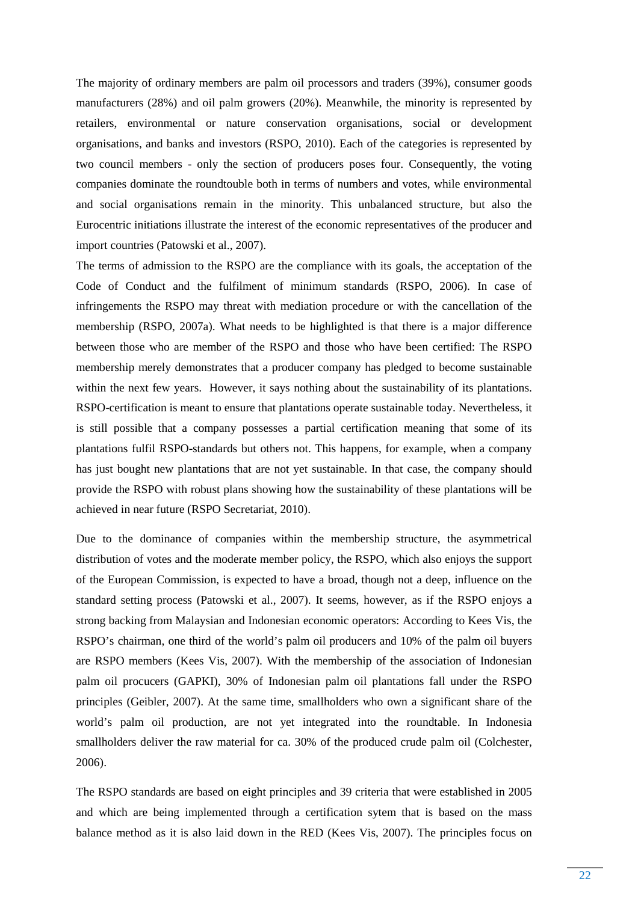The majority of ordinary members are palm oil processors and traders (39%), consumer goods manufacturers (28%) and oil palm growers (20%). Meanwhile, the minority is represented by retailers, environmental or nature conservation organisations, social or development organisations, and banks and investors (RSPO, 2010). Each of the categories is represented by two council members - only the section of producers poses four. Consequently, the voting companies dominate the roundtouble both in terms of numbers and votes, while environmental and social organisations remain in the minority. This unbalanced structure, but also the Eurocentric initiations illustrate the interest of the economic representatives of the producer and import countries (Patowski et al., 2007).

The terms of admission to the RSPO are the compliance with its goals, the acceptation of the Code of Conduct and the fulfilment of minimum standards (RSPO, 2006). In case of infringements the RSPO may threat with mediation procedure or with the cancellation of the membership (RSPO, 2007a). What needs to be highlighted is that there is a major difference between those who are member of the RSPO and those who have been certified: The RSPO membership merely demonstrates that a producer company has pledged to become sustainable within the next few years. However, it says nothing about the sustainability of its plantations. RSPO-certification is meant to ensure that plantations operate sustainable today. Nevertheless, it is still possible that a company possesses a partial certification meaning that some of its plantations fulfil RSPO-standards but others not. This happens, for example, when a company has just bought new plantations that are not yet sustainable. In that case, the company should provide the RSPO with robust plans showing how the sustainability of these plantations will be achieved in near future (RSPO Secretariat, 2010).

Due to the dominance of companies within the membership structure, the asymmetrical distribution of votes and the moderate member policy, the RSPO, which also enjoys the support of the European Commission, is expected to have a broad, though not a deep, influence on the standard setting process (Patowski et al., 2007). It seems, however, as if the RSPO enjoys a strong backing from Malaysian and Indonesian economic operators: According to Kees Vis, the RSPO's chairman, one third of the world's palm oil producers and 10% of the palm oil buyers are RSPO members (Kees Vis, 2007). With the membership of the association of Indonesian palm oil procucers (GAPKI), 30% of Indonesian palm oil plantations fall under the RSPO principles (Geibler, 2007). At the same time, smallholders who own a significant share of the world's palm oil production, are not yet integrated into the roundtable. In Indonesia smallholders deliver the raw material for ca. 30% of the produced crude palm oil (Colchester, 2006).

The RSPO standards are based on eight principles and 39 criteria that were established in 2005 and which are being implemented through a certification sytem that is based on the mass balance method as it is also laid down in the RED (Kees Vis, 2007). The principles focus on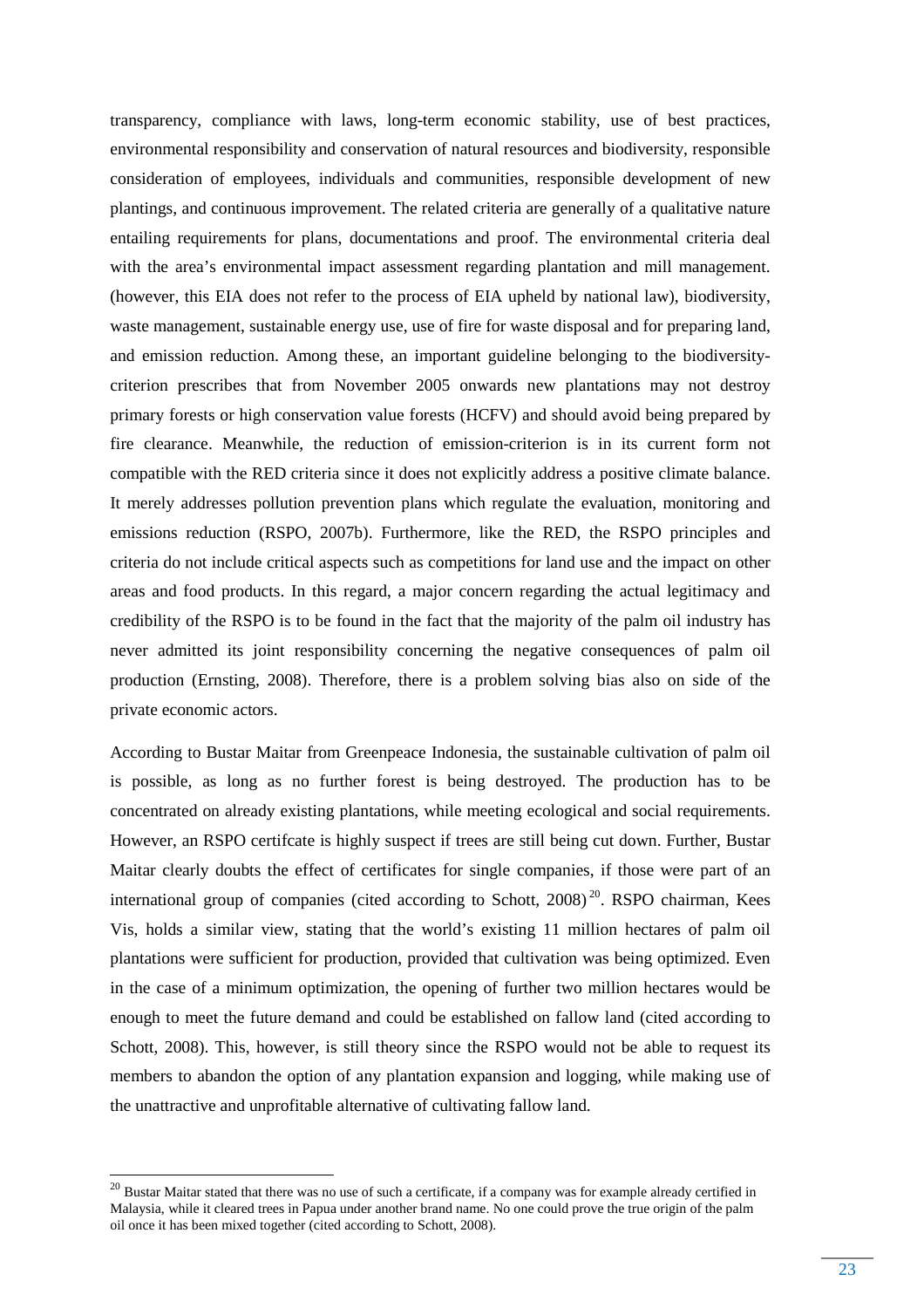transparency, compliance with laws, long-term economic stability, use of best practices, environmental responsibility and conservation of natural resources and biodiversity, responsible consideration of employees, individuals and communities, responsible development of new plantings, and continuous improvement. The related criteria are generally of a qualitative nature entailing requirements for plans, documentations and proof. The environmental criteria deal with the area's environmental impact assessment regarding plantation and mill management. (however, this EIA does not refer to the process of EIA upheld by national law), biodiversity, waste management, sustainable energy use, use of fire for waste disposal and for preparing land, and emission reduction. Among these, an important guideline belonging to the biodiversity-criterion prescribes that from November 2005 onwards new plantations may not destroy primary forests or high conservation value forests (HCFV) and should avoid being prepared by fire clearance. Meanwhile, the reduction of emission-criterion is in its current form not compatible with the RED criteria since it does not explicitly address a positive climate balance. It merely addresses pollution prevention plans which regulate the evaluation, monitoring and emissions reduction (RSPO, 2007b). Furthermore, like the RED, the RSPO principles and criteria do not include critical aspects such as competitions for land use and the impact on other areas and food products. In this regard, a major concern regarding the actual legitimacy and credibility of the RSPO is to be found in the fact that the majority of the palm oil industry has never admitted its joint responsibility concerning the negative consequences of palm oil production (Ernsting, 2008). Therefore, there is a problem solving bias also on side of the private economic actors.

According to Bustar Maitar from Greenpeace Indonesia, the sustainable cultivation of palm oil is possible, as long as no further forest is being destroyed. The production has to be concentrated on already existing plantations, while meeting ecological and social requirements. However, an RSPO certifcate is highly suspect if trees are still being cut down. Further, Bustar Maitar clearly doubts the effect of certificates for single companies, if those were part of an international group of companies (cited according to Schott, 2008)[20]. RSPO chairman, Kees Vis, holds a similar view, stating that the world's existing 11 million hectares of palm oil plantations were sufficient for production, provided that cultivation was being optimized. Even in the case of a minimum optimization, the opening of further two million hectares would be enough to meet the future demand and could be established on fallow land (cited according to Schott, 2008). This, however, is still theory since the RSPO would not be able to request its members to abandon the option of any plantation expansion and logging, while making use of the unattractive and unprofitable alternative of cultivating fallow land.

[20] Bustar Maitar stated that there was no use of such a certificate, if a company was for example already certified in Malaysia, while it cleared trees in Papua under another brand name. No one could prove the true origin of the palm oil once it has been mixed together (cited according to Schott, 2008).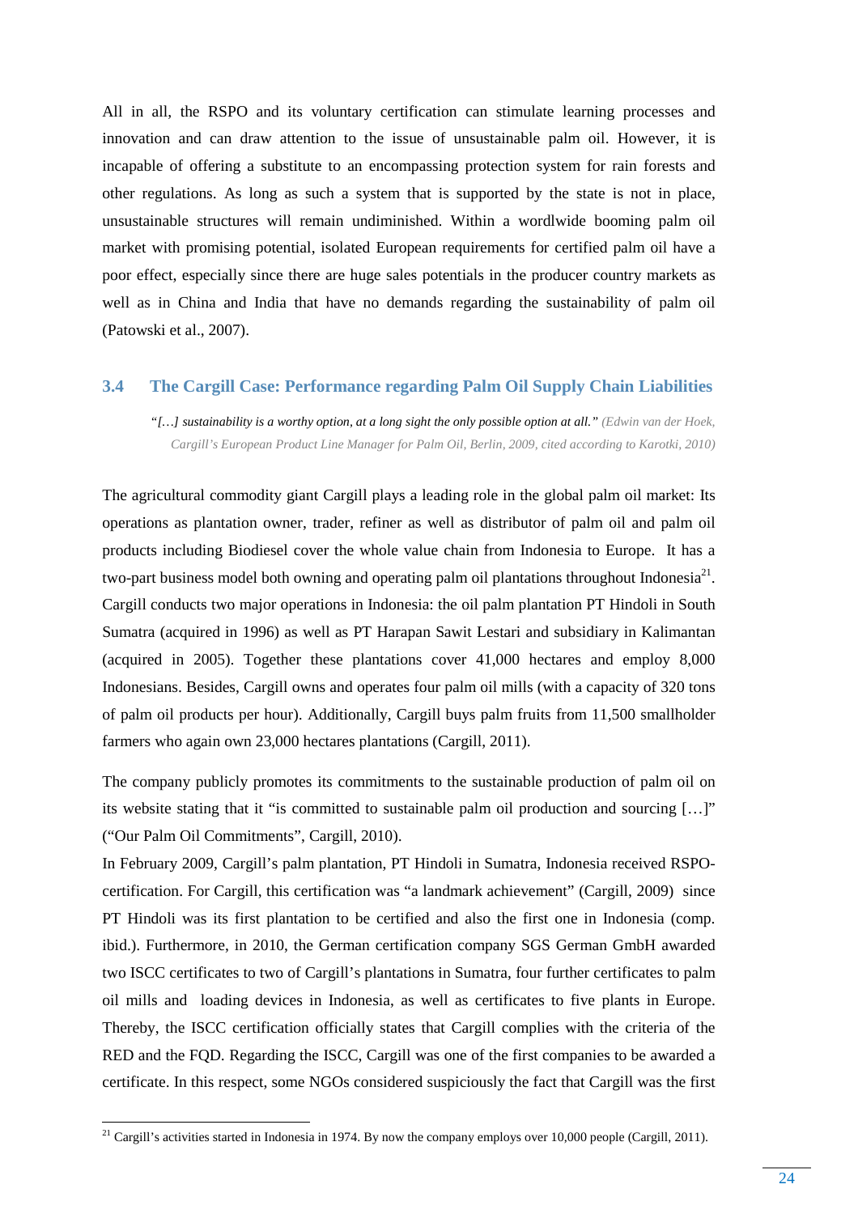All in all, the RSPO and its voluntary certification can stimulate learning processes and innovation and can draw attention to the issue of unsustainable palm oil. However, it is incapable of offering a substitute to an encompassing protection system for rain forests and other regulations. As long as such a system that is supported by the state is not in place, unsustainable structures will remain undiminished. Within a wordlwide booming palm oil market with promising potential, isolated European requirements for certified palm oil have a poor effect, especially since there are huge sales potentials in the producer country markets as well as in China and India that have no demands regarding the sustainability of palm oil (Patowski et al., 2007).

### 3.4 The Cargill Case: Performance regarding Palm Oil Supply Chain Liabilities

> *"[…] sustainability is a worthy option, at a long sight the only possible option at all."* (Edwin van der Hoek, Cargill's European Product Line Manager for Palm Oil, Berlin, 2009, cited according to Karotki, 2010)

The agricultural commodity giant Cargill plays a leading role in the global palm oil market: Its operations as plantation owner, trader, refiner as well as distributor of palm oil and palm oil products including Biodiesel cover the whole value chain from Indonesia to Europe. It has a two-part business model both owning and operating palm oil plantations throughout Indonesia[21]. Cargill conducts two major operations in Indonesia: the oil palm plantation PT Hindoli in South Sumatra (acquired in 1996) as well as PT Harapan Sawit Lestari and subsidiary in Kalimantan (acquired in 2005). Together these plantations cover 41,000 hectares and employ 8,000 Indonesians. Besides, Cargill owns and operates four palm oil mills (with a capacity of 320 tons of palm oil products per hour). Additionally, Cargill buys palm fruits from 11,500 smallholder farmers who again own 23,000 hectares plantations (Cargill, 2011).

The company publicly promotes its commitments to the sustainable production of palm oil on its website stating that it "is committed to sustainable palm oil production and sourcing […]" ("Our Palm Oil Commitments", Cargill, 2010).

In February 2009, Cargill's palm plantation, PT Hindoli in Sumatra, Indonesia received RSPO-certification. For Cargill, this certification was "a landmark achievement" (Cargill, 2009) since PT Hindoli was its first plantation to be certified and also the first one in Indonesia (comp. ibid.). Furthermore, in 2010, the German certification company SGS German GmbH awarded two ISCC certificates to two of Cargill's plantations in Sumatra, four further certificates to palm oil mills and loading devices in Indonesia, as well as certificates to five plants in Europe. Thereby, the ISCC certification officially states that Cargill complies with the criteria of the RED and the FQD. Regarding the ISCC, Cargill was one of the first companies to be awarded a certificate. In this respect, some NGOs considered suspiciously the fact that Cargill was the first

---

[21] Cargill's activities started in Indonesia in 1974. By now the company employs over 10,000 people (Cargill, 2011).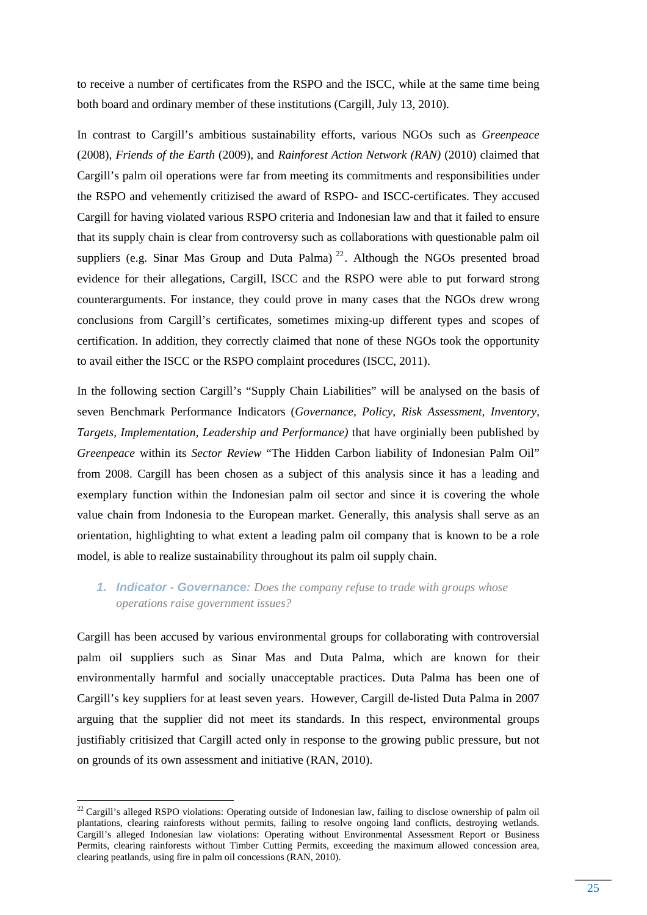to receive a number of certificates from the RSPO and the ISCC, while at the same time being both board and ordinary member of these institutions (Cargill, July 13, 2010).

In contrast to Cargill's ambitious sustainability efforts, various NGOs such as *Greenpeace* (2008), *Friends of the Earth* (2009), and *Rainforest Action Network (RAN)* (2010) claimed that Cargill's palm oil operations were far from meeting its commitments and responsibilities under the RSPO and vehemently critizised the award of RSPO- and ISCC-certificates. They accused Cargill for having violated various RSPO criteria and Indonesian law and that it failed to ensure that its supply chain is clear from controversy such as collaborations with questionable palm oil suppliers (e.g. Sinar Mas Group and Duta Palma) [22]. Although the NGOs presented broad evidence for their allegations, Cargill, ISCC and the RSPO were able to put forward strong counterarguments. For instance, they could prove in many cases that the NGOs drew wrong conclusions from Cargill's certificates, sometimes mixing-up different types and scopes of certification. In addition, they correctly claimed that none of these NGOs took the opportunity to avail either the ISCC or the RSPO complaint procedures (ISCC, 2011).

In the following section Cargill's "Supply Chain Liabilities" will be analysed on the basis of seven Benchmark Performance Indicators (*Governance, Policy, Risk Assessment, Inventory, Targets, Implementation, Leadership and Performance)* that have orginially been published by *Greenpeace* within its *Sector Review* "The Hidden Carbon liability of Indonesian Palm Oil" from 2008. Cargill has been chosen as a subject of this analysis since it has a leading and exemplary function within the Indonesian palm oil sector and since it is covering the whole value chain from Indonesia to the European market. Generally, this analysis shall serve as an orientation, highlighting to what extent a leading palm oil company that is known to be a role model, is able to realize sustainability throughout its palm oil supply chain.

1. ***Indicator - Governance:*** *Does the company refuse to trade with groups whose operations raise government issues?*

Cargill has been accused by various environmental groups for collaborating with controversial palm oil suppliers such as Sinar Mas and Duta Palma, which are known for their environmentally harmful and socially unacceptable practices. Duta Palma has been one of Cargill's key suppliers for at least seven years. However, Cargill de-listed Duta Palma in 2007 arguing that the supplier did not meet its standards. In this respect, environmental groups justifiably critizised that Cargill acted only in response to the growing public pressure, but not on grounds of its own assessment and initiative (RAN, 2010).

---

[22] Cargill's alleged RSPO violations: Operating outside of Indonesian law, failing to disclose ownership of palm oil plantations, clearing rainforests without permits, failing to resolve ongoing land conflicts, destroying wetlands. Cargill's alleged Indonesian law violations: Operating without Environmental Assessment Report or Business Permits, clearing rainforests without Timber Cutting Permits, exceeding the maximum allowed concession area, clearing peatlands, using fire in palm oil concessions (RAN, 2010).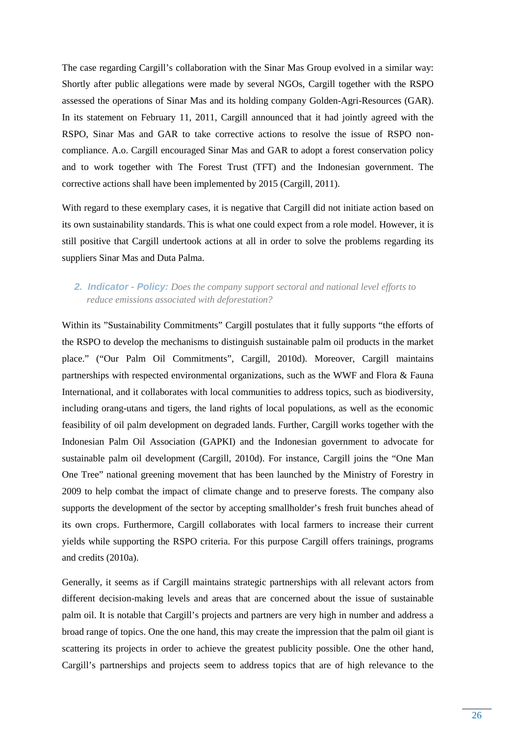The case regarding Cargill's collaboration with the Sinar Mas Group evolved in a similar way: Shortly after public allegations were made by several NGOs, Cargill together with the RSPO assessed the operations of Sinar Mas and its holding company Golden-Agri-Resources (GAR). In its statement on February 11, 2011, Cargill announced that it had jointly agreed with the RSPO, Sinar Mas and GAR to take corrective actions to resolve the issue of RSPO non-compliance. A.o. Cargill encouraged Sinar Mas and GAR to adopt a forest conservation policy and to work together with The Forest Trust (TFT) and the Indonesian government. The corrective actions shall have been implemented by 2015 (Cargill, 2011).

With regard to these exemplary cases, it is negative that Cargill did not initiate action based on its own sustainability standards. This is what one could expect from a role model. However, it is still positive that Cargill undertook actions at all in order to solve the problems regarding its suppliers Sinar Mas and Duta Palma.

### 2. **Indicator - Policy:** *Does the company support sectoral and national level efforts to reduce emissions associated with deforestation?*

Within its "Sustainability Commitments" Cargill postulates that it fully supports "the efforts of the RSPO to develop the mechanisms to distinguish sustainable palm oil products in the market place." ("Our Palm Oil Commitments", Cargill, 2010d). Moreover, Cargill maintains partnerships with respected environmental organizations, such as the WWF and Flora & Fauna International, and it collaborates with local communities to address topics, such as biodiversity, including orang-utans and tigers, the land rights of local populations, as well as the economic feasibility of oil palm development on degraded lands. Further, Cargill works together with the Indonesian Palm Oil Association (GAPKI) and the Indonesian government to advocate for sustainable palm oil development (Cargill, 2010d). For instance, Cargill joins the "One Man One Tree" national greening movement that has been launched by the Ministry of Forestry in 2009 to help combat the impact of climate change and to preserve forests. The company also supports the development of the sector by accepting smallholder's fresh fruit bunches ahead of its own crops. Furthermore, Cargill collaborates with local farmers to increase their current yields while supporting the RSPO criteria. For this purpose Cargill offers trainings, programs and credits (2010a).

Generally, it seems as if Cargill maintains strategic partnerships with all relevant actors from different decision-making levels and areas that are concerned about the issue of sustainable palm oil. It is notable that Cargill's projects and partners are very high in number and address a broad range of topics. One the one hand, this may create the impression that the palm oil giant is scattering its projects in order to achieve the greatest publicity possible. One the other hand, Cargill's partnerships and projects seem to address topics that are of high relevance to the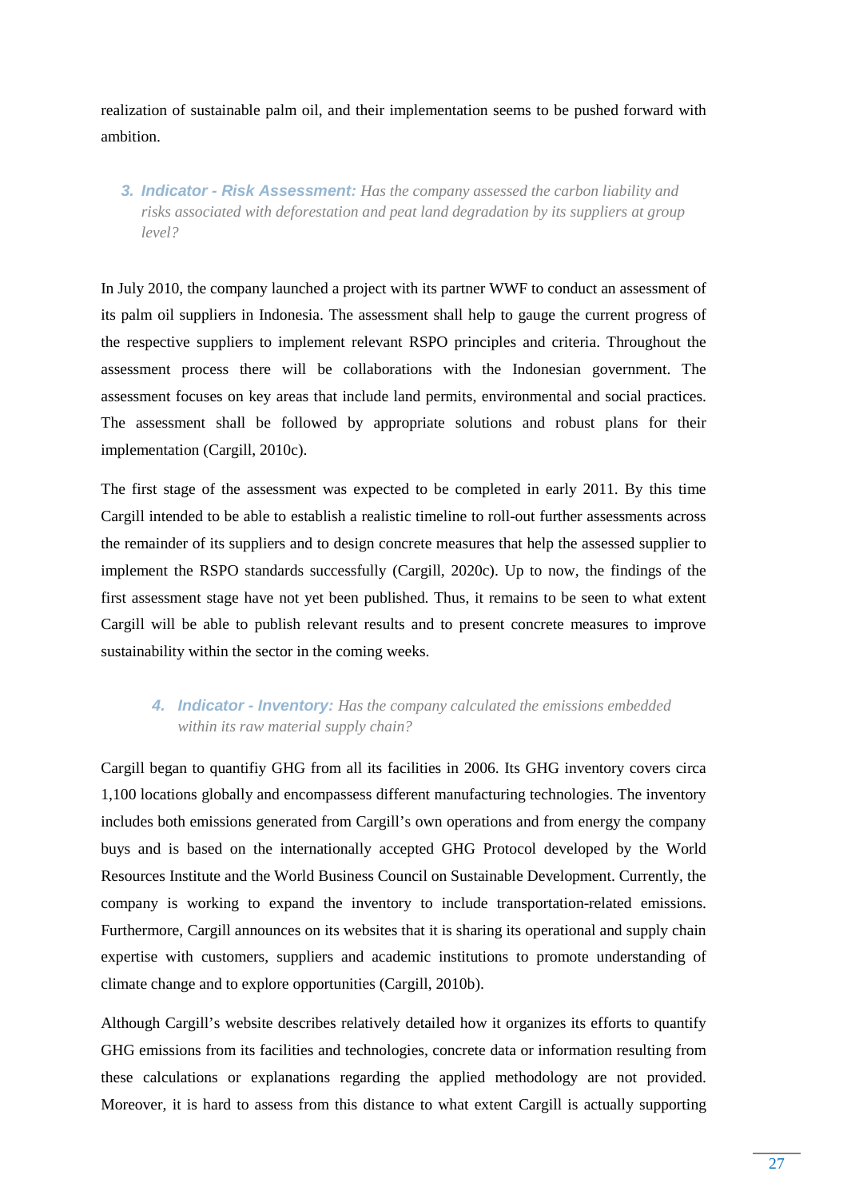realization of sustainable palm oil, and their implementation seems to be pushed forward with ambition.

3. ***Indicator - Risk Assessment:*** *Has the company assessed the carbon liability and risks associated with deforestation and peat land degradation by its suppliers at group level?*

In July 2010, the company launched a project with its partner WWF to conduct an assessment of its palm oil suppliers in Indonesia. The assessment shall help to gauge the current progress of the respective suppliers to implement relevant RSPO principles and criteria. Throughout the assessment process there will be collaborations with the Indonesian government. The assessment focuses on key areas that include land permits, environmental and social practices. The assessment shall be followed by appropriate solutions and robust plans for their implementation (Cargill, 2010c).

The first stage of the assessment was expected to be completed in early 2011. By this time Cargill intended to be able to establish a realistic timeline to roll-out further assessments across the remainder of its suppliers and to design concrete measures that help the assessed supplier to implement the RSPO standards successfully (Cargill, 2020c). Up to now, the findings of the first assessment stage have not yet been published. Thus, it remains to be seen to what extent Cargill will be able to publish relevant results and to present concrete measures to improve sustainability within the sector in the coming weeks.

4. ***Indicator - Inventory:*** *Has the company calculated the emissions embedded within its raw material supply chain?*

Cargill began to quantifiy GHG from all its facilities in 2006. Its GHG inventory covers circa 1,100 locations globally and encompassess different manufacturing technologies. The inventory includes both emissions generated from Cargill's own operations and from energy the company buys and is based on the internationally accepted GHG Protocol developed by the World Resources Institute and the World Business Council on Sustainable Development. Currently, the company is working to expand the inventory to include transportation-related emissions. Furthermore, Cargill announces on its websites that it is sharing its operational and supply chain expertise with customers, suppliers and academic institutions to promote understanding of climate change and to explore opportunities (Cargill, 2010b).

Although Cargill's website describes relatively detailed how it organizes its efforts to quantify GHG emissions from its facilities and technologies, concrete data or information resulting from these calculations or explanations regarding the applied methodology are not provided. Moreover, it is hard to assess from this distance to what extent Cargill is actually supporting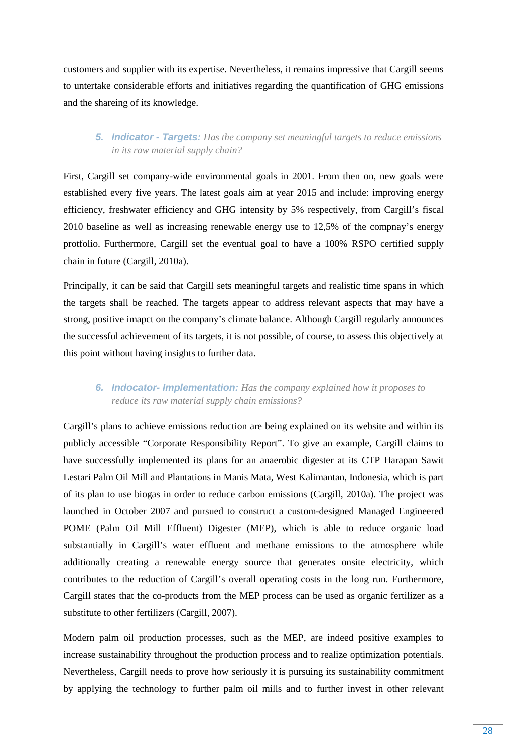customers and supplier with its expertise. Nevertheless, it remains impressive that Cargill seems to untertake considerable efforts and initiatives regarding the quantification of GHG emissions and the shareing of its knowledge.

5. ***Indicator - Targets:*** *Has the company set meaningful targets to reduce emissions in its raw material supply chain?*

First, Cargill set company-wide environmental goals in 2001. From then on, new goals were established every five years. The latest goals aim at year 2015 and include: improving energy efficiency, freshwater efficiency and GHG intensity by 5% respectively, from Cargill's fiscal 2010 baseline as well as increasing renewable energy use to 12,5% of the compnay's energy protfolio. Furthermore, Cargill set the eventual goal to have a 100% RSPO certified supply chain in future (Cargill, 2010a).

Principally, it can be said that Cargill sets meaningful targets and realistic time spans in which the targets shall be reached. The targets appear to address relevant aspects that may have a strong, positive imapct on the company's climate balance. Although Cargill regularly announces the successful achievement of its targets, it is not possible, of course, to assess this objectively at this point without having insights to further data.

6. ***Indocator- Implementation:*** *Has the company explained how it proposes to reduce its raw material supply chain emissions?*

Cargill's plans to achieve emissions reduction are being explained on its website and within its publicly accessible "Corporate Responsibility Report". To give an example, Cargill claims to have successfully implemented its plans for an anaerobic digester at its CTP Harapan Sawit Lestari Palm Oil Mill and Plantations in Manis Mata, West Kalimantan, Indonesia, which is part of its plan to use biogas in order to reduce carbon emissions (Cargill, 2010a). The project was launched in October 2007 and pursued to construct a custom-designed Managed Engineered POME (Palm Oil Mill Effluent) Digester (MEP), which is able to reduce organic load substantially in Cargill's water effluent and methane emissions to the atmosphere while additionally creating a renewable energy source that generates onsite electricity, which contributes to the reduction of Cargill's overall operating costs in the long run. Furthermore, Cargill states that the co-products from the MEP process can be used as organic fertilizer as a substitute to other fertilizers (Cargill, 2007).

Modern palm oil production processes, such as the MEP, are indeed positive examples to increase sustainability throughout the production process and to realize optimization potentials. Nevertheless, Cargill needs to prove how seriously it is pursuing its sustainability commitment by applying the technology to further palm oil mills and to further invest in other relevant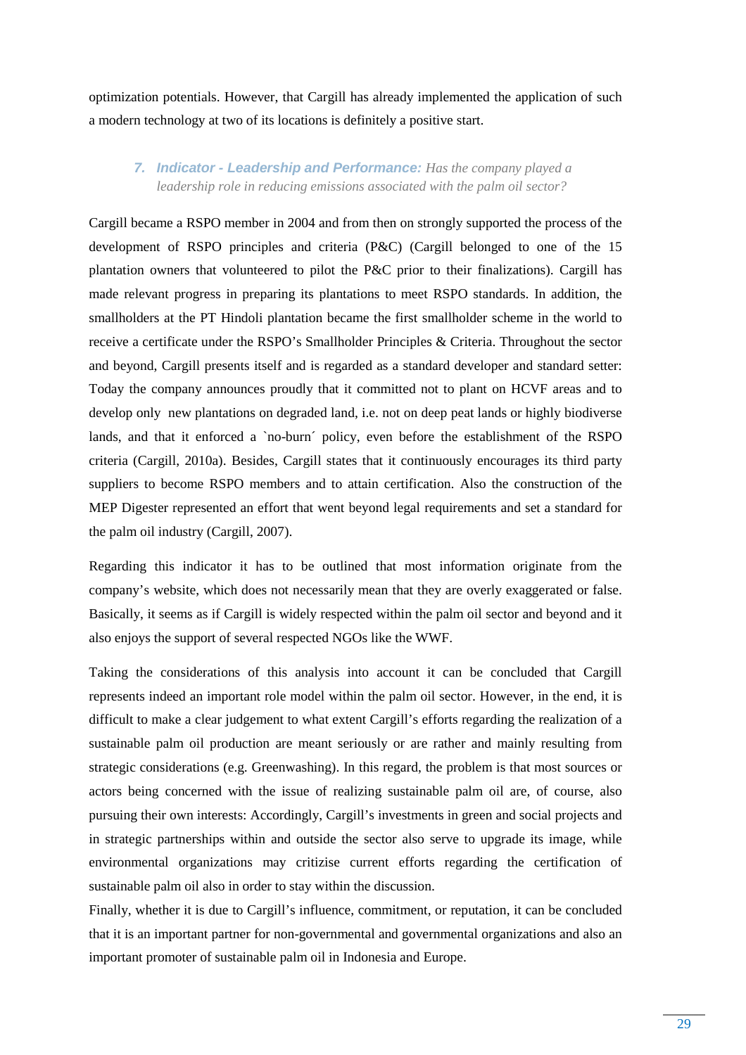optimization potentials. However, that Cargill has already implemented the application of such a modern technology at two of its locations is definitely a positive start.

7. ***Indicator - Leadership and Performance:*** *Has the company played a leadership role in reducing emissions associated with the palm oil sector?*

Cargill became a RSPO member in 2004 and from then on strongly supported the process of the development of RSPO principles and criteria (P&C) (Cargill belonged to one of the 15 plantation owners that volunteered to pilot the P&C prior to their finalizations). Cargill has made relevant progress in preparing its plantations to meet RSPO standards. In addition, the smallholders at the PT Hindoli plantation became the first smallholder scheme in the world to receive a certificate under the RSPO's Smallholder Principles & Criteria. Throughout the sector and beyond, Cargill presents itself and is regarded as a standard developer and standard setter: Today the company announces proudly that it committed not to plant on HCVF areas and to develop only new plantations on degraded land, i.e. not on deep peat lands or highly biodiverse lands, and that it enforced a `no-burn´ policy, even before the establishment of the RSPO criteria (Cargill, 2010a). Besides, Cargill states that it continuously encourages its third party suppliers to become RSPO members and to attain certification. Also the construction of the MEP Digester represented an effort that went beyond legal requirements and set a standard for the palm oil industry (Cargill, 2007).

Regarding this indicator it has to be outlined that most information originate from the company's website, which does not necessarily mean that they are overly exaggerated or false. Basically, it seems as if Cargill is widely respected within the palm oil sector and beyond and it also enjoys the support of several respected NGOs like the WWF.

Taking the considerations of this analysis into account it can be concluded that Cargill represents indeed an important role model within the palm oil sector. However, in the end, it is difficult to make a clear judgement to what extent Cargill's efforts regarding the realization of a sustainable palm oil production are meant seriously or are rather and mainly resulting from strategic considerations (e.g. Greenwashing). In this regard, the problem is that most sources or actors being concerned with the issue of realizing sustainable palm oil are, of course, also pursuing their own interests: Accordingly, Cargill's investments in green and social projects and in strategic partnerships within and outside the sector also serve to upgrade its image, while environmental organizations may critizise current efforts regarding the certification of sustainable palm oil also in order to stay within the discussion.

Finally, whether it is due to Cargill's influence, commitment, or reputation, it can be concluded that it is an important partner for non-governmental and governmental organizations and also an important promoter of sustainable palm oil in Indonesia and Europe.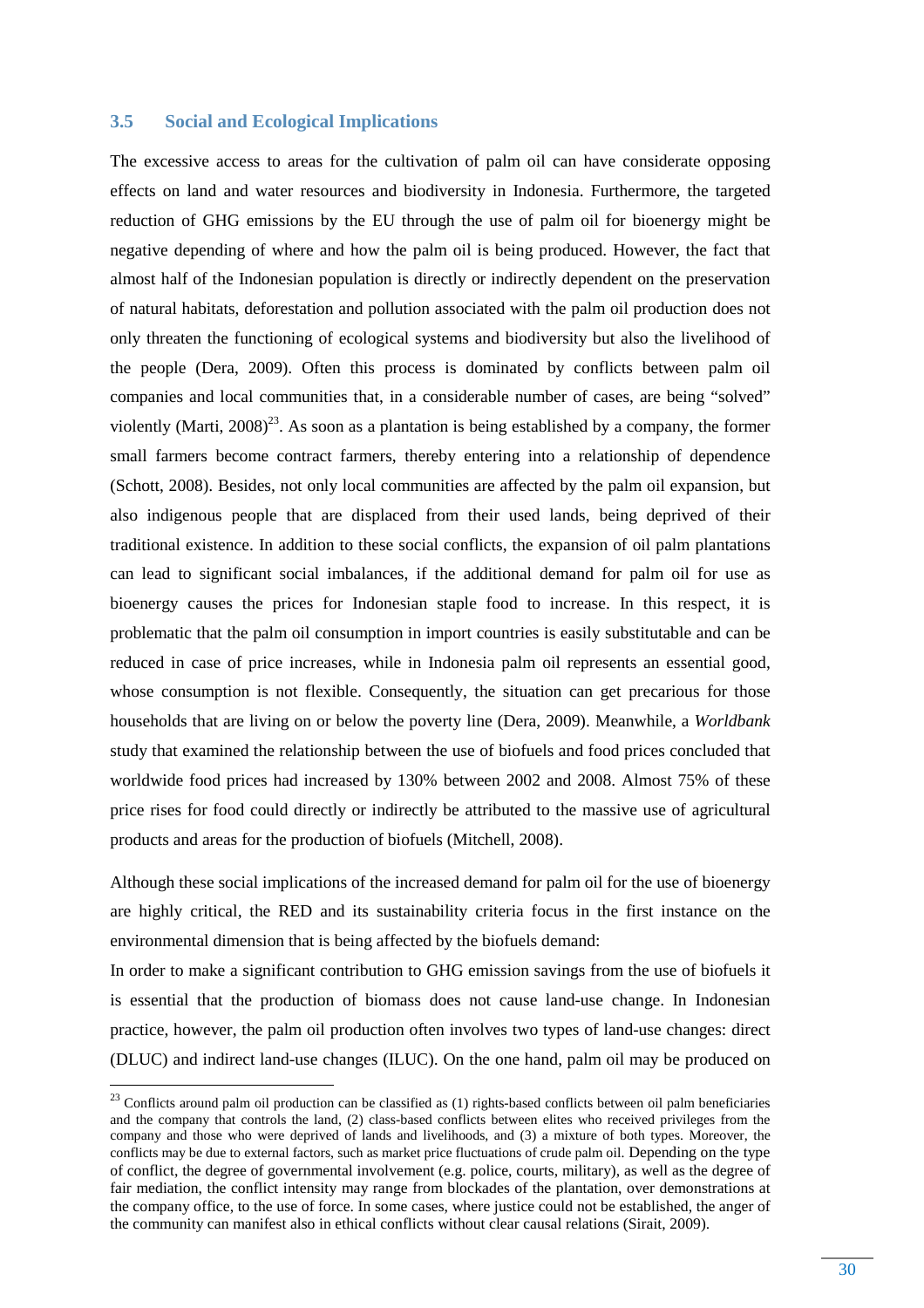## 3.5 Social and Ecological Implications

The excessive access to areas for the cultivation of palm oil can have considerate opposing effects on land and water resources and biodiversity in Indonesia. Furthermore, the targeted reduction of GHG emissions by the EU through the use of palm oil for bioenergy might be negative depending of where and how the palm oil is being produced. However, the fact that almost half of the Indonesian population is directly or indirectly dependent on the preservation of natural habitats, deforestation and pollution associated with the palm oil production does not only threaten the functioning of ecological systems and biodiversity but also the livelihood of the people (Dera, 2009). Often this process is dominated by conflicts between palm oil companies and local communities that, in a considerable number of cases, are being "solved" violently (Marti, 2008)[23]. As soon as a plantation is being established by a company, the former small farmers become contract farmers, thereby entering into a relationship of dependence (Schott, 2008). Besides, not only local communities are affected by the palm oil expansion, but also indigenous people that are displaced from their used lands, being deprived of their traditional existence. In addition to these social conflicts, the expansion of oil palm plantations can lead to significant social imbalances, if the additional demand for palm oil for use as bioenergy causes the prices for Indonesian staple food to increase. In this respect, it is problematic that the palm oil consumption in import countries is easily substitutable and can be reduced in case of price increases, while in Indonesia palm oil represents an essential good, whose consumption is not flexible. Consequently, the situation can get precarious for those households that are living on or below the poverty line (Dera, 2009). Meanwhile, a *Worldbank* study that examined the relationship between the use of biofuels and food prices concluded that worldwide food prices had increased by 130% between 2002 and 2008. Almost 75% of these price rises for food could directly or indirectly be attributed to the massive use of agricultural products and areas for the production of biofuels (Mitchell, 2008).

Although these social implications of the increased demand for palm oil for the use of bioenergy are highly critical, the RED and its sustainability criteria focus in the first instance on the environmental dimension that is being affected by the biofuels demand:

In order to make a significant contribution to GHG emission savings from the use of biofuels it is essential that the production of biomass does not cause land-use change. In Indonesian practice, however, the palm oil production often involves two types of land-use changes: direct (DLUC) and indirect land-use changes (ILUC). On the one hand, palm oil may be produced on

[23] Conflicts around palm oil production can be classified as (1) rights-based conflicts between oil palm beneficiaries and the company that controls the land, (2) class-based conflicts between elites who received privileges from the company and those who were deprived of lands and livelihoods, and (3) a mixture of both types. Moreover, the conflicts may be due to external factors, such as market price fluctuations of crude palm oil. Depending on the type of conflict, the degree of governmental involvement (e.g. police, courts, military), as well as the degree of fair mediation, the conflict intensity may range from blockades of the plantation, over demonstrations at the company office, to the use of force. In some cases, where justice could not be established, the anger of the community can manifest also in ethical conflicts without clear causal relations (Sirait, 2009).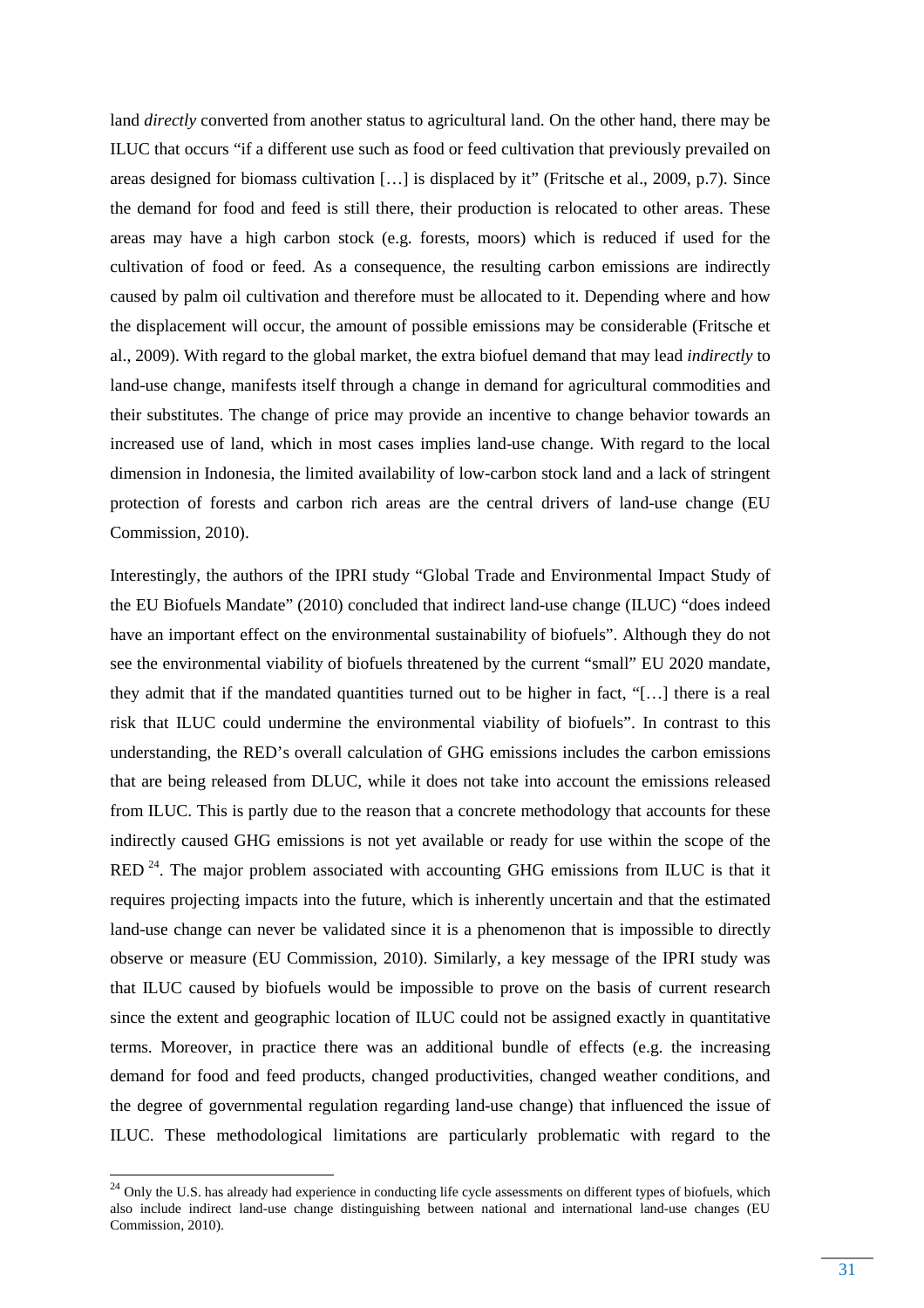land *directly* converted from another status to agricultural land. On the other hand, there may be ILUC that occurs "if a different use such as food or feed cultivation that previously prevailed on areas designed for biomass cultivation […] is displaced by it" (Fritsche et al., 2009, p.7). Since the demand for food and feed is still there, their production is relocated to other areas. These areas may have a high carbon stock (e.g. forests, moors) which is reduced if used for the cultivation of food or feed. As a consequence, the resulting carbon emissions are indirectly caused by palm oil cultivation and therefore must be allocated to it. Depending where and how the displacement will occur, the amount of possible emissions may be considerable (Fritsche et al., 2009). With regard to the global market, the extra biofuel demand that may lead *indirectly* to land-use change, manifests itself through a change in demand for agricultural commodities and their substitutes. The change of price may provide an incentive to change behavior towards an increased use of land, which in most cases implies land-use change. With regard to the local dimension in Indonesia, the limited availability of low-carbon stock land and a lack of stringent protection of forests and carbon rich areas are the central drivers of land-use change (EU Commission, 2010).

Interestingly, the authors of the IPRI study "Global Trade and Environmental Impact Study of the EU Biofuels Mandate" (2010) concluded that indirect land-use change (ILUC) "does indeed have an important effect on the environmental sustainability of biofuels". Although they do not see the environmental viability of biofuels threatened by the current "small" EU 2020 mandate, they admit that if the mandated quantities turned out to be higher in fact, "[…] there is a real risk that ILUC could undermine the environmental viability of biofuels". In contrast to this understanding, the RED's overall calculation of GHG emissions includes the carbon emissions that are being released from DLUC, while it does not take into account the emissions released from ILUC. This is partly due to the reason that a concrete methodology that accounts for these indirectly caused GHG emissions is not yet available or ready for use within the scope of the RED [24]. The major problem associated with accounting GHG emissions from ILUC is that it requires projecting impacts into the future, which is inherently uncertain and that the estimated land-use change can never be validated since it is a phenomenon that is impossible to directly observe or measure (EU Commission, 2010). Similarly, a key message of the IPRI study was that ILUC caused by biofuels would be impossible to prove on the basis of current research since the extent and geographic location of ILUC could not be assigned exactly in quantitative terms. Moreover, in practice there was an additional bundle of effects (e.g. the increasing demand for food and feed products, changed productivities, changed weather conditions, and the degree of governmental regulation regarding land-use change) that influenced the issue of ILUC. These methodological limitations are particularly problematic with regard to the

[24] Only the U.S. has already had experience in conducting life cycle assessments on different types of biofuels, which also include indirect land-use change distinguishing between national and international land-use changes (EU Commission, 2010).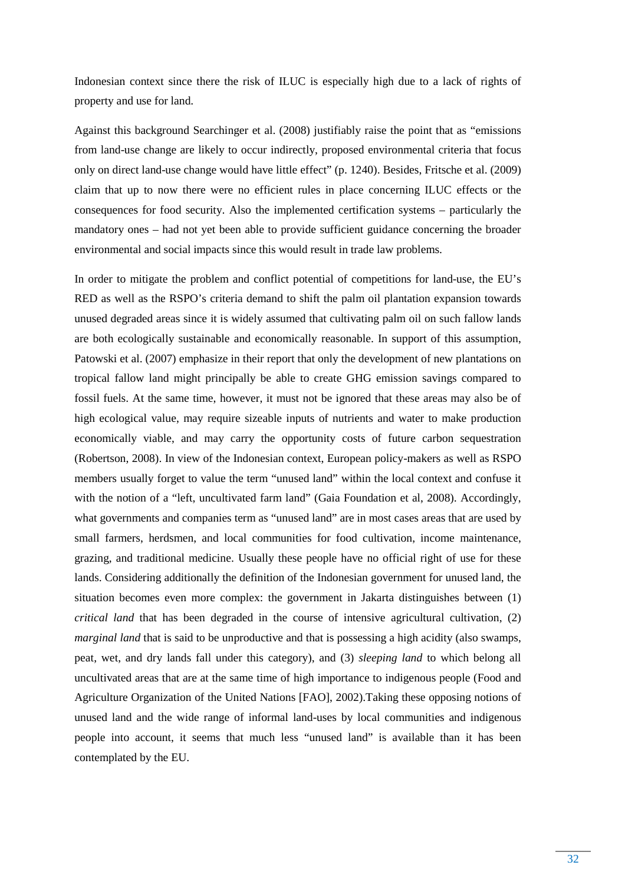Indonesian context since there the risk of ILUC is especially high due to a lack of rights of property and use for land.

Against this background Searchinger et al. (2008) justifiably raise the point that as "emissions from land-use change are likely to occur indirectly, proposed environmental criteria that focus only on direct land-use change would have little effect" (p. 1240). Besides, Fritsche et al. (2009) claim that up to now there were no efficient rules in place concerning ILUC effects or the consequences for food security. Also the implemented certification systems – particularly the mandatory ones – had not yet been able to provide sufficient guidance concerning the broader environmental and social impacts since this would result in trade law problems.

In order to mitigate the problem and conflict potential of competitions for land-use, the EU's RED as well as the RSPO's criteria demand to shift the palm oil plantation expansion towards unused degraded areas since it is widely assumed that cultivating palm oil on such fallow lands are both ecologically sustainable and economically reasonable. In support of this assumption, Patowski et al. (2007) emphasize in their report that only the development of new plantations on tropical fallow land might principally be able to create GHG emission savings compared to fossil fuels. At the same time, however, it must not be ignored that these areas may also be of high ecological value, may require sizeable inputs of nutrients and water to make production economically viable, and may carry the opportunity costs of future carbon sequestration (Robertson, 2008). In view of the Indonesian context, European policy-makers as well as RSPO members usually forget to value the term "unused land" within the local context and confuse it with the notion of a "left, uncultivated farm land" (Gaia Foundation et al, 2008). Accordingly, what governments and companies term as "unused land" are in most cases areas that are used by small farmers, herdsmen, and local communities for food cultivation, income maintenance, grazing, and traditional medicine. Usually these people have no official right of use for these lands. Considering additionally the definition of the Indonesian government for unused land, the situation becomes even more complex: the government in Jakarta distinguishes between (1) *critical land* that has been degraded in the course of intensive agricultural cultivation, (2) *marginal land* that is said to be unproductive and that is possessing a high acidity (also swamps, peat, wet, and dry lands fall under this category), and (3) *sleeping land* to which belong all uncultivated areas that are at the same time of high importance to indigenous people (Food and Agriculture Organization of the United Nations [FAO], 2002).Taking these opposing notions of unused land and the wide range of informal land-uses by local communities and indigenous people into account, it seems that much less "unused land" is available than it has been contemplated by the EU.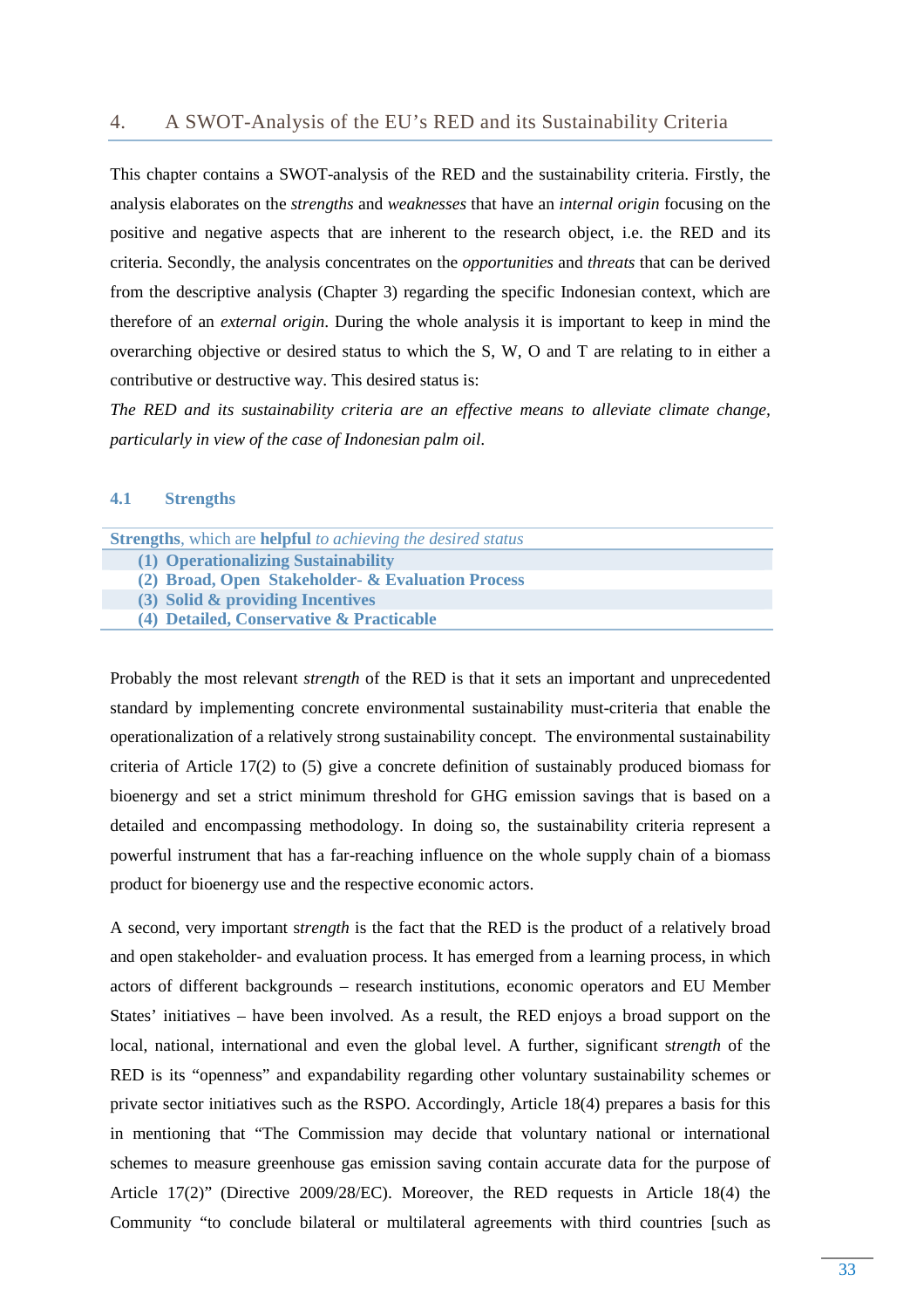## 4. A SWOT-Analysis of the EU's RED and its Sustainability Criteria

This chapter contains a SWOT-analysis of the RED and the sustainability criteria. Firstly, the analysis elaborates on the *strengths* and *weaknesses* that have an *internal origin* focusing on the positive and negative aspects that are inherent to the research object, i.e. the RED and its criteria. Secondly, the analysis concentrates on the *opportunities* and *threats* that can be derived from the descriptive analysis (Chapter 3) regarding the specific Indonesian context, which are therefore of an *external origin*. During the whole analysis it is important to keep in mind the overarching objective or desired status to which the S, W, O and T are relating to in either a contributive or destructive way. This desired status is:

*The RED and its sustainability criteria are an effective means to alleviate climate change, particularly in view of the case of Indonesian palm oil.*

### 4.1 Strengths

| **Strengths**, which are **helpful** *to achieving the desired status* |
|---|
| **(1) Operationalizing Sustainability** |
| **(2) Broad, Open Stakeholder- & Evaluation Process** |
| **(3) Solid & providing Incentives** |
| **(4) Detailed, Conservative & Practicable** |

Probably the most relevant *strength* of the RED is that it sets an important and unprecedented standard by implementing concrete environmental sustainability must-criteria that enable the operationalization of a relatively strong sustainability concept. The environmental sustainability criteria of Article 17(2) to (5) give a concrete definition of sustainably produced biomass for bioenergy and set a strict minimum threshold for GHG emission savings that is based on a detailed and encompassing methodology. In doing so, the sustainability criteria represent a powerful instrument that has a far-reaching influence on the whole supply chain of a biomass product for bioenergy use and the respective economic actors.

A second, very important s*trength* is the fact that the RED is the product of a relatively broad and open stakeholder- and evaluation process. It has emerged from a learning process, in which actors of different backgrounds – research institutions, economic operators and EU Member States' initiatives – have been involved. As a result, the RED enjoys a broad support on the local, national, international and even the global level. A further, significant s*trength* of the RED is its "openness" and expandability regarding other voluntary sustainability schemes or private sector initiatives such as the RSPO. Accordingly, Article 18(4) prepares a basis for this in mentioning that "The Commission may decide that voluntary national or international schemes to measure greenhouse gas emission saving contain accurate data for the purpose of Article 17(2)" (Directive 2009/28/EC). Moreover, the RED requests in Article 18(4) the Community "to conclude bilateral or multilateral agreements with third countries [such as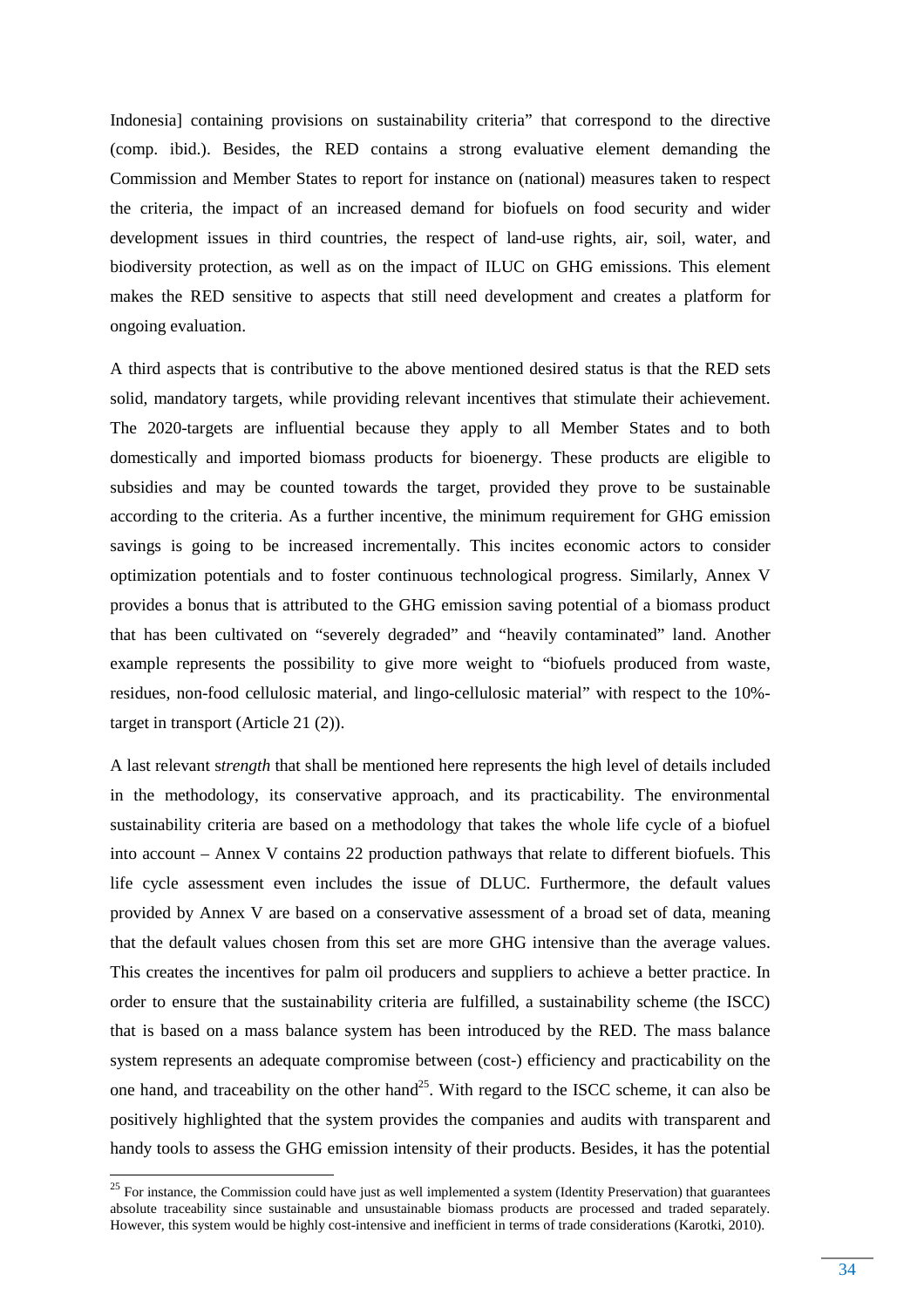Indonesia] containing provisions on sustainability criteria" that correspond to the directive (comp. ibid.). Besides, the RED contains a strong evaluative element demanding the Commission and Member States to report for instance on (national) measures taken to respect the criteria, the impact of an increased demand for biofuels on food security and wider development issues in third countries, the respect of land-use rights, air, soil, water, and biodiversity protection, as well as on the impact of ILUC on GHG emissions. This element makes the RED sensitive to aspects that still need development and creates a platform for ongoing evaluation.

A third aspects that is contributive to the above mentioned desired status is that the RED sets solid, mandatory targets, while providing relevant incentives that stimulate their achievement. The 2020-targets are influential because they apply to all Member States and to both domestically and imported biomass products for bioenergy. These products are eligible to subsidies and may be counted towards the target, provided they prove to be sustainable according to the criteria. As a further incentive, the minimum requirement for GHG emission savings is going to be increased incrementally. This incites economic actors to consider optimization potentials and to foster continuous technological progress. Similarly, Annex V provides a bonus that is attributed to the GHG emission saving potential of a biomass product that has been cultivated on "severely degraded" and "heavily contaminated" land. Another example represents the possibility to give more weight to "biofuels produced from waste, residues, non-food cellulosic material, and lingo-cellulosic material" with respect to the 10%-target in transport (Article 21 (2)).

A last relevant s*trength* that shall be mentioned here represents the high level of details included in the methodology, its conservative approach, and its practicability. The environmental sustainability criteria are based on a methodology that takes the whole life cycle of a biofuel into account – Annex V contains 22 production pathways that relate to different biofuels. This life cycle assessment even includes the issue of DLUC. Furthermore, the default values provided by Annex V are based on a conservative assessment of a broad set of data, meaning that the default values chosen from this set are more GHG intensive than the average values. This creates the incentives for palm oil producers and suppliers to achieve a better practice. In order to ensure that the sustainability criteria are fulfilled, a sustainability scheme (the ISCC) that is based on a mass balance system has been introduced by the RED. The mass balance system represents an adequate compromise between (cost-) efficiency and practicability on the one hand, and traceability on the other hand[25]. With regard to the ISCC scheme, it can also be positively highlighted that the system provides the companies and audits with transparent and handy tools to assess the GHG emission intensity of their products. Besides, it has the potential

[25] For instance, the Commission could have just as well implemented a system (Identity Preservation) that guarantees absolute traceability since sustainable and unsustainable biomass products are processed and traded separately. However, this system would be highly cost-intensive and inefficient in terms of trade considerations (Karotki, 2010).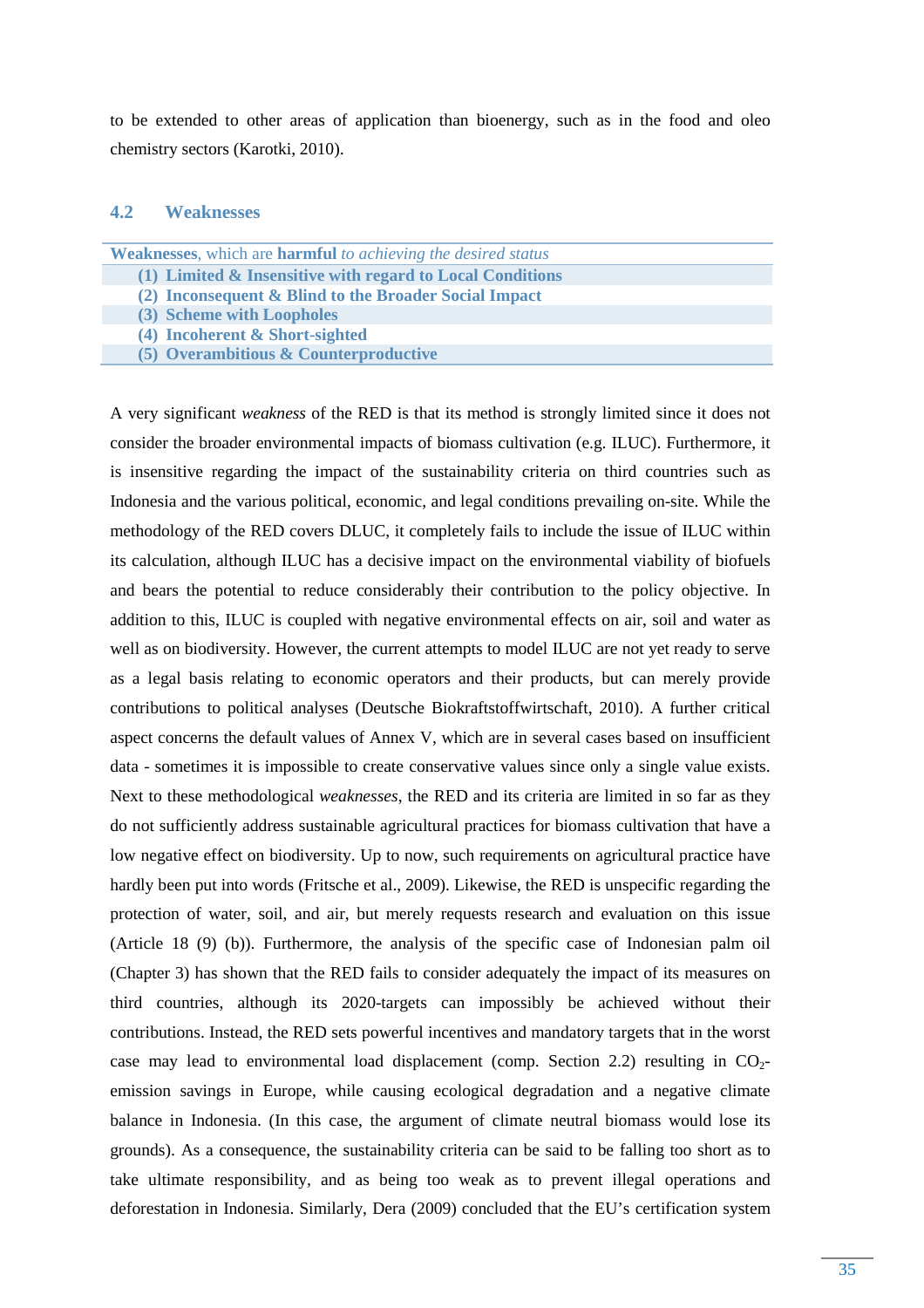to be extended to other areas of application than bioenergy, such as in the food and oleo chemistry sectors (Karotki, 2010).

## 4.2 Weaknesses

| **Weaknesses**, which are **harmful** *to achieving the desired status* |
|---|
| **(1) Limited & Insensitive with regard to Local Conditions** |
| **(2) Inconsequent & Blind to the Broader Social Impact** |
| **(3) Scheme with Loopholes** |
| **(4) Incoherent & Short-sighted** |
| **(5) Overambitious & Counterproductive** |

A very significant *weakness* of the RED is that its method is strongly limited since it does not consider the broader environmental impacts of biomass cultivation (e.g. ILUC). Furthermore, it is insensitive regarding the impact of the sustainability criteria on third countries such as Indonesia and the various political, economic, and legal conditions prevailing on-site. While the methodology of the RED covers DLUC, it completely fails to include the issue of ILUC within its calculation, although ILUC has a decisive impact on the environmental viability of biofuels and bears the potential to reduce considerably their contribution to the policy objective. In addition to this, ILUC is coupled with negative environmental effects on air, soil and water as well as on biodiversity. However, the current attempts to model ILUC are not yet ready to serve as a legal basis relating to economic operators and their products, but can merely provide contributions to political analyses (Deutsche Biokraftstoffwirtschaft, 2010). A further critical aspect concerns the default values of Annex V, which are in several cases based on insufficient data - sometimes it is impossible to create conservative values since only a single value exists. Next to these methodological *weaknesses*, the RED and its criteria are limited in so far as they do not sufficiently address sustainable agricultural practices for biomass cultivation that have a low negative effect on biodiversity. Up to now, such requirements on agricultural practice have hardly been put into words (Fritsche et al., 2009). Likewise, the RED is unspecific regarding the protection of water, soil, and air, but merely requests research and evaluation on this issue (Article 18 (9) (b)). Furthermore, the analysis of the specific case of Indonesian palm oil (Chapter 3) has shown that the RED fails to consider adequately the impact of its measures on third countries, although its 2020-targets can impossibly be achieved without their contributions. Instead, the RED sets powerful incentives and mandatory targets that in the worst case may lead to environmental load displacement (comp. Section 2.2) resulting in $CO_2$-emission savings in Europe, while causing ecological degradation and a negative climate balance in Indonesia. (In this case, the argument of climate neutral biomass would lose its grounds). As a consequence, the sustainability criteria can be said to be falling too short as to take ultimate responsibility, and as being too weak as to prevent illegal operations and deforestation in Indonesia. Similarly, Dera (2009) concluded that the EU's certification system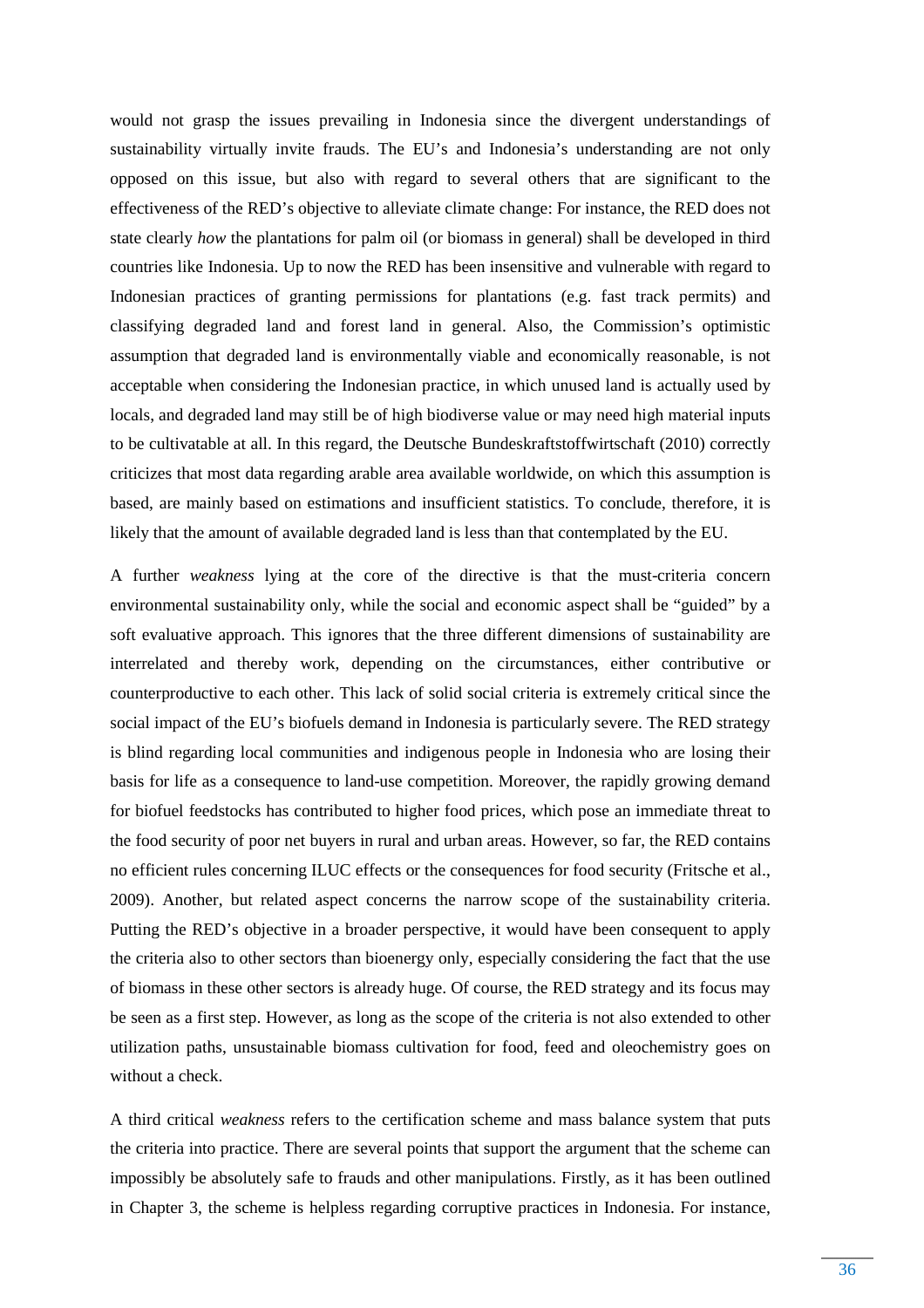would not grasp the issues prevailing in Indonesia since the divergent understandings of sustainability virtually invite frauds. The EU's and Indonesia's understanding are not only opposed on this issue, but also with regard to several others that are significant to the effectiveness of the RED's objective to alleviate climate change: For instance, the RED does not state clearly *how* the plantations for palm oil (or biomass in general) shall be developed in third countries like Indonesia. Up to now the RED has been insensitive and vulnerable with regard to Indonesian practices of granting permissions for plantations (e.g. fast track permits) and classifying degraded land and forest land in general. Also, the Commission's optimistic assumption that degraded land is environmentally viable and economically reasonable, is not acceptable when considering the Indonesian practice, in which unused land is actually used by locals, and degraded land may still be of high biodiverse value or may need high material inputs to be cultivatable at all. In this regard, the Deutsche Bundeskraftstoffwirtschaft (2010) correctly criticizes that most data regarding arable area available worldwide, on which this assumption is based, are mainly based on estimations and insufficient statistics. To conclude, therefore, it is likely that the amount of available degraded land is less than that contemplated by the EU.

A further *weakness* lying at the core of the directive is that the must-criteria concern environmental sustainability only, while the social and economic aspect shall be "guided" by a soft evaluative approach. This ignores that the three different dimensions of sustainability are interrelated and thereby work, depending on the circumstances, either contributive or counterproductive to each other. This lack of solid social criteria is extremely critical since the social impact of the EU's biofuels demand in Indonesia is particularly severe. The RED strategy is blind regarding local communities and indigenous people in Indonesia who are losing their basis for life as a consequence to land-use competition. Moreover, the rapidly growing demand for biofuel feedstocks has contributed to higher food prices, which pose an immediate threat to the food security of poor net buyers in rural and urban areas. However, so far, the RED contains no efficient rules concerning ILUC effects or the consequences for food security (Fritsche et al., 2009). Another, but related aspect concerns the narrow scope of the sustainability criteria. Putting the RED's objective in a broader perspective, it would have been consequent to apply the criteria also to other sectors than bioenergy only, especially considering the fact that the use of biomass in these other sectors is already huge. Of course, the RED strategy and its focus may be seen as a first step. However, as long as the scope of the criteria is not also extended to other utilization paths, unsustainable biomass cultivation for food, feed and oleochemistry goes on without a check.

A third critical *weakness* refers to the certification scheme and mass balance system that puts the criteria into practice. There are several points that support the argument that the scheme can impossibly be absolutely safe to frauds and other manipulations. Firstly, as it has been outlined in Chapter 3, the scheme is helpless regarding corruptive practices in Indonesia. For instance,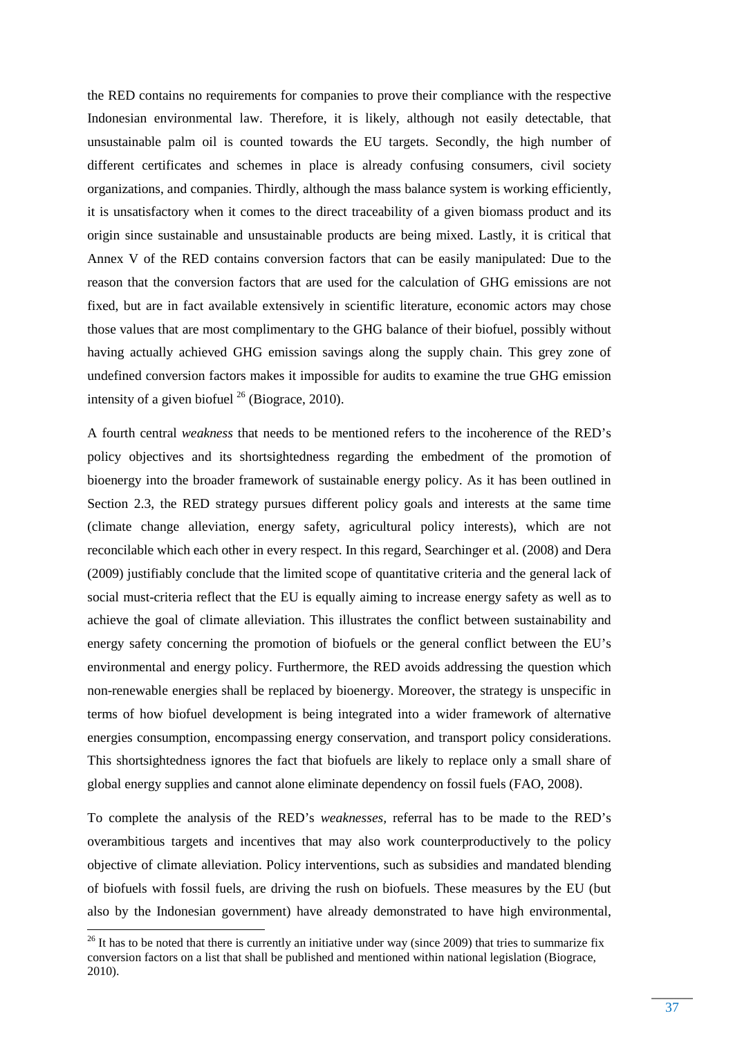the RED contains no requirements for companies to prove their compliance with the respective Indonesian environmental law. Therefore, it is likely, although not easily detectable, that unsustainable palm oil is counted towards the EU targets. Secondly, the high number of different certificates and schemes in place is already confusing consumers, civil society organizations, and companies. Thirdly, although the mass balance system is working efficiently, it is unsatisfactory when it comes to the direct traceability of a given biomass product and its origin since sustainable and unsustainable products are being mixed. Lastly, it is critical that Annex V of the RED contains conversion factors that can be easily manipulated: Due to the reason that the conversion factors that are used for the calculation of GHG emissions are not fixed, but are in fact available extensively in scientific literature, economic actors may chose those values that are most complimentary to the GHG balance of their biofuel, possibly without having actually achieved GHG emission savings along the supply chain. This grey zone of undefined conversion factors makes it impossible for audits to examine the true GHG emission intensity of a given biofuel [26] (Biograce, 2010).

A fourth central *weakness* that needs to be mentioned refers to the incoherence of the RED's policy objectives and its shortsightedness regarding the embedment of the promotion of bioenergy into the broader framework of sustainable energy policy. As it has been outlined in Section 2.3, the RED strategy pursues different policy goals and interests at the same time (climate change alleviation, energy safety, agricultural policy interests), which are not reconcilable which each other in every respect. In this regard, Searchinger et al. (2008) and Dera (2009) justifiably conclude that the limited scope of quantitative criteria and the general lack of social must-criteria reflect that the EU is equally aiming to increase energy safety as well as to achieve the goal of climate alleviation. This illustrates the conflict between sustainability and energy safety concerning the promotion of biofuels or the general conflict between the EU's environmental and energy policy. Furthermore, the RED avoids addressing the question which non-renewable energies shall be replaced by bioenergy. Moreover, the strategy is unspecific in terms of how biofuel development is being integrated into a wider framework of alternative energies consumption, encompassing energy conservation, and transport policy considerations. This shortsightedness ignores the fact that biofuels are likely to replace only a small share of global energy supplies and cannot alone eliminate dependency on fossil fuels (FAO, 2008).

To complete the analysis of the RED's *weaknesses,* referral has to be made to the RED's overambitious targets and incentives that may also work counterproductively to the policy objective of climate alleviation. Policy interventions, such as subsidies and mandated blending of biofuels with fossil fuels, are driving the rush on biofuels. These measures by the EU (but also by the Indonesian government) have already demonstrated to have high environmental,

[26] It has to be noted that there is currently an initiative under way (since 2009) that tries to summarize fix conversion factors on a list that shall be published and mentioned within national legislation (Biograce, 2010).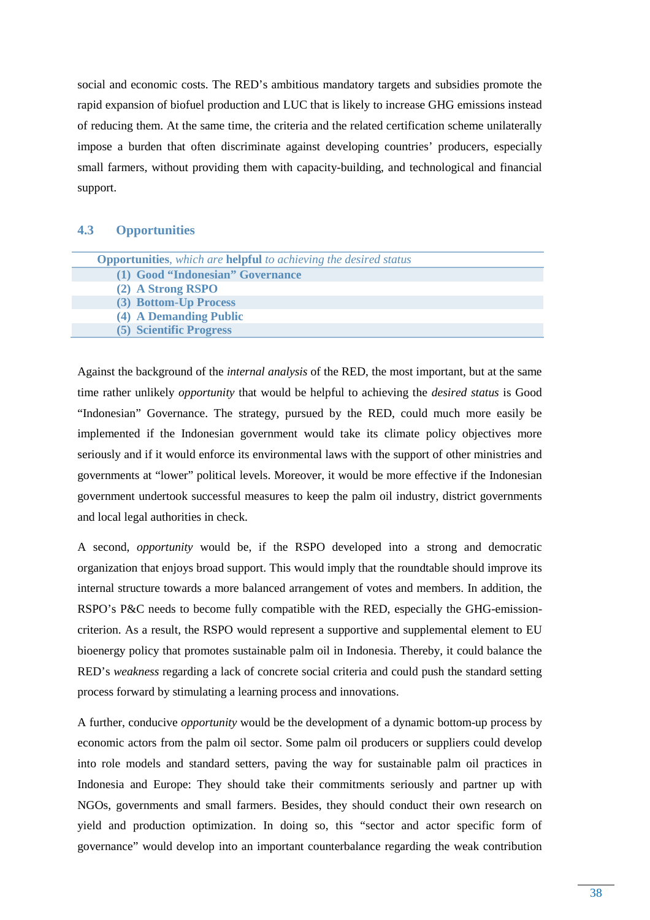social and economic costs. The RED's ambitious mandatory targets and subsidies promote the rapid expansion of biofuel production and LUC that is likely to increase GHG emissions instead of reducing them. At the same time, the criteria and the related certification scheme unilaterally impose a burden that often discriminate against developing countries' producers, especially small farmers, without providing them with capacity-building, and technological and financial support.

### 4.3 Opportunities

| **Opportunities**, *which are* **helpful** *to achieving the desired status* |
|---|
| **(1) Good "Indonesian" Governance** |
| **(2) A Strong RSPO** |
| **(3) Bottom-Up Process** |
| **(4) A Demanding Public** |
| **(5) Scientific Progress** |

Against the background of the *internal analysis* of the RED, the most important, but at the same time rather unlikely *opportunity* that would be helpful to achieving the *desired status* is Good "Indonesian" Governance. The strategy, pursued by the RED, could much more easily be implemented if the Indonesian government would take its climate policy objectives more seriously and if it would enforce its environmental laws with the support of other ministries and governments at "lower" political levels. Moreover, it would be more effective if the Indonesian government undertook successful measures to keep the palm oil industry, district governments and local legal authorities in check.

A second, *opportunity* would be, if the RSPO developed into a strong and democratic organization that enjoys broad support. This would imply that the roundtable should improve its internal structure towards a more balanced arrangement of votes and members. In addition, the RSPO's P&C needs to become fully compatible with the RED, especially the GHG-emission-criterion. As a result, the RSPO would represent a supportive and supplemental element to EU bioenergy policy that promotes sustainable palm oil in Indonesia. Thereby, it could balance the RED's *weakness* regarding a lack of concrete social criteria and could push the standard setting process forward by stimulating a learning process and innovations.

A further, conducive *opportunity* would be the development of a dynamic bottom-up process by economic actors from the palm oil sector. Some palm oil producers or suppliers could develop into role models and standard setters, paving the way for sustainable palm oil practices in Indonesia and Europe: They should take their commitments seriously and partner up with NGOs, governments and small farmers. Besides, they should conduct their own research on yield and production optimization. In doing so, this "sector and actor specific form of governance" would develop into an important counterbalance regarding the weak contribution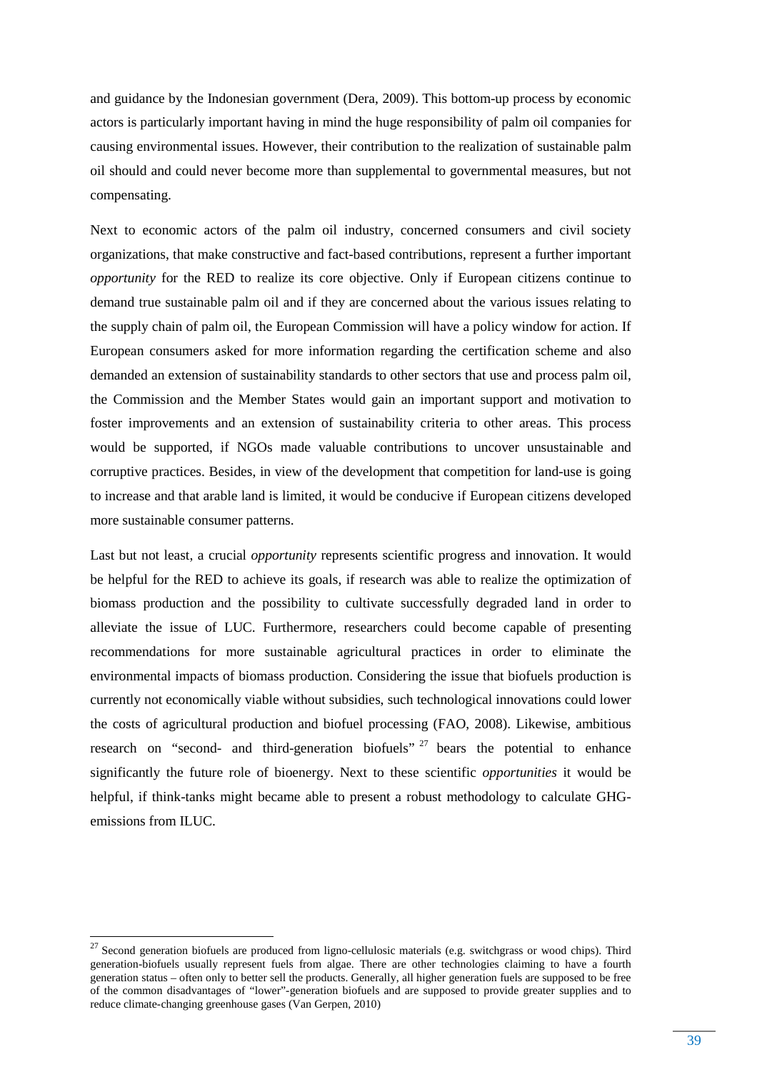and guidance by the Indonesian government (Dera, 2009). This bottom-up process by economic actors is particularly important having in mind the huge responsibility of palm oil companies for causing environmental issues. However, their contribution to the realization of sustainable palm oil should and could never become more than supplemental to governmental measures, but not compensating.

Next to economic actors of the palm oil industry, concerned consumers and civil society organizations, that make constructive and fact-based contributions, represent a further important *opportunity* for the RED to realize its core objective. Only if European citizens continue to demand true sustainable palm oil and if they are concerned about the various issues relating to the supply chain of palm oil, the European Commission will have a policy window for action. If European consumers asked for more information regarding the certification scheme and also demanded an extension of sustainability standards to other sectors that use and process palm oil, the Commission and the Member States would gain an important support and motivation to foster improvements and an extension of sustainability criteria to other areas. This process would be supported, if NGOs made valuable contributions to uncover unsustainable and corruptive practices. Besides, in view of the development that competition for land-use is going to increase and that arable land is limited, it would be conducive if European citizens developed more sustainable consumer patterns.

Last but not least, a crucial *opportunity* represents scientific progress and innovation. It would be helpful for the RED to achieve its goals, if research was able to realize the optimization of biomass production and the possibility to cultivate successfully degraded land in order to alleviate the issue of LUC. Furthermore, researchers could become capable of presenting recommendations for more sustainable agricultural practices in order to eliminate the environmental impacts of biomass production. Considering the issue that biofuels production is currently not economically viable without subsidies, such technological innovations could lower the costs of agricultural production and biofuel processing (FAO, 2008). Likewise, ambitious research on "second- and third-generation biofuels" [27] bears the potential to enhance significantly the future role of bioenergy. Next to these scientific *opportunities* it would be helpful, if think-tanks might became able to present a robust methodology to calculate GHG-emissions from ILUC.

[27] Second generation biofuels are produced from ligno-cellulosic materials (e.g. switchgrass or wood chips). Third generation-biofuels usually represent fuels from algae. There are other technologies claiming to have a fourth generation status – often only to better sell the products. Generally, all higher generation fuels are supposed to be free of the common disadvantages of "lower"-generation biofuels and are supposed to provide greater supplies and to reduce climate-changing greenhouse gases (Van Gerpen, 2010)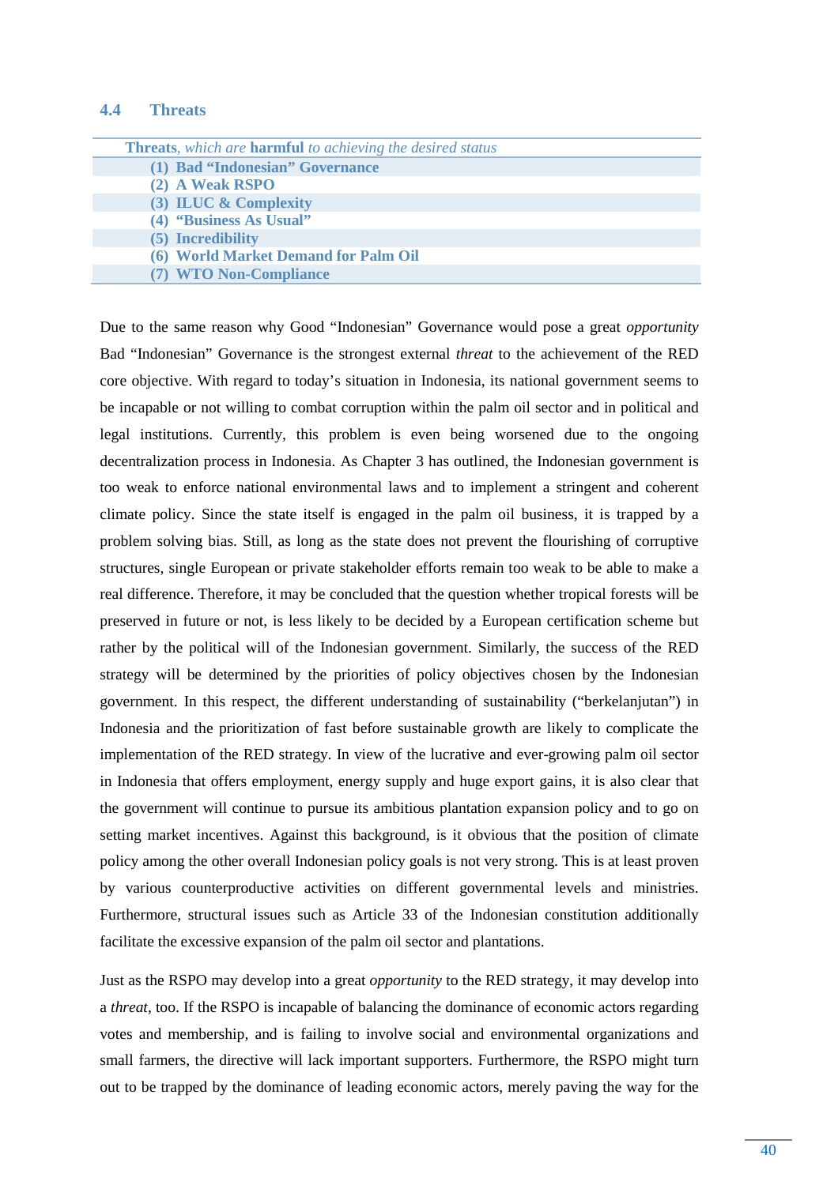## 4.4 Threats

| **Threats**, *which are* **harmful** *to achieving the desired status* |
|---|
| **(1) Bad "Indonesian" Governance** |
| **(2) A Weak RSPO** |
| **(3) ILUC & Complexity** |
| **(4) "Business As Usual"** |
| **(5) Incredibility** |
| **(6) World Market Demand for Palm Oil** |
| **(7) WTO Non-Compliance** |

Due to the same reason why Good "Indonesian" Governance would pose a great *opportunity* Bad "Indonesian" Governance is the strongest external *threat* to the achievement of the RED core objective. With regard to today's situation in Indonesia, its national government seems to be incapable or not willing to combat corruption within the palm oil sector and in political and legal institutions. Currently, this problem is even being worsened due to the ongoing decentralization process in Indonesia. As Chapter 3 has outlined, the Indonesian government is too weak to enforce national environmental laws and to implement a stringent and coherent climate policy. Since the state itself is engaged in the palm oil business, it is trapped by a problem solving bias. Still, as long as the state does not prevent the flourishing of corruptive structures, single European or private stakeholder efforts remain too weak to be able to make a real difference. Therefore, it may be concluded that the question whether tropical forests will be preserved in future or not, is less likely to be decided by a European certification scheme but rather by the political will of the Indonesian government. Similarly, the success of the RED strategy will be determined by the priorities of policy objectives chosen by the Indonesian government. In this respect, the different understanding of sustainability ("berkelanjutan") in Indonesia and the prioritization of fast before sustainable growth are likely to complicate the implementation of the RED strategy. In view of the lucrative and ever-growing palm oil sector in Indonesia that offers employment, energy supply and huge export gains, it is also clear that the government will continue to pursue its ambitious plantation expansion policy and to go on setting market incentives. Against this background, is it obvious that the position of climate policy among the other overall Indonesian policy goals is not very strong. This is at least proven by various counterproductive activities on different governmental levels and ministries. Furthermore, structural issues such as Article 33 of the Indonesian constitution additionally facilitate the excessive expansion of the palm oil sector and plantations.

Just as the RSPO may develop into a great *opportunity* to the RED strategy, it may develop into a *threat*, too. If the RSPO is incapable of balancing the dominance of economic actors regarding votes and membership, and is failing to involve social and environmental organizations and small farmers, the directive will lack important supporters. Furthermore, the RSPO might turn out to be trapped by the dominance of leading economic actors, merely paving the way for the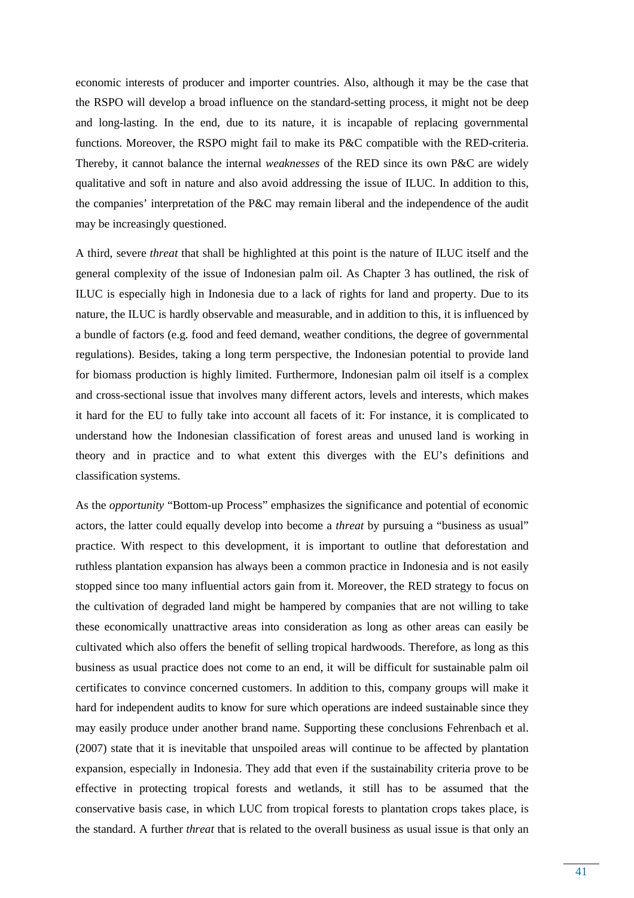economic interests of producer and importer countries. Also, although it may be the case that the RSPO will develop a broad influence on the standard-setting process, it might not be deep and long-lasting. In the end, due to its nature, it is incapable of replacing governmental functions. Moreover, the RSPO might fail to make its P&C compatible with the RED-criteria. Thereby, it cannot balance the internal *weaknesses* of the RED since its own P&C are widely qualitative and soft in nature and also avoid addressing the issue of ILUC. In addition to this, the companies' interpretation of the P&C may remain liberal and the independence of the audit may be increasingly questioned.

A third, severe *threat* that shall be highlighted at this point is the nature of ILUC itself and the general complexity of the issue of Indonesian palm oil. As Chapter 3 has outlined, the risk of ILUC is especially high in Indonesia due to a lack of rights for land and property. Due to its nature, the ILUC is hardly observable and measurable, and in addition to this, it is influenced by a bundle of factors (e.g. food and feed demand, weather conditions, the degree of governmental regulations). Besides, taking a long term perspective, the Indonesian potential to provide land for biomass production is highly limited. Furthermore, Indonesian palm oil itself is a complex and cross-sectional issue that involves many different actors, levels and interests, which makes it hard for the EU to fully take into account all facets of it: For instance, it is complicated to understand how the Indonesian classification of forest areas and unused land is working in theory and in practice and to what extent this diverges with the EU's definitions and classification systems.

As the *opportunity* "Bottom-up Process" emphasizes the significance and potential of economic actors, the latter could equally develop into become a *threat* by pursuing a "business as usual" practice. With respect to this development, it is important to outline that deforestation and ruthless plantation expansion has always been a common practice in Indonesia and is not easily stopped since too many influential actors gain from it. Moreover, the RED strategy to focus on the cultivation of degraded land might be hampered by companies that are not willing to take these economically unattractive areas into consideration as long as other areas can easily be cultivated which also offers the benefit of selling tropical hardwoods. Therefore, as long as this business as usual practice does not come to an end, it will be difficult for sustainable palm oil certificates to convince concerned customers. In addition to this, company groups will make it hard for independent audits to know for sure which operations are indeed sustainable since they may easily produce under another brand name. Supporting these conclusions Fehrenbach et al. (2007) state that it is inevitable that unspoiled areas will continue to be affected by plantation expansion, especially in Indonesia. They add that even if the sustainability criteria prove to be effective in protecting tropical forests and wetlands, it still has to be assumed that the conservative basis case, in which LUC from tropical forests to plantation crops takes place, is the standard. A further *threat* that is related to the overall business as usual issue is that only an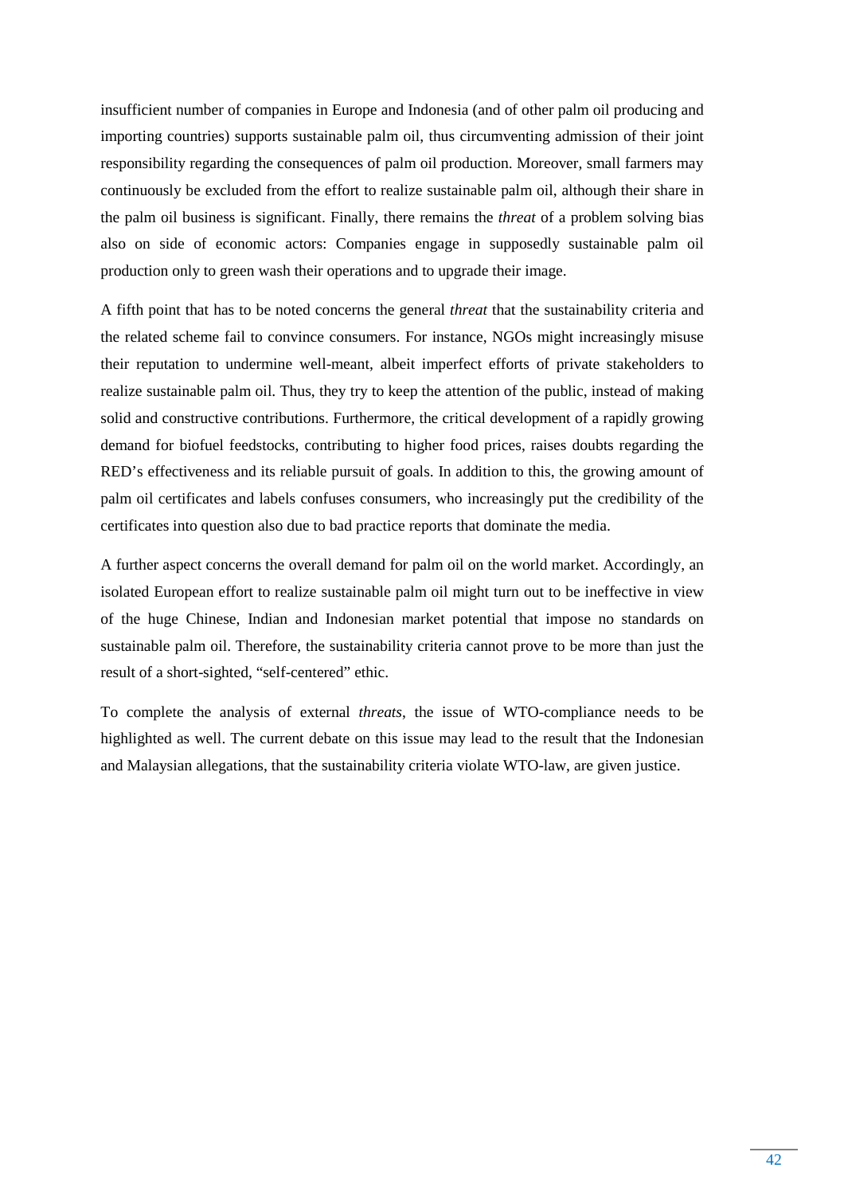insufficient number of companies in Europe and Indonesia (and of other palm oil producing and importing countries) supports sustainable palm oil, thus circumventing admission of their joint responsibility regarding the consequences of palm oil production. Moreover, small farmers may continuously be excluded from the effort to realize sustainable palm oil, although their share in the palm oil business is significant. Finally, there remains the *threat* of a problem solving bias also on side of economic actors: Companies engage in supposedly sustainable palm oil production only to green wash their operations and to upgrade their image.

A fifth point that has to be noted concerns the general *threat* that the sustainability criteria and the related scheme fail to convince consumers. For instance, NGOs might increasingly misuse their reputation to undermine well-meant, albeit imperfect efforts of private stakeholders to realize sustainable palm oil. Thus, they try to keep the attention of the public, instead of making solid and constructive contributions. Furthermore, the critical development of a rapidly growing demand for biofuel feedstocks, contributing to higher food prices, raises doubts regarding the RED's effectiveness and its reliable pursuit of goals. In addition to this, the growing amount of palm oil certificates and labels confuses consumers, who increasingly put the credibility of the certificates into question also due to bad practice reports that dominate the media.

A further aspect concerns the overall demand for palm oil on the world market. Accordingly, an isolated European effort to realize sustainable palm oil might turn out to be ineffective in view of the huge Chinese, Indian and Indonesian market potential that impose no standards on sustainable palm oil. Therefore, the sustainability criteria cannot prove to be more than just the result of a short-sighted, "self-centered" ethic.

To complete the analysis of external *threats*, the issue of WTO-compliance needs to be highlighted as well. The current debate on this issue may lead to the result that the Indonesian and Malaysian allegations, that the sustainability criteria violate WTO-law, are given justice.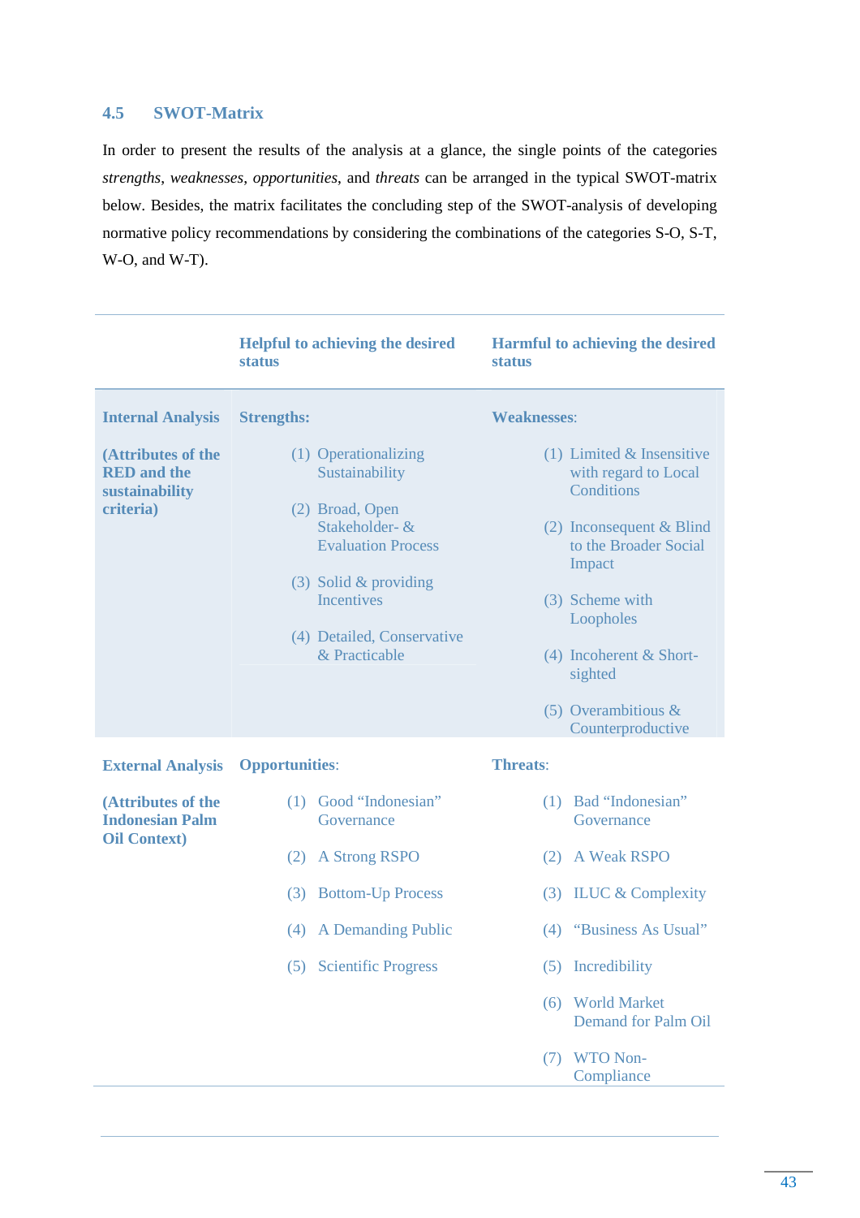## 4.5 SWOT-Matrix

In order to present the results of the analysis at a glance, the single points of the categories *strengths*, *weaknesses*, *opportunities*, and *threats* can be arranged in the typical SWOT-matrix below. Besides, the matrix facilitates the concluding step of the SWOT-analysis of developing normative policy recommendations by considering the combinations of the categories S-O, S-T, W-O, and W-T).

| | **Helpful to achieving the desired status** | **Harmful to achieving the desired status** |
|---|---|---|
| **Internal Analysis**<br><br>**(Attributes of the RED and the sustainability criteria)** | **Strengths:**<br><br>(1) Operationalizing Sustainability<br>(2) Broad, Open Stakeholder- & Evaluation Process<br>(3) Solid & providing Incentives<br>(4) Detailed, Conservative & Practicable | **Weaknesses**:<br><br>(1) Limited & Insensitive with regard to Local Conditions<br>(2) Inconsequent & Blind to the Broader Social Impact<br>(3) Scheme with Loopholes<br>(4) Incoherent & Short-sighted<br>(5) Overambitious & Counterproductive |
| **External Analysis**<br><br>**(Attributes of the Indonesian Palm Oil Context)** | **Opportunities**:<br><br>(1) Good "Indonesian" Governance<br>(2) A Strong RSPO<br>(3) Bottom-Up Process<br>(4) A Demanding Public<br>(5) Scientific Progress | **Threats**:<br><br>(1) Bad "Indonesian" Governance<br>(2) A Weak RSPO<br>(3) ILUC & Complexity<br>(4) "Business As Usual"<br>(5) Incredibility<br>(6) World Market Demand for Palm Oil<br>(7) WTO Non-Compliance |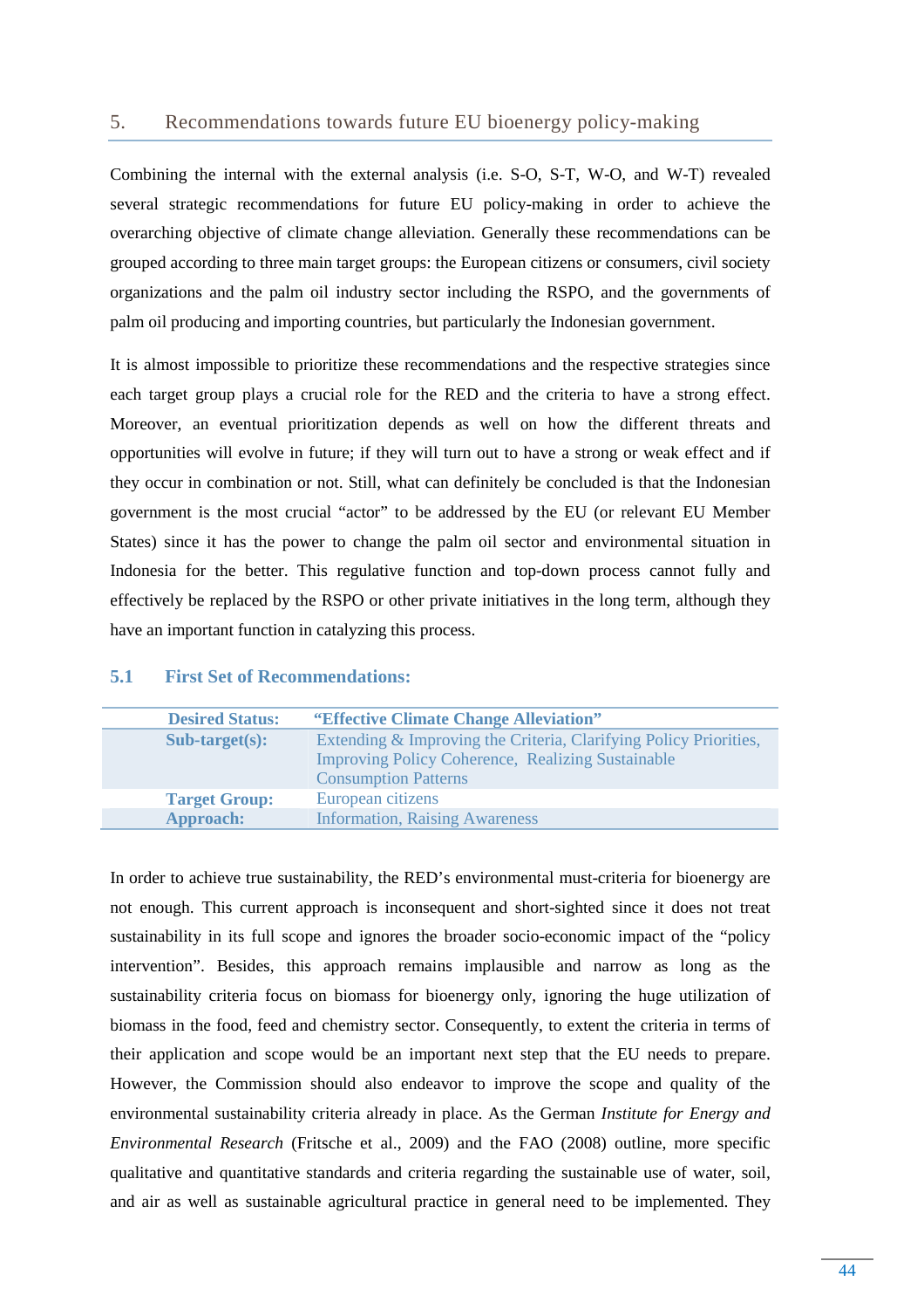## 5. Recommendations towards future EU bioenergy policy-making

Combining the internal with the external analysis (i.e. S-O, S-T, W-O, and W-T) revealed several strategic recommendations for future EU policy-making in order to achieve the overarching objective of climate change alleviation. Generally these recommendations can be grouped according to three main target groups: the European citizens or consumers, civil society organizations and the palm oil industry sector including the RSPO, and the governments of palm oil producing and importing countries, but particularly the Indonesian government.

It is almost impossible to prioritize these recommendations and the respective strategies since each target group plays a crucial role for the RED and the criteria to have a strong effect. Moreover, an eventual prioritization depends as well on how the different threats and opportunities will evolve in future; if they will turn out to have a strong or weak effect and if they occur in combination or not. Still, what can definitely be concluded is that the Indonesian government is the most crucial "actor" to be addressed by the EU (or relevant EU Member States) since it has the power to change the palm oil sector and environmental situation in Indonesia for the better. This regulative function and top-down process cannot fully and effectively be replaced by the RSPO or other private initiatives in the long term, although they have an important function in catalyzing this process.

### 5.1 First Set of Recommendations:

| **Desired Status:** | **"Effective Climate Change Alleviation"** |
|---|---|
| **Sub-target(s):** | Extending & Improving the Criteria, Clarifying Policy Priorities, Improving Policy Coherence, Realizing Sustainable Consumption Patterns |
| **Target Group:** | European citizens |
| **Approach:** | Information, Raising Awareness |

In order to achieve true sustainability, the RED's environmental must-criteria for bioenergy are not enough. This current approach is inconsequent and short-sighted since it does not treat sustainability in its full scope and ignores the broader socio-economic impact of the "policy intervention". Besides, this approach remains implausible and narrow as long as the sustainability criteria focus on biomass for bioenergy only, ignoring the huge utilization of biomass in the food, feed and chemistry sector. Consequently, to extent the criteria in terms of their application and scope would be an important next step that the EU needs to prepare. However, the Commission should also endeavor to improve the scope and quality of the environmental sustainability criteria already in place. As the German *Institute for Energy and Environmental Research* (Fritsche et al., 2009) and the FAO (2008) outline, more specific qualitative and quantitative standards and criteria regarding the sustainable use of water, soil, and air as well as sustainable agricultural practice in general need to be implemented. They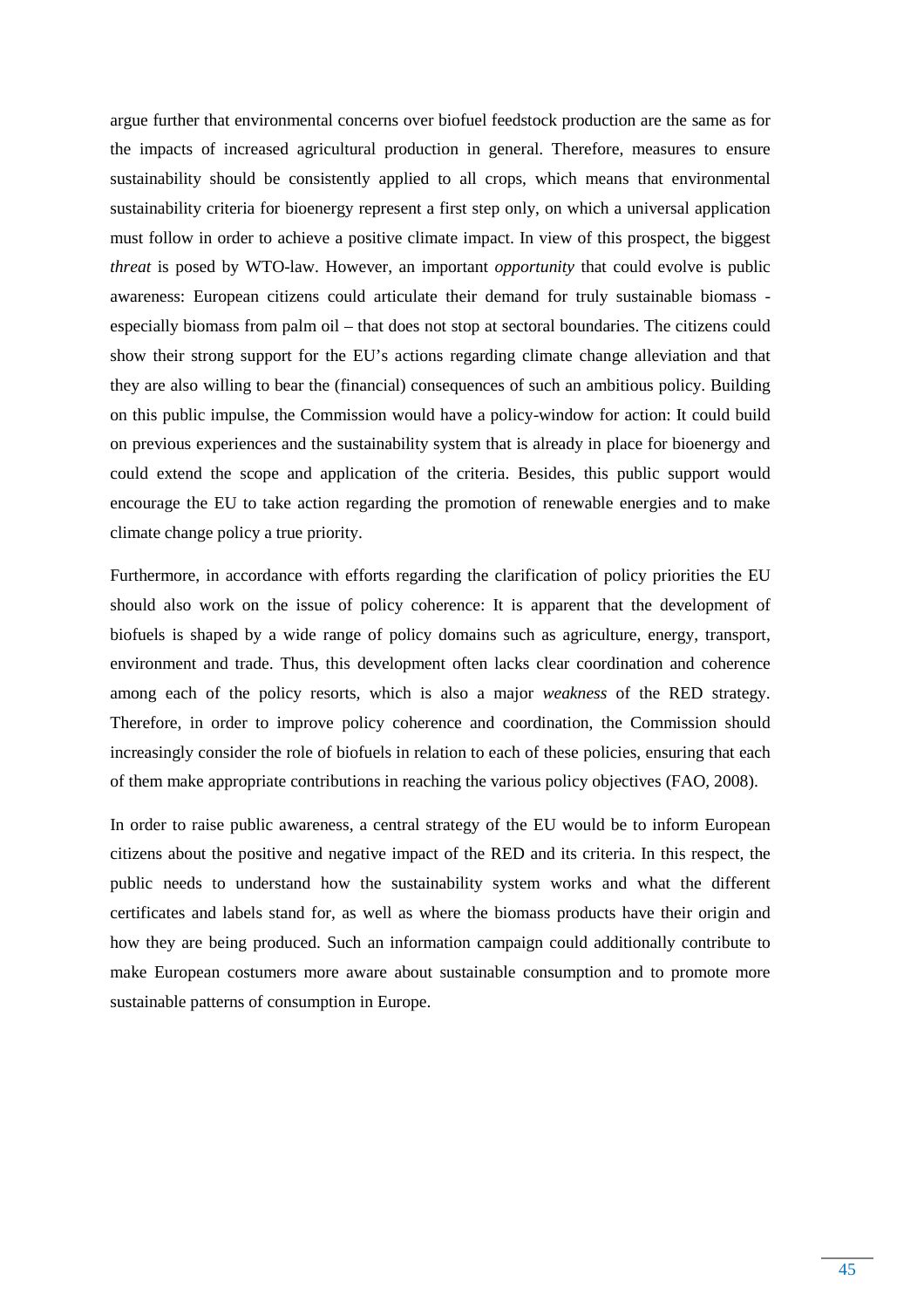argue further that environmental concerns over biofuel feedstock production are the same as for the impacts of increased agricultural production in general. Therefore, measures to ensure sustainability should be consistently applied to all crops, which means that environmental sustainability criteria for bioenergy represent a first step only, on which a universal application must follow in order to achieve a positive climate impact. In view of this prospect, the biggest *threat* is posed by WTO-law. However, an important *opportunity* that could evolve is public awareness: European citizens could articulate their demand for truly sustainable biomass - especially biomass from palm oil – that does not stop at sectoral boundaries. The citizens could show their strong support for the EU's actions regarding climate change alleviation and that they are also willing to bear the (financial) consequences of such an ambitious policy. Building on this public impulse, the Commission would have a policy-window for action: It could build on previous experiences and the sustainability system that is already in place for bioenergy and could extend the scope and application of the criteria. Besides, this public support would encourage the EU to take action regarding the promotion of renewable energies and to make climate change policy a true priority.

Furthermore, in accordance with efforts regarding the clarification of policy priorities the EU should also work on the issue of policy coherence: It is apparent that the development of biofuels is shaped by a wide range of policy domains such as agriculture, energy, transport, environment and trade. Thus, this development often lacks clear coordination and coherence among each of the policy resorts, which is also a major *weakness* of the RED strategy. Therefore, in order to improve policy coherence and coordination, the Commission should increasingly consider the role of biofuels in relation to each of these policies, ensuring that each of them make appropriate contributions in reaching the various policy objectives (FAO, 2008).

In order to raise public awareness, a central strategy of the EU would be to inform European citizens about the positive and negative impact of the RED and its criteria. In this respect, the public needs to understand how the sustainability system works and what the different certificates and labels stand for, as well as where the biomass products have their origin and how they are being produced. Such an information campaign could additionally contribute to make European costumers more aware about sustainable consumption and to promote more sustainable patterns of consumption in Europe.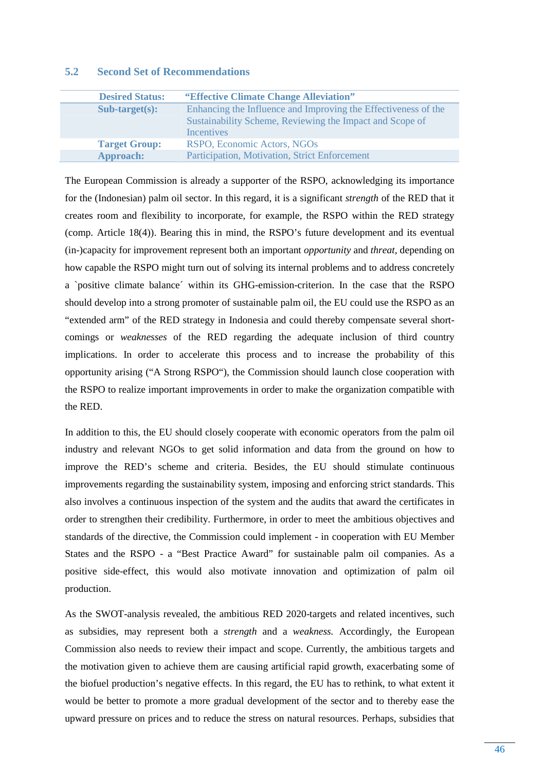## 5.2 Second Set of Recommendations

| **Desired Status:** | **"Effective Climate Change Alleviation"** |
|---|---|
| **Sub-target(s):** | Enhancing the Influence and Improving the Effectiveness of the Sustainability Scheme, Reviewing the Impact and Scope of Incentives |
| **Target Group:** | RSPO, Economic Actors, NGOs |
| **Approach:** | Participation, Motivation, Strict Enforcement |

The European Commission is already a supporter of the RSPO, acknowledging its importance for the (Indonesian) palm oil sector. In this regard, it is a significant *strength* of the RED that it creates room and flexibility to incorporate, for example, the RSPO within the RED strategy (comp. Article 18(4)). Bearing this in mind, the RSPO's future development and its eventual (in-)capacity for improvement represent both an important *opportunity* and *threat*, depending on how capable the RSPO might turn out of solving its internal problems and to address concretely a `positive climate balance´ within its GHG-emission-criterion. In the case that the RSPO should develop into a strong promoter of sustainable palm oil, the EU could use the RSPO as an "extended arm" of the RED strategy in Indonesia and could thereby compensate several short-comings or *weaknesses* of the RED regarding the adequate inclusion of third country implications. In order to accelerate this process and to increase the probability of this opportunity arising ("A Strong RSPO"), the Commission should launch close cooperation with the RSPO to realize important improvements in order to make the organization compatible with the RED.

In addition to this, the EU should closely cooperate with economic operators from the palm oil industry and relevant NGOs to get solid information and data from the ground on how to improve the RED's scheme and criteria. Besides, the EU should stimulate continuous improvements regarding the sustainability system, imposing and enforcing strict standards. This also involves a continuous inspection of the system and the audits that award the certificates in order to strengthen their credibility. Furthermore, in order to meet the ambitious objectives and standards of the directive, the Commission could implement - in cooperation with EU Member States and the RSPO - a "Best Practice Award" for sustainable palm oil companies. As a positive side-effect, this would also motivate innovation and optimization of palm oil production.

As the SWOT-analysis revealed, the ambitious RED 2020-targets and related incentives, such as subsidies, may represent both a *strength* and a *weakness.* Accordingly, the European Commission also needs to review their impact and scope. Currently, the ambitious targets and the motivation given to achieve them are causing artificial rapid growth, exacerbating some of the biofuel production's negative effects. In this regard, the EU has to rethink, to what extent it would be better to promote a more gradual development of the sector and to thereby ease the upward pressure on prices and to reduce the stress on natural resources. Perhaps, subsidies that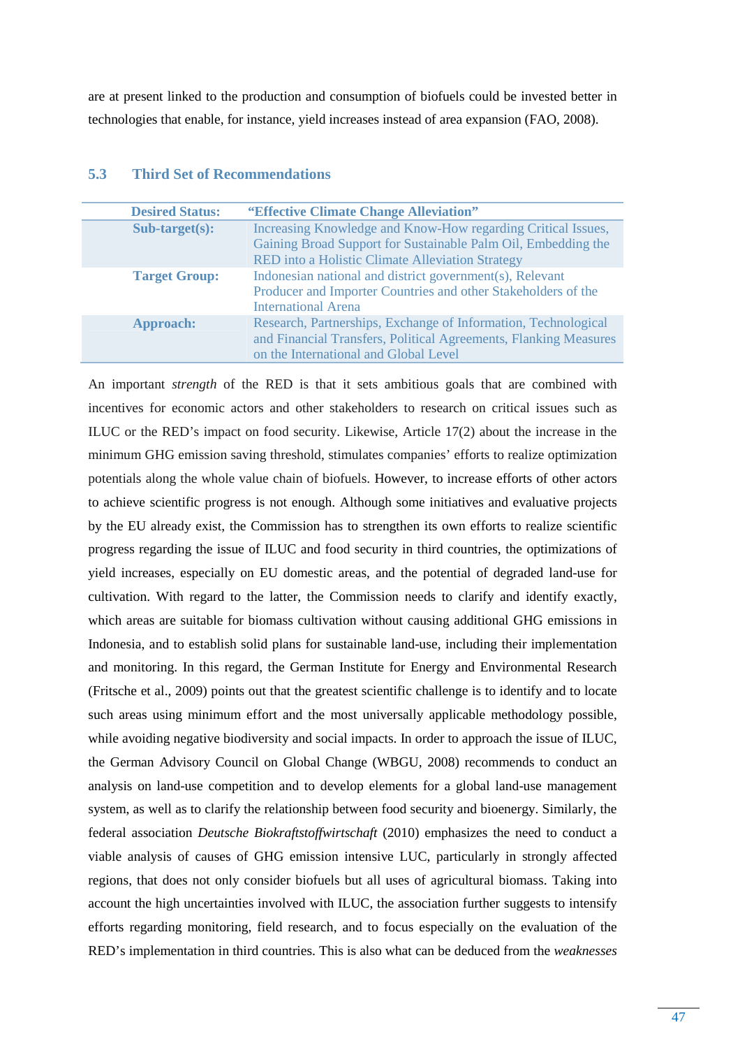are at present linked to the production and consumption of biofuels could be invested better in technologies that enable, for instance, yield increases instead of area expansion (FAO, 2008).

## 5.3 Third Set of Recommendations

| **Desired Status:** | **"Effective Climate Change Alleviation"** |
|---|---|
| **Sub-target(s):** | Increasing Knowledge and Know-How regarding Critical Issues, Gaining Broad Support for Sustainable Palm Oil, Embedding the RED into a Holistic Climate Alleviation Strategy |
| **Target Group:** | Indonesian national and district government(s), Relevant Producer and Importer Countries and other Stakeholders of the International Arena |
| **Approach:** | Research, Partnerships, Exchange of Information, Technological and Financial Transfers, Political Agreements, Flanking Measures on the International and Global Level |

An important *strength* of the RED is that it sets ambitious goals that are combined with incentives for economic actors and other stakeholders to research on critical issues such as ILUC or the RED's impact on food security. Likewise, Article 17(2) about the increase in the minimum GHG emission saving threshold, stimulates companies' efforts to realize optimization potentials along the whole value chain of biofuels. However, to increase efforts of other actors to achieve scientific progress is not enough. Although some initiatives and evaluative projects by the EU already exist, the Commission has to strengthen its own efforts to realize scientific progress regarding the issue of ILUC and food security in third countries, the optimizations of yield increases, especially on EU domestic areas, and the potential of degraded land-use for cultivation. With regard to the latter, the Commission needs to clarify and identify exactly, which areas are suitable for biomass cultivation without causing additional GHG emissions in Indonesia, and to establish solid plans for sustainable land-use, including their implementation and monitoring. In this regard, the German Institute for Energy and Environmental Research (Fritsche et al., 2009) points out that the greatest scientific challenge is to identify and to locate such areas using minimum effort and the most universally applicable methodology possible, while avoiding negative biodiversity and social impacts. In order to approach the issue of ILUC, the German Advisory Council on Global Change (WBGU, 2008) recommends to conduct an analysis on land-use competition and to develop elements for a global land-use management system, as well as to clarify the relationship between food security and bioenergy. Similarly, the federal association *Deutsche Biokraftstoffwirtschaft* (2010) emphasizes the need to conduct a viable analysis of causes of GHG emission intensive LUC, particularly in strongly affected regions, that does not only consider biofuels but all uses of agricultural biomass. Taking into account the high uncertainties involved with ILUC, the association further suggests to intensify efforts regarding monitoring, field research, and to focus especially on the evaluation of the RED's implementation in third countries. This is also what can be deduced from the *weaknesses*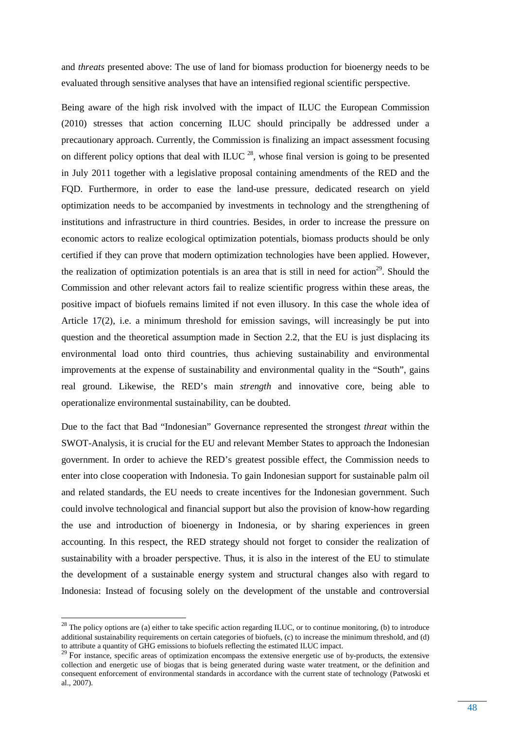and *threats* presented above: The use of land for biomass production for bioenergy needs to be evaluated through sensitive analyses that have an intensified regional scientific perspective.

Being aware of the high risk involved with the impact of ILUC the European Commission (2010) stresses that action concerning ILUC should principally be addressed under a precautionary approach. Currently, the Commission is finalizing an impact assessment focusing on different policy options that deal with ILUC [28], whose final version is going to be presented in July 2011 together with a legislative proposal containing amendments of the RED and the FQD. Furthermore, in order to ease the land-use pressure, dedicated research on yield optimization needs to be accompanied by investments in technology and the strengthening of institutions and infrastructure in third countries. Besides, in order to increase the pressure on economic actors to realize ecological optimization potentials, biomass products should be only certified if they can prove that modern optimization technologies have been applied. However, the realization of optimization potentials is an area that is still in need for action[29]. Should the Commission and other relevant actors fail to realize scientific progress within these areas, the positive impact of biofuels remains limited if not even illusory. In this case the whole idea of Article 17(2), i.e. a minimum threshold for emission savings, will increasingly be put into question and the theoretical assumption made in Section 2.2, that the EU is just displacing its environmental load onto third countries, thus achieving sustainability and environmental improvements at the expense of sustainability and environmental quality in the "South", gains real ground. Likewise, the RED's main *strength* and innovative core, being able to operationalize environmental sustainability, can be doubted.

Due to the fact that Bad "Indonesian" Governance represented the strongest *threat* within the SWOT-Analysis, it is crucial for the EU and relevant Member States to approach the Indonesian government. In order to achieve the RED's greatest possible effect, the Commission needs to enter into close cooperation with Indonesia. To gain Indonesian support for sustainable palm oil and related standards, the EU needs to create incentives for the Indonesian government. Such could involve technological and financial support but also the provision of know-how regarding the use and introduction of bioenergy in Indonesia, or by sharing experiences in green accounting. In this respect, the RED strategy should not forget to consider the realization of sustainability with a broader perspective. Thus, it is also in the interest of the EU to stimulate the development of a sustainable energy system and structural changes also with regard to Indonesia: Instead of focusing solely on the development of the unstable and controversial

---

[28] The policy options are (a) either to take specific action regarding ILUC, or to continue monitoring, (b) to introduce additional sustainability requirements on certain categories of biofuels, (c) to increase the minimum threshold, and (d) to attribute a quantity of GHG emissions to biofuels reflecting the estimated ILUC impact.

[29] For instance, specific areas of optimization encompass the extensive energetic use of by-products, the extensive collection and energetic use of biogas that is being generated during waste water treatment, or the definition and consequent enforcement of environmental standards in accordance with the current state of technology (Patwoski et al., 2007).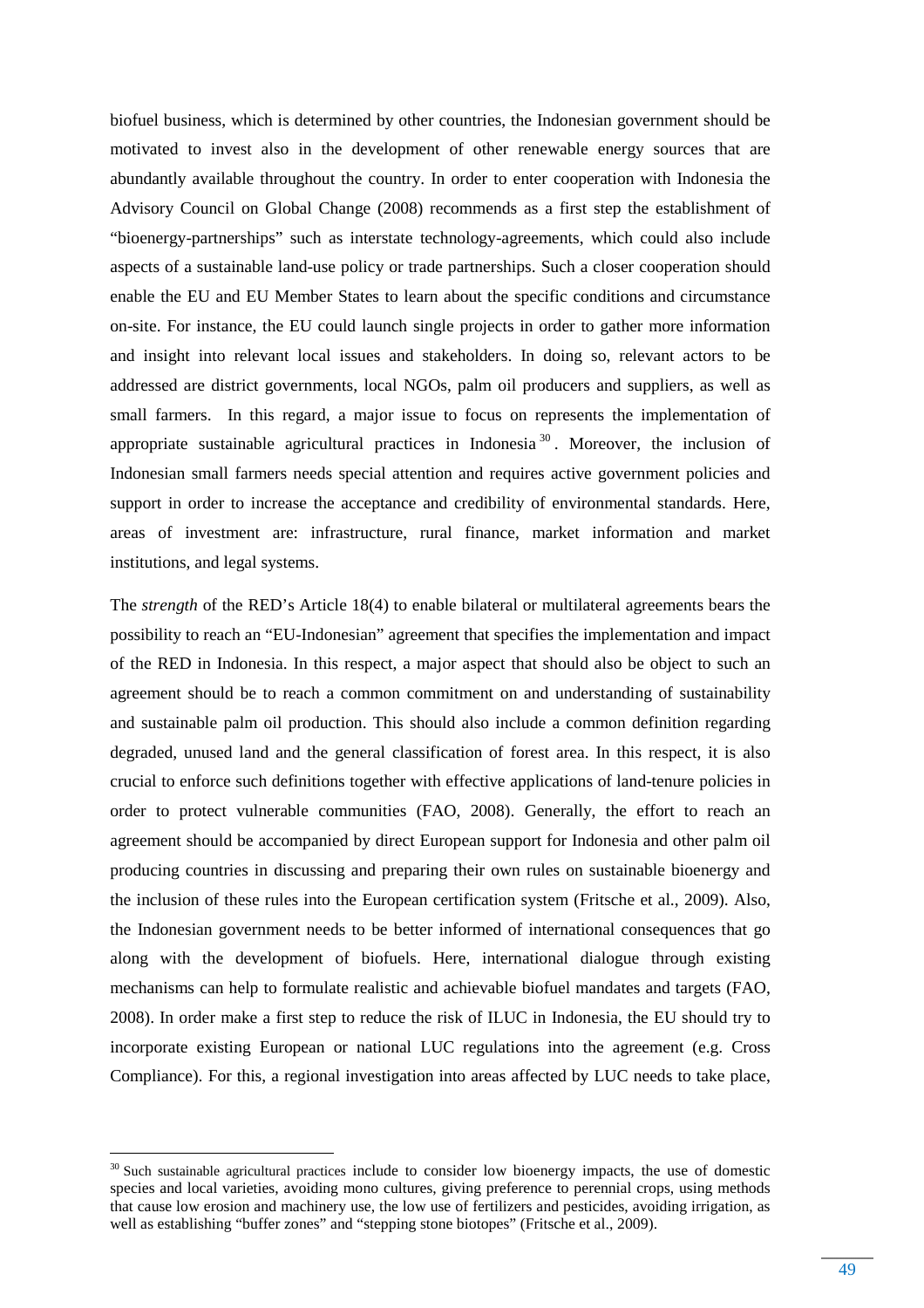biofuel business, which is determined by other countries, the Indonesian government should be motivated to invest also in the development of other renewable energy sources that are abundantly available throughout the country. In order to enter cooperation with Indonesia the Advisory Council on Global Change (2008) recommends as a first step the establishment of "bioenergy-partnerships" such as interstate technology-agreements, which could also include aspects of a sustainable land-use policy or trade partnerships. Such a closer cooperation should enable the EU and EU Member States to learn about the specific conditions and circumstance on-site. For instance, the EU could launch single projects in order to gather more information and insight into relevant local issues and stakeholders. In doing so, relevant actors to be addressed are district governments, local NGOs, palm oil producers and suppliers, as well as small farmers.  In this regard, a major issue to focus on represents the implementation of appropriate sustainable agricultural practices in Indonesia[30]. Moreover, the inclusion of Indonesian small farmers needs special attention and requires active government policies and support in order to increase the acceptance and credibility of environmental standards. Here, areas of investment are: infrastructure, rural finance, market information and market institutions, and legal systems.

The *strength* of the RED's Article 18(4) to enable bilateral or multilateral agreements bears the possibility to reach an "EU-Indonesian" agreement that specifies the implementation and impact of the RED in Indonesia. In this respect, a major aspect that should also be object to such an agreement should be to reach a common commitment on and understanding of sustainability and sustainable palm oil production. This should also include a common definition regarding degraded, unused land and the general classification of forest area. In this respect, it is also crucial to enforce such definitions together with effective applications of land-tenure policies in order to protect vulnerable communities (FAO, 2008). Generally, the effort to reach an agreement should be accompanied by direct European support for Indonesia and other palm oil producing countries in discussing and preparing their own rules on sustainable bioenergy and the inclusion of these rules into the European certification system (Fritsche et al., 2009). Also, the Indonesian government needs to be better informed of international consequences that go along with the development of biofuels. Here, international dialogue through existing mechanisms can help to formulate realistic and achievable biofuel mandates and targets (FAO, 2008). In order make a first step to reduce the risk of ILUC in Indonesia, the EU should try to incorporate existing European or national LUC regulations into the agreement (e.g. Cross Compliance). For this, a regional investigation into areas affected by LUC needs to take place,

[30] Such sustainable agricultural practices include to consider low bioenergy impacts, the use of domestic species and local varieties, avoiding mono cultures, giving preference to perennial crops, using methods that cause low erosion and machinery use, the low use of fertilizers and pesticides, avoiding irrigation, as well as establishing "buffer zones" and "stepping stone biotopes" (Fritsche et al., 2009).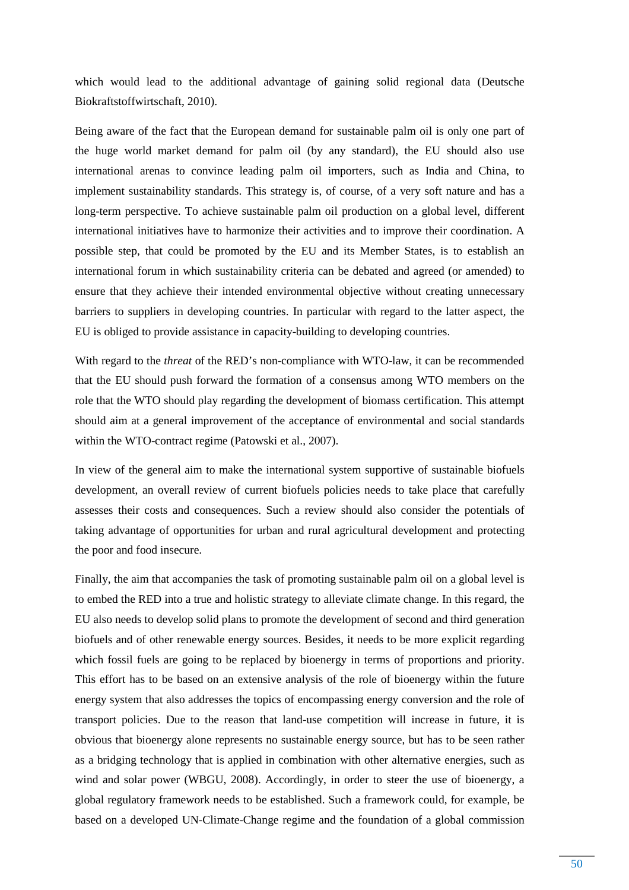which would lead to the additional advantage of gaining solid regional data (Deutsche Biokraftstoffwirtschaft, 2010).

Being aware of the fact that the European demand for sustainable palm oil is only one part of the huge world market demand for palm oil (by any standard), the EU should also use international arenas to convince leading palm oil importers, such as India and China, to implement sustainability standards. This strategy is, of course, of a very soft nature and has a long-term perspective. To achieve sustainable palm oil production on a global level, different international initiatives have to harmonize their activities and to improve their coordination. A possible step, that could be promoted by the EU and its Member States, is to establish an international forum in which sustainability criteria can be debated and agreed (or amended) to ensure that they achieve their intended environmental objective without creating unnecessary barriers to suppliers in developing countries. In particular with regard to the latter aspect, the EU is obliged to provide assistance in capacity-building to developing countries.

With regard to the *threat* of the RED's non-compliance with WTO-law, it can be recommended that the EU should push forward the formation of a consensus among WTO members on the role that the WTO should play regarding the development of biomass certification. This attempt should aim at a general improvement of the acceptance of environmental and social standards within the WTO-contract regime (Patowski et al., 2007).

In view of the general aim to make the international system supportive of sustainable biofuels development, an overall review of current biofuels policies needs to take place that carefully assesses their costs and consequences. Such a review should also consider the potentials of taking advantage of opportunities for urban and rural agricultural development and protecting the poor and food insecure.

Finally, the aim that accompanies the task of promoting sustainable palm oil on a global level is to embed the RED into a true and holistic strategy to alleviate climate change. In this regard, the EU also needs to develop solid plans to promote the development of second and third generation biofuels and of other renewable energy sources. Besides, it needs to be more explicit regarding which fossil fuels are going to be replaced by bioenergy in terms of proportions and priority. This effort has to be based on an extensive analysis of the role of bioenergy within the future energy system that also addresses the topics of encompassing energy conversion and the role of transport policies. Due to the reason that land-use competition will increase in future, it is obvious that bioenergy alone represents no sustainable energy source, but has to be seen rather as a bridging technology that is applied in combination with other alternative energies, such as wind and solar power (WBGU, 2008). Accordingly, in order to steer the use of bioenergy, a global regulatory framework needs to be established. Such a framework could, for example, be based on a developed UN-Climate-Change regime and the foundation of a global commission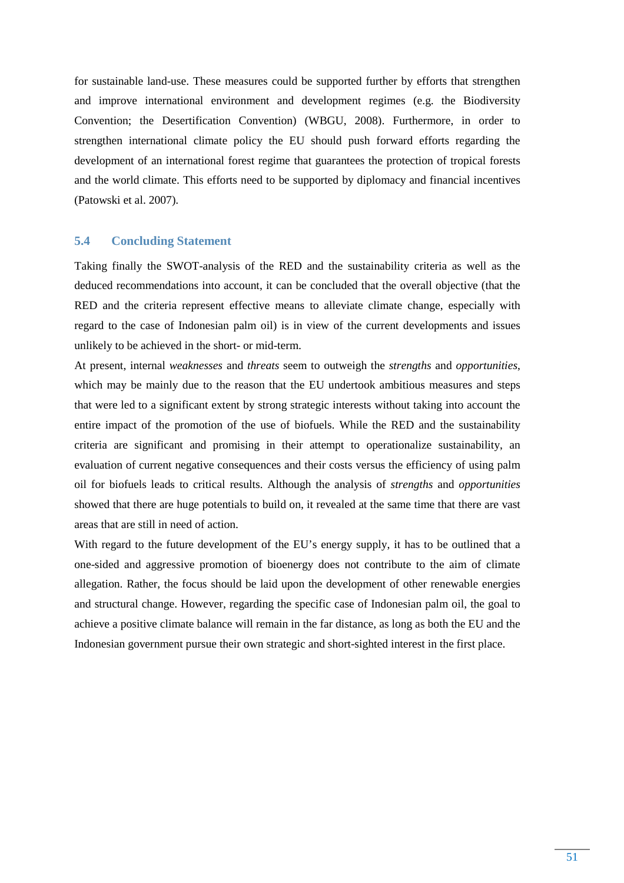for sustainable land-use. These measures could be supported further by efforts that strengthen and improve international environment and development regimes (e.g. the Biodiversity Convention; the Desertification Convention) (WBGU, 2008). Furthermore, in order to strengthen international climate policy the EU should push forward efforts regarding the development of an international forest regime that guarantees the protection of tropical forests and the world climate. This efforts need to be supported by diplomacy and financial incentives (Patowski et al. 2007).

## 5.4 Concluding Statement

Taking finally the SWOT-analysis of the RED and the sustainability criteria as well as the deduced recommendations into account, it can be concluded that the overall objective (that the RED and the criteria represent effective means to alleviate climate change, especially with regard to the case of Indonesian palm oil) is in view of the current developments and issues unlikely to be achieved in the short- or mid-term.

At present, internal *weaknesses* and *threats* seem to outweigh the *strengths* and *opportunities*, which may be mainly due to the reason that the EU undertook ambitious measures and steps that were led to a significant extent by strong strategic interests without taking into account the entire impact of the promotion of the use of biofuels. While the RED and the sustainability criteria are significant and promising in their attempt to operationalize sustainability, an evaluation of current negative consequences and their costs versus the efficiency of using palm oil for biofuels leads to critical results. Although the analysis of *strengths* and *opportunities* showed that there are huge potentials to build on, it revealed at the same time that there are vast areas that are still in need of action.

With regard to the future development of the EU's energy supply, it has to be outlined that a one-sided and aggressive promotion of bioenergy does not contribute to the aim of climate allegation. Rather, the focus should be laid upon the development of other renewable energies and structural change. However, regarding the specific case of Indonesian palm oil, the goal to achieve a positive climate balance will remain in the far distance, as long as both the EU and the Indonesian government pursue their own strategic and short-sighted interest in the first place.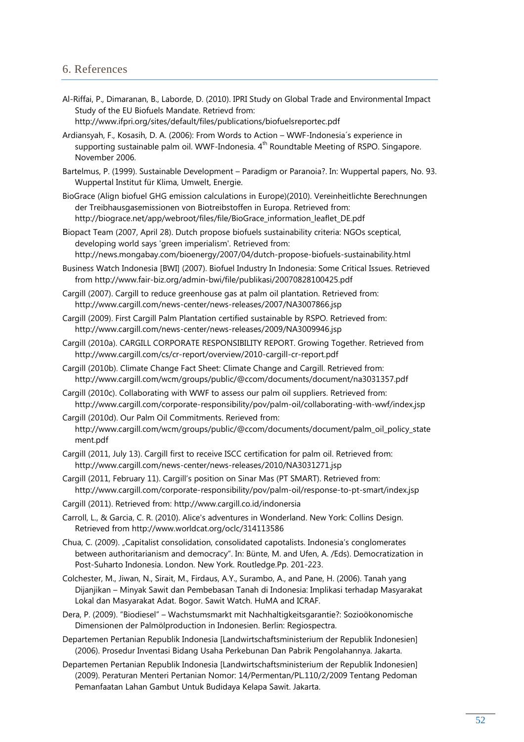## 6. References

Al-Riffai, P., Dimaranan, B., Laborde, D. (2010). IPRI Study on Global Trade and Environmental Impact Study of the EU Biofuels Mandate. Retrievd from: http://www.ifpri.org/sites/default/files/publications/biofuelsreportec.pdf

Ardiansyah, F., Kosasih, D. A. (2006): From Words to Action – WWF-Indonesia´s experience in supporting sustainable palm oil. WWF-Indonesia. 4th Roundtable Meeting of RSPO. Singapore. November 2006.

Bartelmus, P. (1999). Sustainable Development – Paradigm or Paranoia?. In: Wuppertal papers, No. 93. Wuppertal Institut für Klima, Umwelt, Energie.

BioGrace (Align biofuel GHG emission calculations in Europe)(2010). Vereinheitlichte Berechnungen der Treibhausgasemissionen von Biotreibstoffen in Europa. Retrieved from: http://biograce.net/app/webroot/files/file/BioGrace_information_leaflet_DE.pdf

Biopact Team (2007, April 28). Dutch propose biofuels sustainability criteria: NGOs sceptical, developing world says 'green imperialism'. Retrieved from: http://news.mongabay.com/bioenergy/2007/04/dutch-propose-biofuels-sustainability.html

Business Watch Indonesia [BWI] (2007). Biofuel Industry In Indonesia: Some Critical Issues. Retrieved from http://www.fair-biz.org/admin-bwi/file/publikasi/20070828100425.pdf

Cargill (2007). Cargill to reduce greenhouse gas at palm oil plantation. Retrieved from: http://www.cargill.com/news-center/news-releases/2007/NA3007866.jsp

Cargill (2009). First Cargill Palm Plantation certified sustainable by RSPO. Retrieved from: http://www.cargill.com/news-center/news-releases/2009/NA3009946.jsp

Cargill (2010a). CARGILL CORPORATE RESPONSIBILITY REPORT. Growing Together. Retrieved from http://www.cargill.com/cs/cr-report/overview/2010-cargill-cr-report.pdf

Cargill (2010b). Climate Change Fact Sheet: Climate Change and Cargill. Retrieved from: http://www.cargill.com/wcm/groups/public/@ccom/documents/document/na3031357.pdf

Cargill (2010c). Collaborating with WWF to assess our palm oil suppliers. Retrieved from: http://www.cargill.com/corporate-responsibility/pov/palm-oil/collaborating-with-wwf/index.jsp

Cargill (2010d). Our Palm Oil Commitments. Rerieved from: http://www.cargill.com/wcm/groups/public/@ccom/documents/document/palm_oil_policy_statement.pdf

Cargill (2011, July 13). Cargill first to receive ISCC certification for palm oil. Retrieved from: http://www.cargill.com/news-center/news-releases/2010/NA3031271.jsp

Cargill (2011, February 11). Cargill's position on Sinar Mas (PT SMART). Retrieved from: http://www.cargill.com/corporate-responsibility/pov/palm-oil/response-to-pt-smart/index.jsp

Cargill (2011). Retrieved from: http://www.cargill.co.id/indonersia

Carroll, L., & Garcia, C. R. (2010). Alice's adventures in Wonderland. New York: Collins Design. Retrieved from http://www.worldcat.org/oclc/314113586

Chua, C. (2009). „Capitalist consolidation, consolidated capotalists. Indonesia's conglomerates between authoritarianism and democracy". In: Bünte, M. and Ufen, A. /Eds). Democratization in Post-Suharto Indonesia. London. New York. Routledge.Pp. 201-223.

Colchester, M., Jiwan, N., Sirait, M., Firdaus, A.Y., Surambo, A., and Pane, H. (2006). Tanah yang Dijanjikan – Minyak Sawit dan Pembebasan Tanah di Indonesia: Implikasi terhadap Masyarakat Lokal dan Masyarakat Adat. Bogor. Sawit Watch. HuMA and ICRAF.

Dera, P. (2009). "Biodiesel" – Wachstumsmarkt mit Nachhaltigkeitsgarantie?: Sozioökonomische Dimensionen der Palmölproduction in Indonesien. Berlin: Regiospectra.

Departemen Pertanian Republik Indonesia [Landwirtschaftsministerium der Republik Indonesien] (2006). Prosedur Inventasi Bidang Usaha Perkebunan Dan Pabrik Pengolahannya. Jakarta.

Departemen Pertanian Republik Indonesia [Landwirtschaftsministerium der Republik Indonesien] (2009). Peraturan Menteri Pertanian Nomor: 14/Permentan/PL.110/2/2009 Tentang Pedoman Pemanfaatan Lahan Gambut Untuk Budidaya Kelapa Sawit. Jakarta.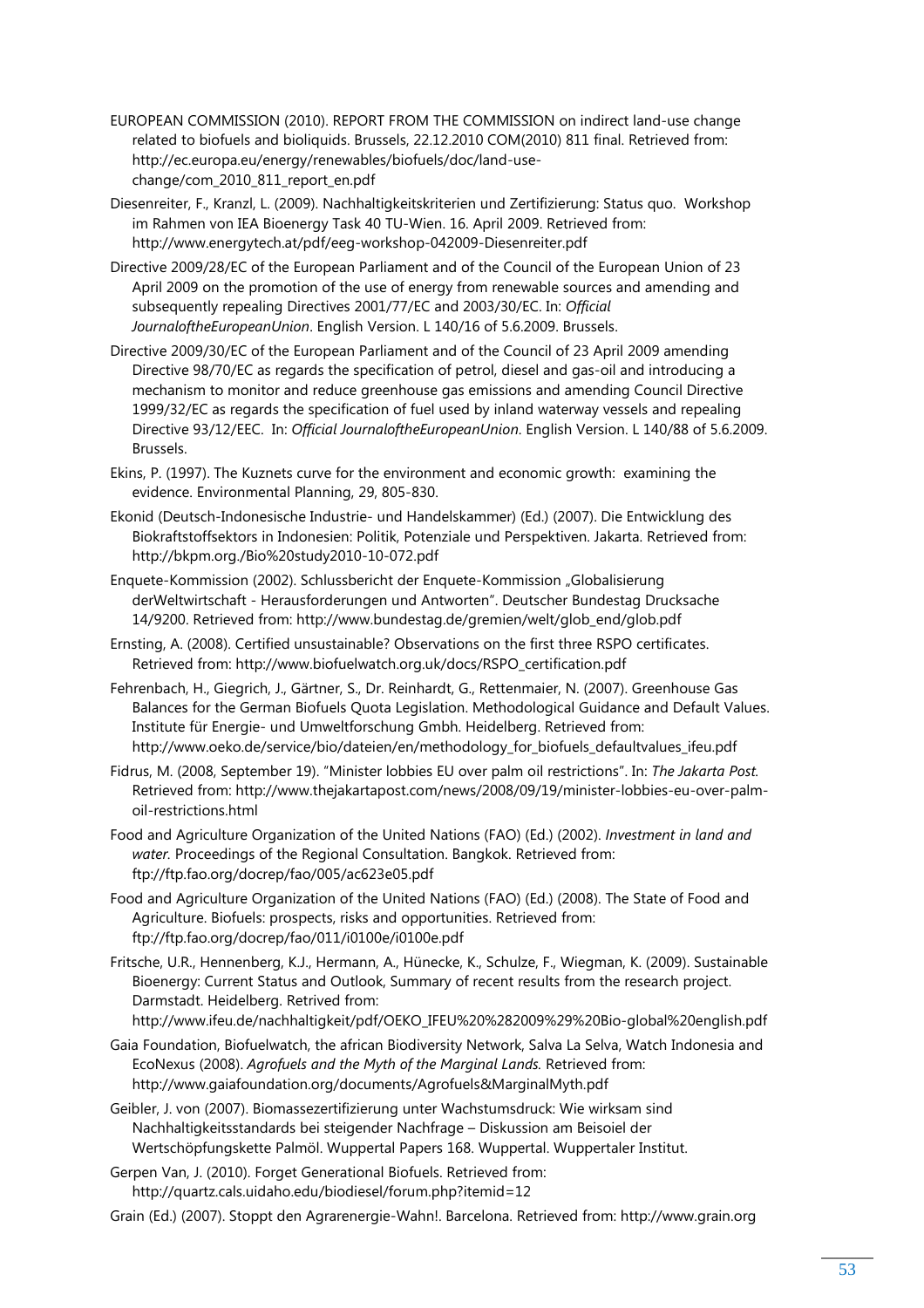EUROPEAN COMMISSION (2010). REPORT FROM THE COMMISSION on indirect land-use change related to biofuels and bioliquids. Brussels, 22.12.2010 COM(2010) 811 final. Retrieved from: http://ec.europa.eu/energy/renewables/biofuels/doc/land-use-change/com_2010_811_report_en.pdf

Diesenreiter, F., Kranzl, L. (2009). Nachhaltigkeitskriterien und Zertifizierung: Status quo. Workshop im Rahmen von IEA Bioenergy Task 40 TU-Wien. 16. April 2009. Retrieved from: http://www.energytech.at/pdf/eeg-workshop-042009-Diesenreiter.pdf

Directive 2009/28/EC of the European Parliament and of the Council of the European Union of 23 April 2009 on the promotion of the use of energy from renewable sources and amending and subsequently repealing Directives 2001/77/EC and 2003/30/EC. In: *Official JournaloftheEuropeanUnion*. English Version. L 140/16 of 5.6.2009. Brussels.

Directive 2009/30/EC of the European Parliament and of the Council of 23 April 2009 amending Directive 98/70/EC as regards the specification of petrol, diesel and gas-oil and introducing a mechanism to monitor and reduce greenhouse gas emissions and amending Council Directive 1999/32/EC as regards the specification of fuel used by inland waterway vessels and repealing Directive 93/12/EEC. In: *Official JournaloftheEuropeanUnion*. English Version. L 140/88 of 5.6.2009. Brussels.

Ekins, P. (1997). The Kuznets curve for the environment and economic growth: examining the evidence. Environmental Planning, 29, 805-830.

Ekonid (Deutsch-Indonesische Industrie- und Handelskammer) (Ed.) (2007). Die Entwicklung des Biokraftstoffsektors in Indonesien: Politik, Potenziale und Perspektiven. Jakarta. Retrieved from: http://bkpm.org./Bio%20study2010-10-072.pdf

Enquete-Kommission (2002). Schlussbericht der Enquete-Kommission „Globalisierung derWeltwirtschaft - Herausforderungen und Antworten". Deutscher Bundestag Drucksache 14/9200. Retrieved from: http://www.bundestag.de/gremien/welt/glob_end/glob.pdf

Ernsting, A. (2008). Certified unsustainable? Observations on the first three RSPO certificates. Retrieved from: http://www.biofuelwatch.org.uk/docs/RSPO_certification.pdf

Fehrenbach, H., Giegrich, J., Gärtner, S., Dr. Reinhardt, G., Rettenmaier, N. (2007). Greenhouse Gas Balances for the German Biofuels Quota Legislation. Methodological Guidance and Default Values. Institute für Energie- und Umweltforschung Gmbh. Heidelberg. Retrieved from: http://www.oeko.de/service/bio/dateien/en/methodology_for_biofuels_defaultvalues_ifeu.pdf

Fidrus, M. (2008, September 19). "Minister lobbies EU over palm oil restrictions". In: *The Jakarta Post.* Retrieved from: http://www.thejakartapost.com/news/2008/09/19/minister-lobbies-eu-over-palm-oil-restrictions.html

Food and Agriculture Organization of the United Nations (FAO) (Ed.) (2002). *Investment in land and water.* Proceedings of the Regional Consultation. Bangkok. Retrieved from: ftp://ftp.fao.org/docrep/fao/005/ac623e05.pdf

Food and Agriculture Organization of the United Nations (FAO) (Ed.) (2008). The State of Food and Agriculture. Biofuels: prospects, risks and opportunities. Retrieved from: ftp://ftp.fao.org/docrep/fao/011/i0100e/i0100e.pdf

Fritsche, U.R., Hennenberg, K.J., Hermann, A., Hünecke, K., Schulze, F., Wiegman, K. (2009). Sustainable Bioenergy: Current Status and Outlook, Summary of recent results from the research project. Darmstadt. Heidelberg. Retrived from: http://www.ifeu.de/nachhaltigkeit/pdf/OEKO_IFEU%20%282009%29%20Bio-global%20english.pdf

Gaia Foundation, Biofuelwatch, the african Biodiversity Network, Salva La Selva, Watch Indonesia and EcoNexus (2008). *Agrofuels and the Myth of the Marginal Lands.* Retrieved from: http://www.gaiafoundation.org/documents/Agrofuels&MarginalMyth.pdf

Geibler, J. von (2007). Biomassezertifizierung unter Wachstumsdruck: Wie wirksam sind Nachhaltigkeitsstandards bei steigender Nachfrage – Diskussion am Beisoiel der Wertschöpfungskette Palmöl. Wuppertal Papers 168. Wuppertal. Wuppertaler Institut.

Gerpen Van, J. (2010). Forget Generational Biofuels. Retrieved from: http://quartz.cals.uidaho.edu/biodiesel/forum.php?itemid=12

Grain (Ed.) (2007). Stoppt den Agrarenergie-Wahn!. Barcelona. Retrieved from: http://www.grain.org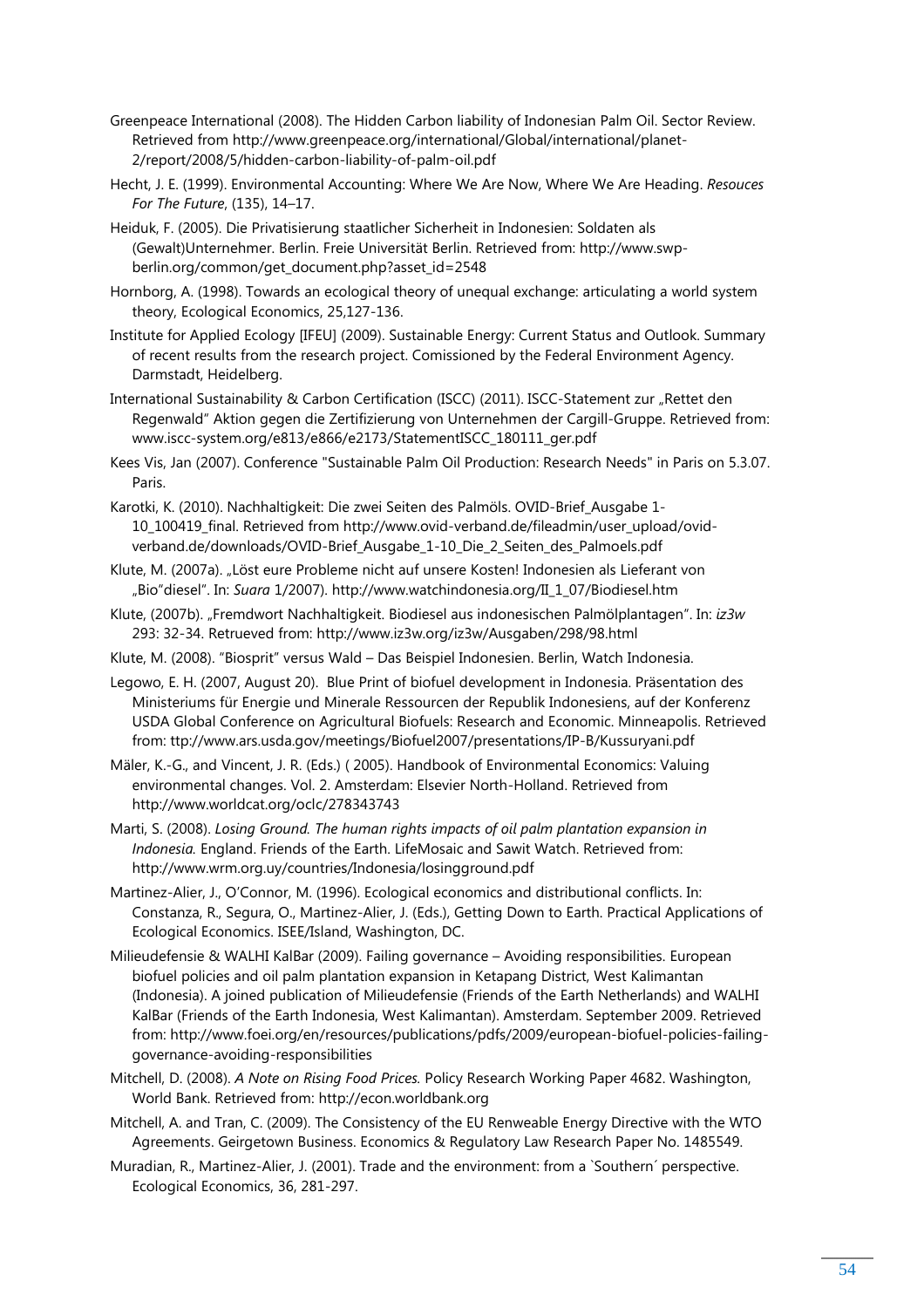Greenpeace International (2008). The Hidden Carbon liability of Indonesian Palm Oil. Sector Review. Retrieved from http://www.greenpeace.org/international/Global/international/planet-2/report/2008/5/hidden-carbon-liability-of-palm-oil.pdf

Hecht, J. E. (1999). Environmental Accounting: Where We Are Now, Where We Are Heading. *Resouces For The Future*, (135), 14–17.

Heiduk, F. (2005). Die Privatisierung staatlicher Sicherheit in Indonesien: Soldaten als (Gewalt)Unternehmer. Berlin. Freie Universität Berlin. Retrieved from: http://www.swp-berlin.org/common/get_document.php?asset_id=2548

Hornborg, A. (1998). Towards an ecological theory of unequal exchange: articulating a world system theory, Ecological Economics, 25,127-136.

Institute for Applied Ecology [IFEU] (2009). Sustainable Energy: Current Status and Outlook. Summary of recent results from the research project. Comissioned by the Federal Environment Agency. Darmstadt, Heidelberg.

International Sustainability & Carbon Certification (ISCC) (2011). ISCC-Statement zur „Rettet den Regenwald" Aktion gegen die Zertifizierung von Unternehmen der Cargill-Gruppe. Retrieved from: www.iscc-system.org/e813/e866/e2173/StatementISCC_180111_ger.pdf

Kees Vis, Jan (2007). Conference "Sustainable Palm Oil Production: Research Needs" in Paris on 5.3.07. Paris.

Karotki, K. (2010). Nachhaltigkeit: Die zwei Seiten des Palmöls. OVID-Brief_Ausgabe 1-10_100419_final. Retrieved from http://www.ovid-verband.de/fileadmin/user_upload/ovid-verband.de/downloads/OVID-Brief_Ausgabe_1-10_Die_2_Seiten_des_Palmoels.pdf

Klute, M. (2007a). „Löst eure Probleme nicht auf unsere Kosten! Indonesien als Lieferant von „Bio"diesel". In: *Suara* 1/2007). http://www.watchindonesia.org/II_1_07/Biodiesel.htm

Klute, (2007b). „Fremdwort Nachhaltigkeit. Biodiesel aus indonesischen Palmölplantagen". In: *iz3w* 293: 32-34. Retrueved from: http://www.iz3w.org/iz3w/Ausgaben/298/98.html

Klute, M. (2008). "Biosprit" versus Wald – Das Beispiel Indonesien. Berlin, Watch Indonesia.

Legowo, E. H. (2007, August 20). Blue Print of biofuel development in Indonesia. Präsentation des Ministeriums für Energie und Minerale Ressourcen der Republik Indonesiens, auf der Konferenz USDA Global Conference on Agricultural Biofuels: Research and Economic. Minneapolis. Retrieved from: ttp://www.ars.usda.gov/meetings/Biofuel2007/presentations/IP-B/Kussuryani.pdf

Mäler, K.-G., and Vincent, J. R. (Eds.) ( 2005). Handbook of Environmental Economics: Valuing environmental changes. Vol. 2. Amsterdam: Elsevier North-Holland. Retrieved from http://www.worldcat.org/oclc/278343743

Marti, S. (2008). *Losing Ground. The human rights impacts of oil palm plantation expansion in Indonesia.* England. Friends of the Earth. LifeMosaic and Sawit Watch. Retrieved from: http://www.wrm.org.uy/countries/Indonesia/losingground.pdf

Martinez-Alier, J., O'Connor, M. (1996). Ecological economics and distributional conflicts. In: Constanza, R., Segura, O., Martinez-Alier, J. (Eds.), Getting Down to Earth. Practical Applications of Ecological Economics. ISEE/Island, Washington, DC.

Milieudefensie & WALHI KalBar (2009). Failing governance – Avoiding responsibilities. European biofuel policies and oil palm plantation expansion in Ketapang District, West Kalimantan (Indonesia). A joined publication of Milieudefensie (Friends of the Earth Netherlands) and WALHI KalBar (Friends of the Earth Indonesia, West Kalimantan). Amsterdam. September 2009. Retrieved from: http://www.foei.org/en/resources/publications/pdfs/2009/european-biofuel-policies-failing-governance-avoiding-responsibilities

Mitchell, D. (2008). *A Note on Rising Food Prices.* Policy Research Working Paper 4682. Washington, World Bank. Retrieved from: http://econ.worldbank.org

Mitchell, A. and Tran, C. (2009). The Consistency of the EU Renweable Energy Directive with the WTO Agreements. Geirgetown Business. Economics & Regulatory Law Research Paper No. 1485549.

Muradian, R., Martinez-Alier, J. (2001). Trade and the environment: from a `Southern´ perspective. Ecological Economics, 36, 281-297.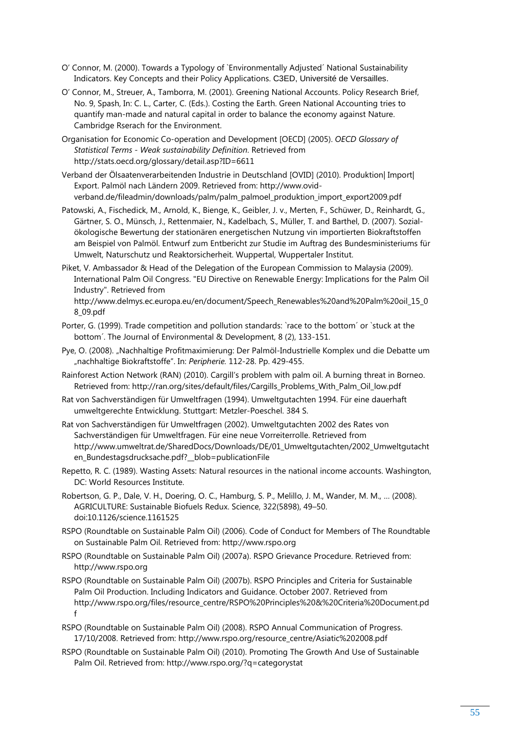O' Connor, M. (2000). Towards a Typology of `Environmentally Adjusted´ National Sustainability Indicators. Key Concepts and their Policy Applications. C3ED, Université de Versailles.

O' Connor, M., Streuer, A., Tamborra, M. (2001). Greening National Accounts. Policy Research Brief, No. 9, Spash, In: C. L., Carter, C. (Eds.). Costing the Earth. Green National Accounting tries to quantify man-made and natural capital in order to balance the economy against Nature. Cambridge Rserach for the Environment.

Organisation for Economic Co-operation and Development [OECD] (2005). *OECD Glossary of Statistical Terms - Weak sustainability Definition*. Retrieved from http://stats.oecd.org/glossary/detail.asp?ID=6611

Verband der Ölsaatenverarbeitenden Industrie in Deutschland [OVID] (2010). Produktion| Import| Export. Palmöl nach Ländern 2009. Retrieved from: http://www.ovid-verband.de/fileadmin/downloads/palm/palm_palmoel_produktion_import_export2009.pdf

Patowski, A., Fischedick, M., Arnold, K., Bienge, K., Geibler, J. v., Merten, F., Schüwer, D., Reinhardt, G., Gärtner, S. O., Münsch, J., Rettenmaier, N., Kadelbach, S., Müller, T. and Barthel, D. (2007). Sozial-ökologische Bewertung der stationären energetischen Nutzung vin importierten Biokraftstoffen am Beispiel von Palmöl. Entwurf zum Entbericht zur Studie im Auftrag des Bundesministeriums für Umwelt, Naturschutz und Reaktorsicherheit. Wuppertal, Wuppertaler Institut.

Piket, V. Ambassador & Head of the Delegation of the European Commission to Malaysia (2009). International Palm Oil Congress. "EU Directive on Renewable Energy: Implications for the Palm Oil Industry". Retrieved from http://www.delmys.ec.europa.eu/en/document/Speech_Renewables%20and%20Palm%20oil_15_08_09.pdf

Porter, G. (1999). Trade competition and pollution standards: `race to the bottom´ or `stuck at the bottom´. The Journal of Environmental & Development, 8 (2), 133-151.

Pye, O. (2008). „Nachhaltige Profitmaximierung: Der Palmöl-Industrielle Komplex und die Debatte um „nachhaltige Biokraftstoffe". In: *Peripherie*. 112-28. Pp. 429-455.

Rainforest Action Network (RAN) (2010). Cargill's problem with palm oil. A burning threat in Borneo. Retrieved from: http://ran.org/sites/default/files/Cargills_Problems_With_Palm_Oil_low.pdf

Rat von Sachverständigen für Umweltfragen (1994). Umweltgutachten 1994. Für eine dauerhaft umweltgerechte Entwicklung. Stuttgart: Metzler-Poeschel. 384 S.

Rat von Sachverständigen für Umweltfragen (2002). Umweltgutachten 2002 des Rates von Sachverständigen für Umweltfragen. Für eine neue Vorreiterrolle. Retrieved from http://www.umweltrat.de/SharedDocs/Downloads/DE/01_Umweltgutachten/2002_Umweltgutachten_Bundestagsdrucksache.pdf?__blob=publicationFile

Repetto, R. C. (1989). Wasting Assets: Natural resources in the national income accounts. Washington, DC: World Resources Institute.

Robertson, G. P., Dale, V. H., Doering, O. C., Hamburg, S. P., Melillo, J. M., Wander, M. M., … (2008). AGRICULTURE: Sustainable Biofuels Redux. Science, 322(5898), 49–50. doi:10.1126/science.1161525

RSPO (Roundtable on Sustainable Palm Oil) (2006). Code of Conduct for Members of The Roundtable on Sustainable Palm Oil. Retrieved from: http://www.rspo.org

RSPO (Roundtable on Sustainable Palm Oil) (2007a). RSPO Grievance Procedure. Retrieved from: http://www.rspo.org

RSPO (Roundtable on Sustainable Palm Oil) (2007b). RSPO Principles and Criteria for Sustainable Palm Oil Production. Including Indicators and Guidance. October 2007. Retrieved from http://www.rspo.org/files/resource_centre/RSPO%20Principles%20&%20Criteria%20Document.pdf

RSPO (Roundtable on Sustainable Palm Oil) (2008). RSPO Annual Communication of Progress. 17/10/2008. Retrieved from: http://www.rspo.org/resource_centre/Asiatic%202008.pdf

RSPO (Roundtable on Sustainable Palm Oil) (2010). Promoting The Growth And Use of Sustainable Palm Oil. Retrieved from: http://www.rspo.org/?q=categorystat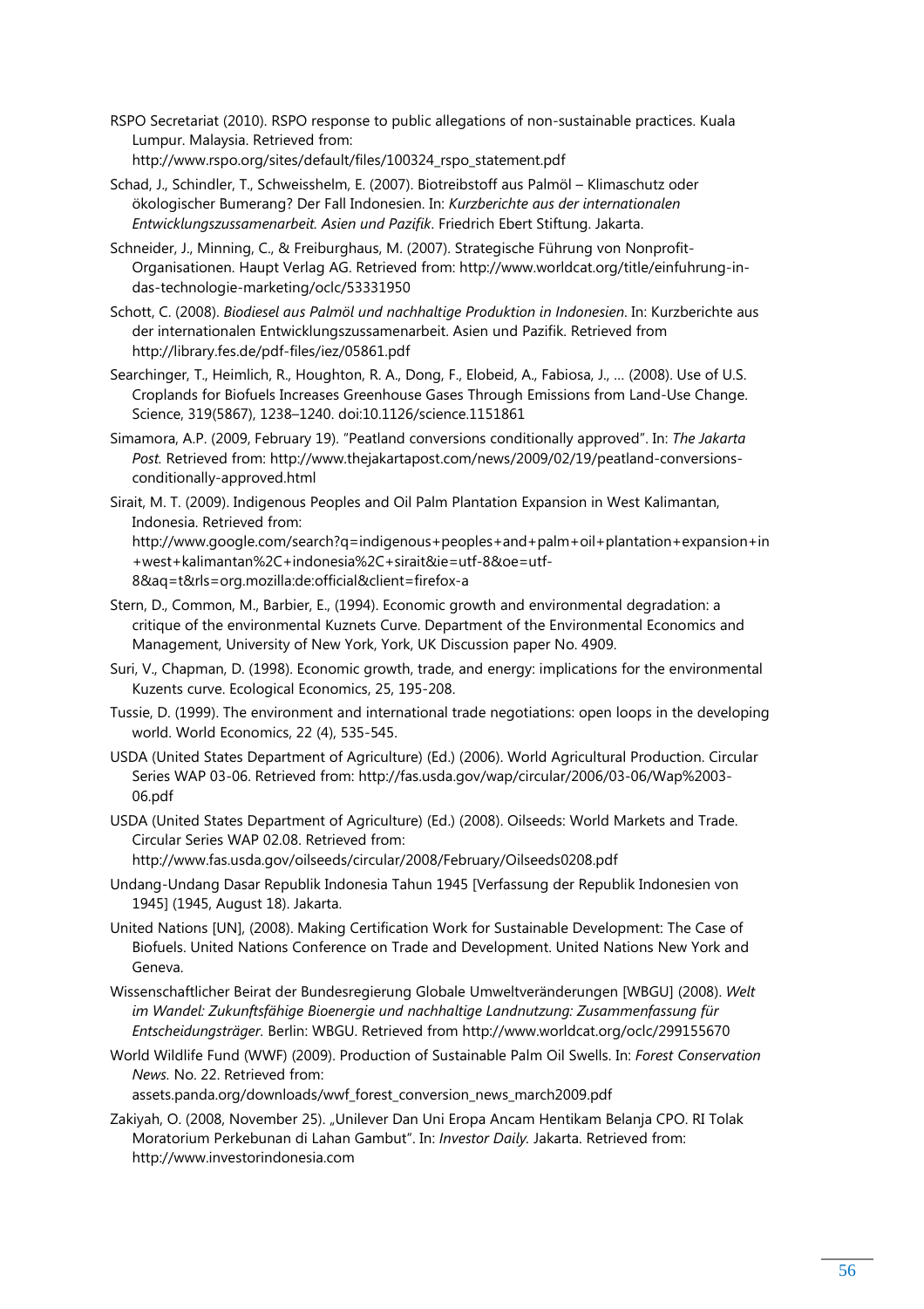RSPO Secretariat (2010). RSPO response to public allegations of non-sustainable practices. Kuala Lumpur. Malaysia. Retrieved from: http://www.rspo.org/sites/default/files/100324_rspo_statement.pdf

Schad, J., Schindler, T., Schweisshelm, E. (2007). Biotreibstoff aus Palmöl – Klimaschutz oder ökologischer Bumerang? Der Fall Indonesien. In: *Kurzberichte aus der internationalen Entwicklungszussamenarbeit. Asien und Pazifik*. Friedrich Ebert Stiftung. Jakarta.

Schneider, J., Minning, C., & Freiburghaus, M. (2007). Strategische Führung von Nonprofit-Organisationen. Haupt Verlag AG. Retrieved from: http://www.worldcat.org/title/einfuhrung-in-das-technologie-marketing/oclc/53331950

Schott, C. (2008). *Biodiesel aus Palmöl und nachhaltige Produktion in Indonesien*. In: Kurzberichte aus der internationalen Entwicklungszussamenarbeit. Asien und Pazifik. Retrieved from http://library.fes.de/pdf-files/iez/05861.pdf

Searchinger, T., Heimlich, R., Houghton, R. A., Dong, F., Elobeid, A., Fabiosa, J., … (2008). Use of U.S. Croplands for Biofuels Increases Greenhouse Gases Through Emissions from Land-Use Change. Science, 319(5867), 1238–1240. doi:10.1126/science.1151861

Simamora, A.P. (2009, February 19). "Peatland conversions conditionally approved". In: *The Jakarta Post.* Retrieved from: http://www.thejakartapost.com/news/2009/02/19/peatland-conversions-conditionally-approved.html

Sirait, M. T. (2009). Indigenous Peoples and Oil Palm Plantation Expansion in West Kalimantan, Indonesia. Retrieved from: http://www.google.com/search?q=indigenous+peoples+and+palm+oil+plantation+expansion+in+west+kalimantan%2C+indonesia%2C+sirait&ie=utf-8&oe=utf-8&aq=t&rls=org.mozilla:de:official&client=firefox-a

Stern, D., Common, M., Barbier, E., (1994). Economic growth and environmental degradation: a critique of the environmental Kuznets Curve. Department of the Environmental Economics and Management, University of New York, York, UK Discussion paper No. 4909.

Suri, V., Chapman, D. (1998). Economic growth, trade, and energy: implications for the environmental Kuzents curve. Ecological Economics, 25, 195-208.

Tussie, D. (1999). The environment and international trade negotiations: open loops in the developing world. World Economics, 22 (4), 535-545.

USDA (United States Department of Agriculture) (Ed.) (2006). World Agricultural Production. Circular Series WAP 03-06. Retrieved from: http://fas.usda.gov/wap/circular/2006/03-06/Wap%2003-06.pdf

USDA (United States Department of Agriculture) (Ed.) (2008). Oilseeds: World Markets and Trade. Circular Series WAP 02.08. Retrieved from: http://www.fas.usda.gov/oilseeds/circular/2008/February/Oilseeds0208.pdf

Undang-Undang Dasar Republik Indonesia Tahun 1945 [Verfassung der Republik Indonesien von 1945] (1945, August 18). Jakarta.

United Nations [UN], (2008). Making Certification Work for Sustainable Development: The Case of Biofuels. United Nations Conference on Trade and Development. United Nations New York and Geneva.

Wissenschaftlicher Beirat der Bundesregierung Globale Umweltveränderungen [WBGU] (2008). *Welt im Wandel: Zukunftsfähige Bioenergie und nachhaltige Landnutzung: Zusammenfassung für Entscheidungsträger.* Berlin: WBGU. Retrieved from http://www.worldcat.org/oclc/299155670

World Wildlife Fund (WWF) (2009). Production of Sustainable Palm Oil Swells. In: *Forest Conservation News.* No. 22. Retrieved from: assets.panda.org/downloads/wwf_forest_conversion_news_march2009.pdf

Zakiyah, O. (2008, November 25). „Unilever Dan Uni Eropa Ancam Hentikam Belanja CPO. RI Tolak Moratorium Perkebunan di Lahan Gambut". In: *Investor Daily.* Jakarta. Retrieved from: http://www.investorindonesia.com